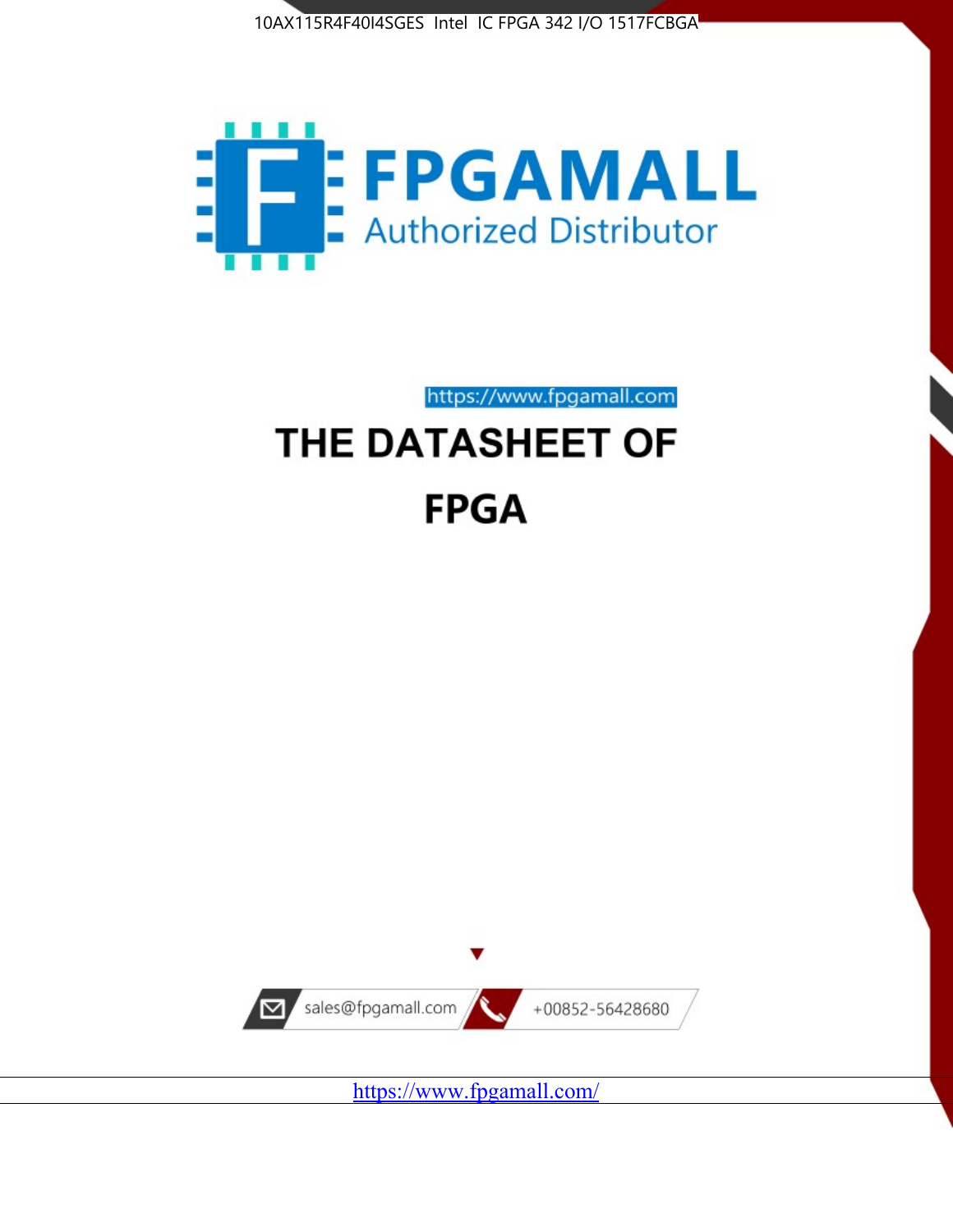10AX115R4F40I4SGES Intel IC FPGA 342 I/O 1517FCBGA

FPGAMALL
Authorized Distributor

https://www.fpgamall.com

# THE DATASHEET OF

# FPGA

sales@fpgamall.com

+00852-56428680

https://www.fpgamall.com/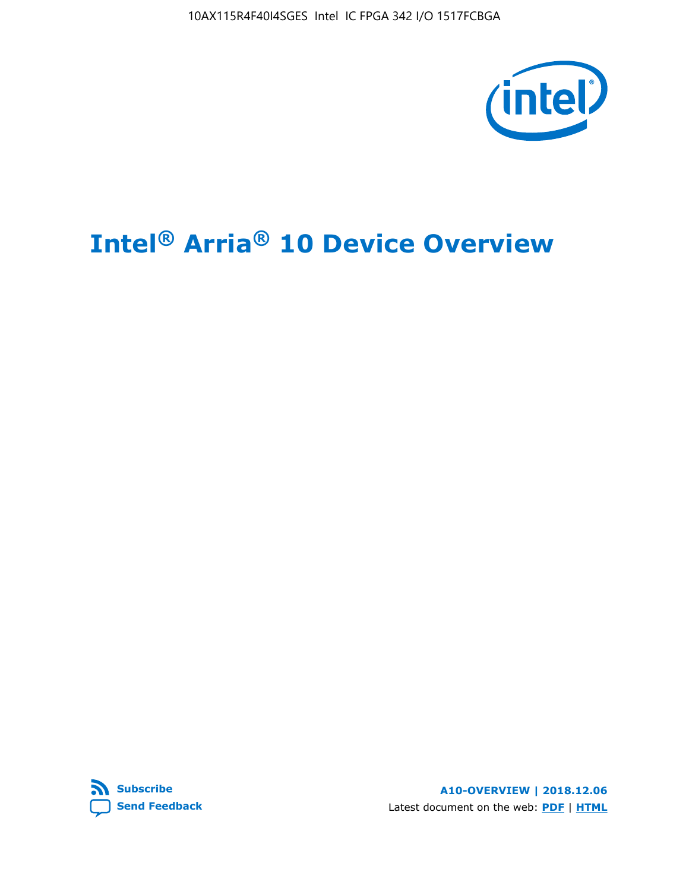# Intel® Arria® 10 Device Overview

Subscribe

Send Feedback

A10-OVERVIEW | 2018.12.06

Latest document on the web: PDF | HTML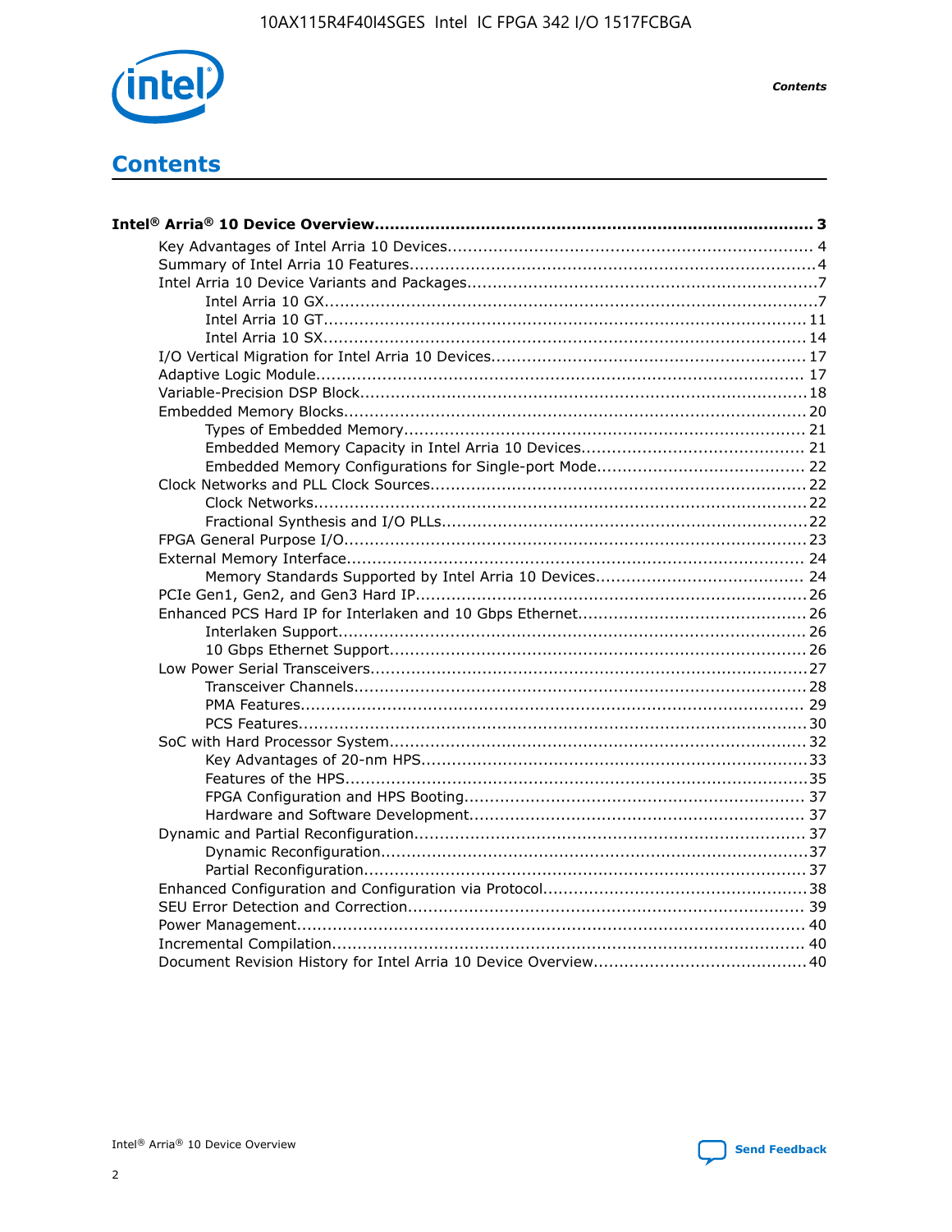# Contents

**Intel® Arria® 10 Device Overview.......................................................................................... 3**

- Key Advantages of Intel Arria 10 Devices........................................................................ 4
- Summary of Intel Arria 10 Features................................................................................4
- Intel Arria 10 Device Variants and Packages.....................................................................7
  - Intel Arria 10 GX................................................................................................7
  - Intel Arria 10 GT.............................................................................................. 11
  - Intel Arria 10 SX.............................................................................................. 14
- I/O Vertical Migration for Intel Arria 10 Devices.............................................................. 17
- Adaptive Logic Module................................................................................................ 17
- Variable-Precision DSP Block....................................................................................... 18
- Embedded Memory Blocks........................................................................................... 20
  - Types of Embedded Memory.............................................................................. 21
  - Embedded Memory Capacity in Intel Arria 10 Devices............................................ 21
  - Embedded Memory Configurations for Single-port Mode......................................... 22
- Clock Networks and PLL Clock Sources......................................................................... 22
  - Clock Networks................................................................................................22
  - Fractional Synthesis and I/O PLLs.......................................................................22
- FPGA General Purpose I/O.......................................................................................... 23
- External Memory Interface.......................................................................................... 24
  - Memory Standards Supported by Intel Arria 10 Devices......................................... 24
- PCIe Gen1, Gen2, and Gen3 Hard IP............................................................................. 26
- Enhanced PCS Hard IP for Interlaken and 10 Gbps Ethernet............................................. 26
  - Interlaken Support........................................................................................... 26
  - 10 Gbps Ethernet Support................................................................................. 26
- Low Power Serial Transceivers..................................................................................... 27
  - Transceiver Channels........................................................................................ 28
  - PMA Features.................................................................................................. 29
  - PCS Features................................................................................................... 30
- SoC with Hard Processor System.................................................................................. 32
  - Key Advantages of 20-nm HPS............................................................................33
  - Features of the HPS..........................................................................................35
  - FPGA Configuration and HPS Booting.................................................................. 37
  - Hardware and Software Development................................................................. 37
- Dynamic and Partial Reconfiguration............................................................................ 37
  - Dynamic Reconfiguration...................................................................................37
  - Partial Reconfiguration...................................................................................... 37
- Enhanced Configuration and Configuration via Protocol....................................................38
- SEU Error Detection and Correction.............................................................................. 39
- Power Management.................................................................................................... 40
- Incremental Compilation............................................................................................. 40
- Document Revision History for Intel Arria 10 Device Overview.......................................... 40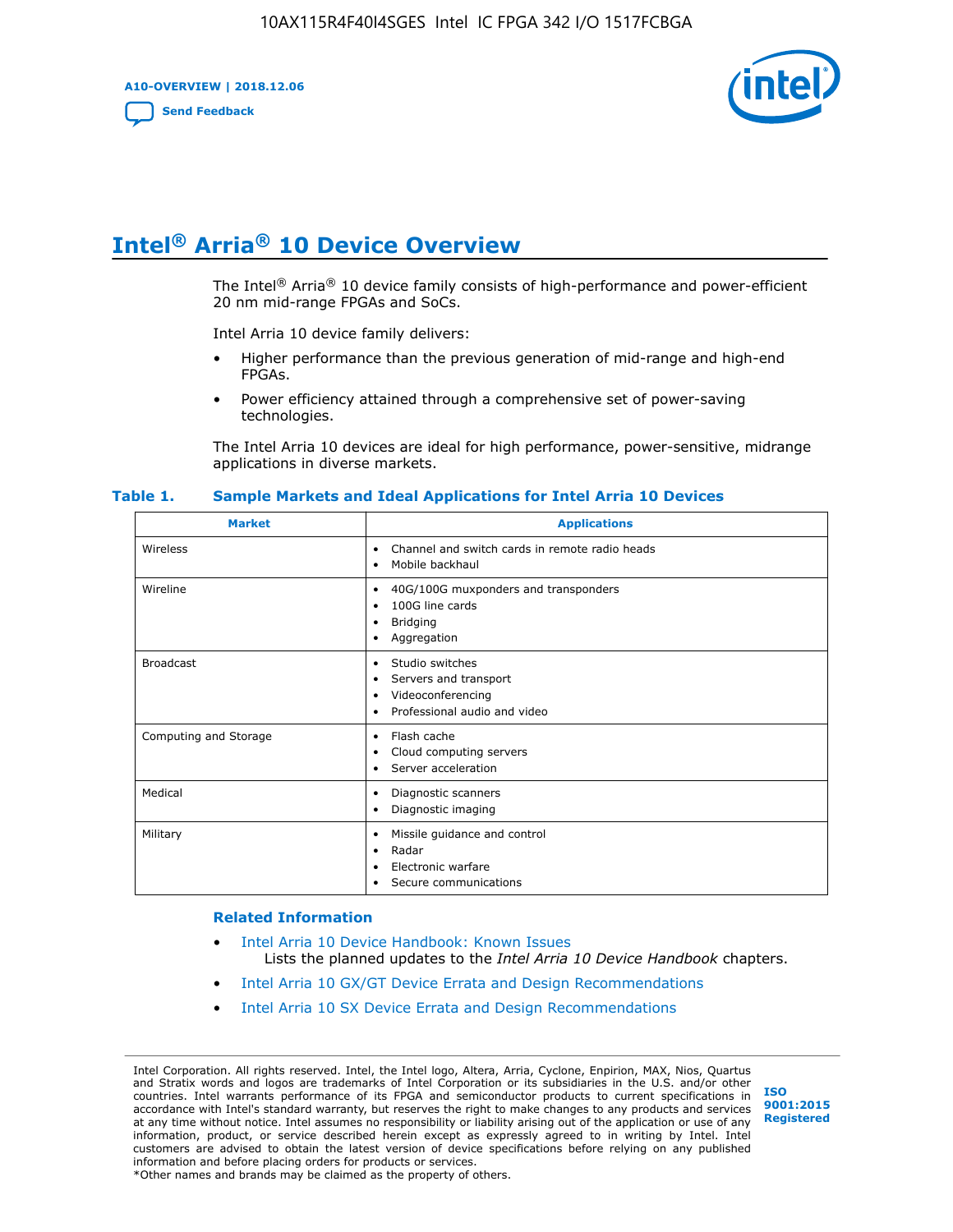# Intel® Arria® 10 Device Overview

The Intel® Arria® 10 device family consists of high-performance and power-efficient 20 nm mid-range FPGAs and SoCs.

Intel Arria 10 device family delivers:

- Higher performance than the previous generation of mid-range and high-end FPGAs.
- Power efficiency attained through a comprehensive set of power-saving technologies.

The Intel Arria 10 devices are ideal for high performance, power-sensitive, midrange applications in diverse markets.

**Table 1. Sample Markets and Ideal Applications for Intel Arria 10 Devices**

| Market | Applications |
|---|---|
| Wireless | • Channel and switch cards in remote radio heads<br>• Mobile backhaul |
| Wireline | • 40G/100G muxponders and transponders<br>• 100G line cards<br>• Bridging<br>• Aggregation |
| Broadcast | • Studio switches<br>• Servers and transport<br>• Videoconferencing<br>• Professional audio and video |
| Computing and Storage | • Flash cache<br>• Cloud computing servers<br>• Server acceleration |
| Medical | • Diagnostic scanners<br>• Diagnostic imaging |
| Military | • Missile guidance and control<br>• Radar<br>• Electronic warfare<br>• Secure communications |

### Related Information

- Intel Arria 10 Device Handbook: Known Issues
  Lists the planned updates to the *Intel Arria 10 Device Handbook* chapters.
- Intel Arria 10 GX/GT Device Errata and Design Recommendations
- Intel Arria 10 SX Device Errata and Design Recommendations

Intel Corporation. All rights reserved. Intel, the Intel logo, Altera, Arria, Cyclone, Enpirion, MAX, Nios, Quartus and Stratix words and logos are trademarks of Intel Corporation or its subsidiaries in the U.S. and/or other countries. Intel warrants performance of its FPGA and semiconductor products to current specifications in accordance with Intel's standard warranty, but reserves the right to make changes to any products and services at any time without notice. Intel assumes no responsibility or liability arising out of the application or use of any information, product, or service described herein except as expressly agreed to in writing by Intel. Intel customers are advised to obtain the latest version of device specifications before relying on any published information and before placing orders for products or services.
*Other names and brands may be claimed as the property of others.

ISO 9001:2015 Registered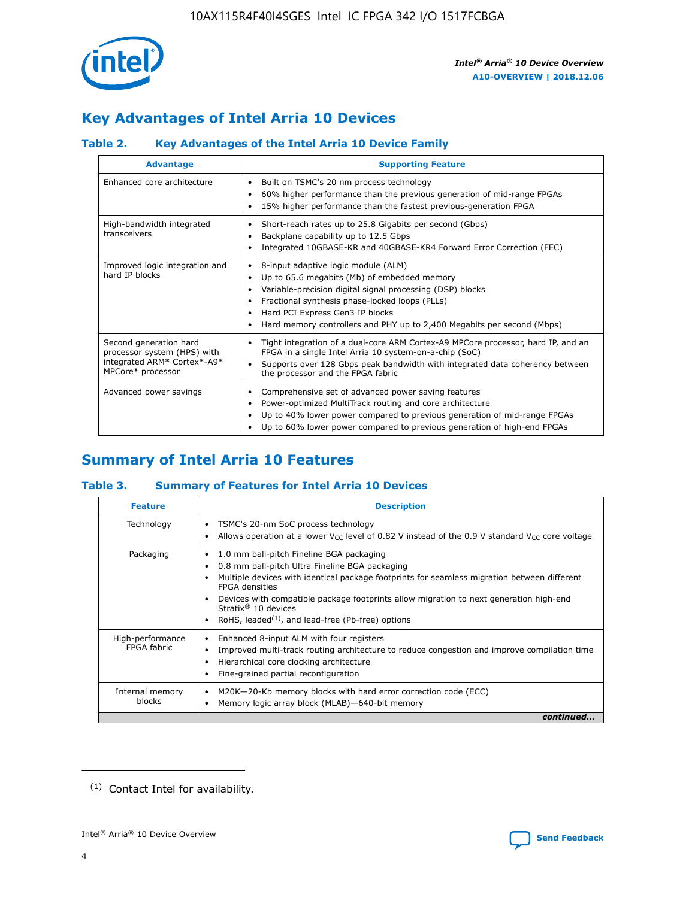## Key Advantages of Intel Arria 10 Devices

### Table 2. Key Advantages of the Intel Arria 10 Device Family

| Advantage | Supporting Feature |
|---|---|
| Enhanced core architecture | • Built on TSMC's 20 nm process technology<br>• 60% higher performance than the previous generation of mid-range FPGAs<br>• 15% higher performance than the fastest previous-generation FPGA |
| High-bandwidth integrated transceivers | • Short-reach rates up to 25.8 Gigabits per second (Gbps)<br>• Backplane capability up to 12.5 Gbps<br>• Integrated 10GBASE-KR and 40GBASE-KR4 Forward Error Correction (FEC) |
| Improved logic integration and hard IP blocks | • 8-input adaptive logic module (ALM)<br>• Up to 65.6 megabits (Mb) of embedded memory<br>• Variable-precision digital signal processing (DSP) blocks<br>• Fractional synthesis phase-locked loops (PLLs)<br>• Hard PCI Express Gen3 IP blocks<br>• Hard memory controllers and PHY up to 2,400 Megabits per second (Mbps) |
| Second generation hard processor system (HPS) with integrated ARM* Cortex*-A9* MPCore* processor | • Tight integration of a dual-core ARM Cortex-A9 MPCore processor, hard IP, and an FPGA in a single Intel Arria 10 system-on-a-chip (SoC)<br>• Supports over 128 Gbps peak bandwidth with integrated data coherency between the processor and the FPGA fabric |
| Advanced power savings | • Comprehensive set of advanced power saving features<br>• Power-optimized MultiTrack routing and core architecture<br>• Up to 40% lower power compared to previous generation of mid-range FPGAs<br>• Up to 60% lower power compared to previous generation of high-end FPGAs |

## Summary of Intel Arria 10 Features

### Table 3. Summary of Features for Intel Arria 10 Devices

| Feature | Description |
|---|---|
| Technology | • TSMC's 20-nm SoC process technology<br>• Allows operation at a lower $V_{CC}$ level of 0.82 V instead of the 0.9 V standard $V_{CC}$ core voltage |
| Packaging | • 1.0 mm ball-pitch Fineline BGA packaging<br>• 0.8 mm ball-pitch Ultra Fineline BGA packaging<br>• Multiple devices with identical package footprints for seamless migration between different FPGA densities<br>• Devices with compatible package footprints allow migration to next generation high-end Stratix® 10 devices<br>• RoHS, leaded(1), and lead-free (Pb-free) options |
| High-performance FPGA fabric | • Enhanced 8-input ALM with four registers<br>• Improved multi-track routing architecture to reduce congestion and improve compilation time<br>• Hierarchical core clocking architecture<br>• Fine-grained partial reconfiguration |
| Internal memory blocks | • M20K—20-Kb memory blocks with hard error correction code (ECC)<br>• Memory logic array block (MLAB)—640-bit memory |

*continued...*

(1) Contact Intel for availability.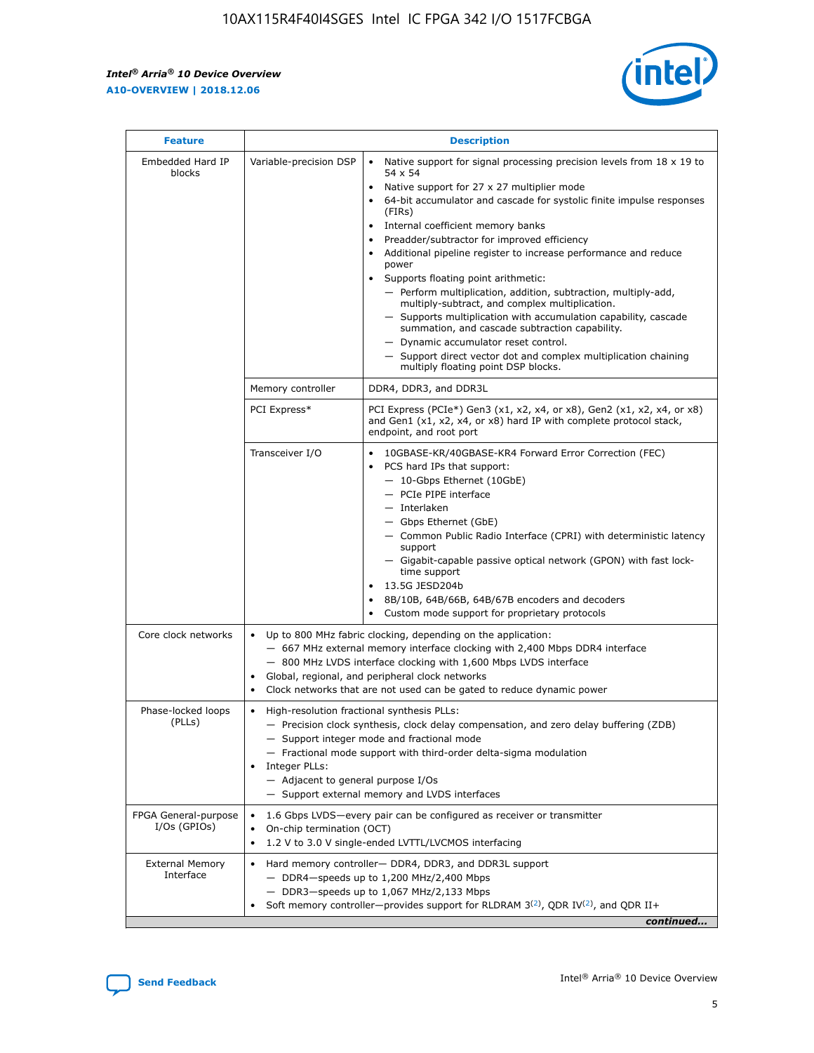| Feature | Description | |
|---|---|---|
| Embedded Hard IP blocks | Variable-precision DSP | • Native support for signal processing precision levels from 18 x 19 to 54 x 54<br>• Native support for 27 x 27 multiplier mode<br>• 64-bit accumulator and cascade for systolic finite impulse responses (FIRs)<br>• Internal coefficient memory banks<br>• Preadder/subtractor for improved efficiency<br>• Additional pipeline register to increase performance and reduce power<br>• Supports floating point arithmetic:<br>— Perform multiplication, addition, subtraction, multiply-add, multiply-subtract, and complex multiplication.<br>— Supports multiplication with accumulation capability, cascade summation, and cascade subtraction capability.<br>— Dynamic accumulator reset control.<br>— Support direct vector dot and complex multiplication chaining multiply floating point DSP blocks. |
| | Memory controller | DDR4, DDR3, and DDR3L |
| | PCI Express* | PCI Express (PCIe*) Gen3 (x1, x2, x4, or x8), Gen2 (x1, x2, x4, or x8) and Gen1 (x1, x2, x4, or x8) hard IP with complete protocol stack, endpoint, and root port |
| | Transceiver I/O | • 10GBASE-KR/40GBASE-KR4 Forward Error Correction (FEC)<br>• PCS hard IPs that support:<br>— 10-Gbps Ethernet (10GbE)<br>— PCIe PIPE interface<br>— Interlaken<br>— Gbps Ethernet (GbE)<br>— Common Public Radio Interface (CPRI) with deterministic latency support<br>— Gigabit-capable passive optical network (GPON) with fast lock-time support<br>• 13.5G JESD204b<br>• 8B/10B, 64B/66B, 64B/67B encoders and decoders<br>• Custom mode support for proprietary protocols |
| Core clock networks | • Up to 800 MHz fabric clocking, depending on the application:<br>— 667 MHz external memory interface clocking with 2,400 Mbps DDR4 interface<br>— 800 MHz LVDS interface clocking with 1,600 Mbps LVDS interface<br>• Global, regional, and peripheral clock networks<br>• Clock networks that are not used can be gated to reduce dynamic power | |
| Phase-locked loops (PLLs) | • High-resolution fractional synthesis PLLs:<br>— Precision clock synthesis, clock delay compensation, and zero delay buffering (ZDB)<br>— Support integer mode and fractional mode<br>— Fractional mode support with third-order delta-sigma modulation<br>• Integer PLLs:<br>— Adjacent to general purpose I/Os<br>— Support external memory and LVDS interfaces | |
| FPGA General-purpose I/Os (GPIOs) | • 1.6 Gbps LVDS—every pair can be configured as receiver or transmitter<br>• On-chip termination (OCT)<br>• 1.2 V to 3.0 V single-ended LVTTL/LVCMOS interfacing | |
| External Memory Interface | • Hard memory controller— DDR4, DDR3, and DDR3L support<br>— DDR4—speeds up to 1,200 MHz/2,400 Mbps<br>— DDR3—speeds up to 1,067 MHz/2,133 Mbps<br>• Soft memory controller—provides support for RLDRAM 3[(2)], QDR IV[(2)], and QDR II+ | |

*continued...*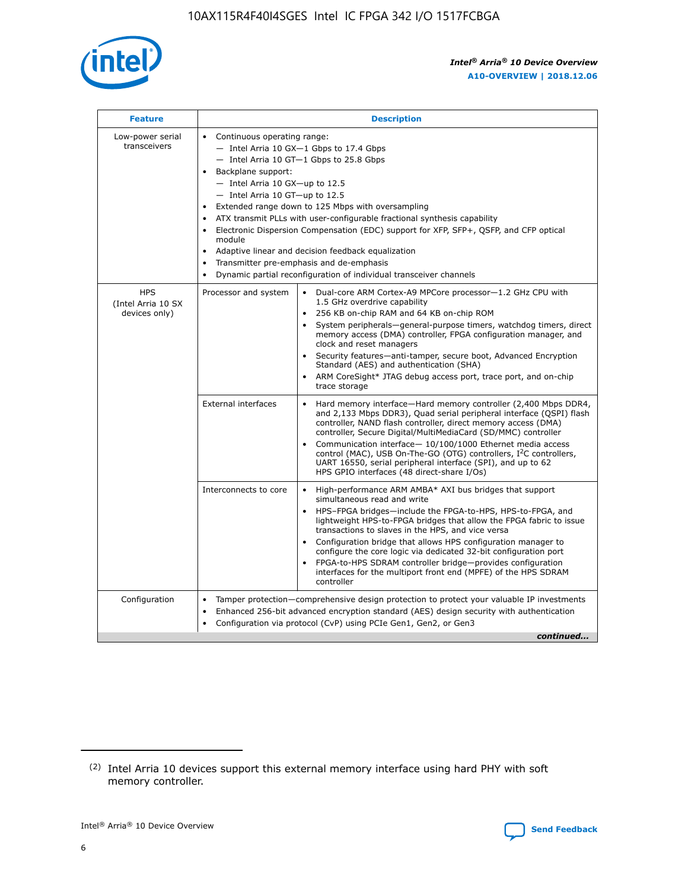| Feature | Description | |
|---|---|---|
| Low-power serial transceivers | • Continuous operating range:<br>— Intel Arria 10 GX—1 Gbps to 17.4 Gbps<br>— Intel Arria 10 GT—1 Gbps to 25.8 Gbps<br>• Backplane support:<br>— Intel Arria 10 GX—up to 12.5<br>— Intel Arria 10 GT—up to 12.5<br>• Extended range down to 125 Mbps with oversampling<br>• ATX transmit PLLs with user-configurable fractional synthesis capability<br>• Electronic Dispersion Compensation (EDC) support for XFP, SFP+, QSFP, and CFP optical module<br>• Adaptive linear and decision feedback equalization<br>• Transmitter pre-emphasis and de-emphasis<br>• Dynamic partial reconfiguration of individual transceiver channels | |
| HPS (Intel Arria 10 SX devices only) | Processor and system | • Dual-core ARM Cortex-A9 MPCore processor—1.2 GHz CPU with 1.5 GHz overdrive capability<br>• 256 KB on-chip RAM and 64 KB on-chip ROM<br>• System peripherals—general-purpose timers, watchdog timers, direct memory access (DMA) controller, FPGA configuration manager, and clock and reset managers<br>• Security features—anti-tamper, secure boot, Advanced Encryption Standard (AES) and authentication (SHA)<br>• ARM CoreSight* JTAG debug access port, trace port, and on-chip trace storage |
| | External interfaces | • Hard memory interface—Hard memory controller (2,400 Mbps DDR4, and 2,133 Mbps DDR3), Quad serial peripheral interface (QSPI) flash controller, NAND flash controller, direct memory access (DMA) controller, Secure Digital/MultiMediaCard (SD/MMC) controller<br>• Communication interface— 10/100/1000 Ethernet media access control (MAC), USB On-The-GO (OTG) controllers, I²C controllers, UART 16550, serial peripheral interface (SPI), and up to 62 HPS GPIO interfaces (48 direct-share I/Os) |
| | Interconnects to core | • High-performance ARM AMBA* AXI bus bridges that support simultaneous read and write<br>• HPS–FPGA bridges—include the FPGA-to-HPS, HPS-to-FPGA, and lightweight HPS-to-FPGA bridges that allow the FPGA fabric to issue transactions to slaves in the HPS, and vice versa<br>• Configuration bridge that allows HPS configuration manager to configure the core logic via dedicated 32-bit configuration port<br>• FPGA-to-HPS SDRAM controller bridge—provides configuration interfaces for the multiport front end (MPFE) of the HPS SDRAM controller |
| Configuration | • Tamper protection—comprehensive design protection to protect your valuable IP investments<br>• Enhanced 256-bit advanced encryption standard (AES) design security with authentication<br>• Configuration via protocol (CvP) using PCIe Gen1, Gen2, or Gen3 | |

*continued...*

(2) Intel Arria 10 devices support this external memory interface using hard PHY with soft memory controller.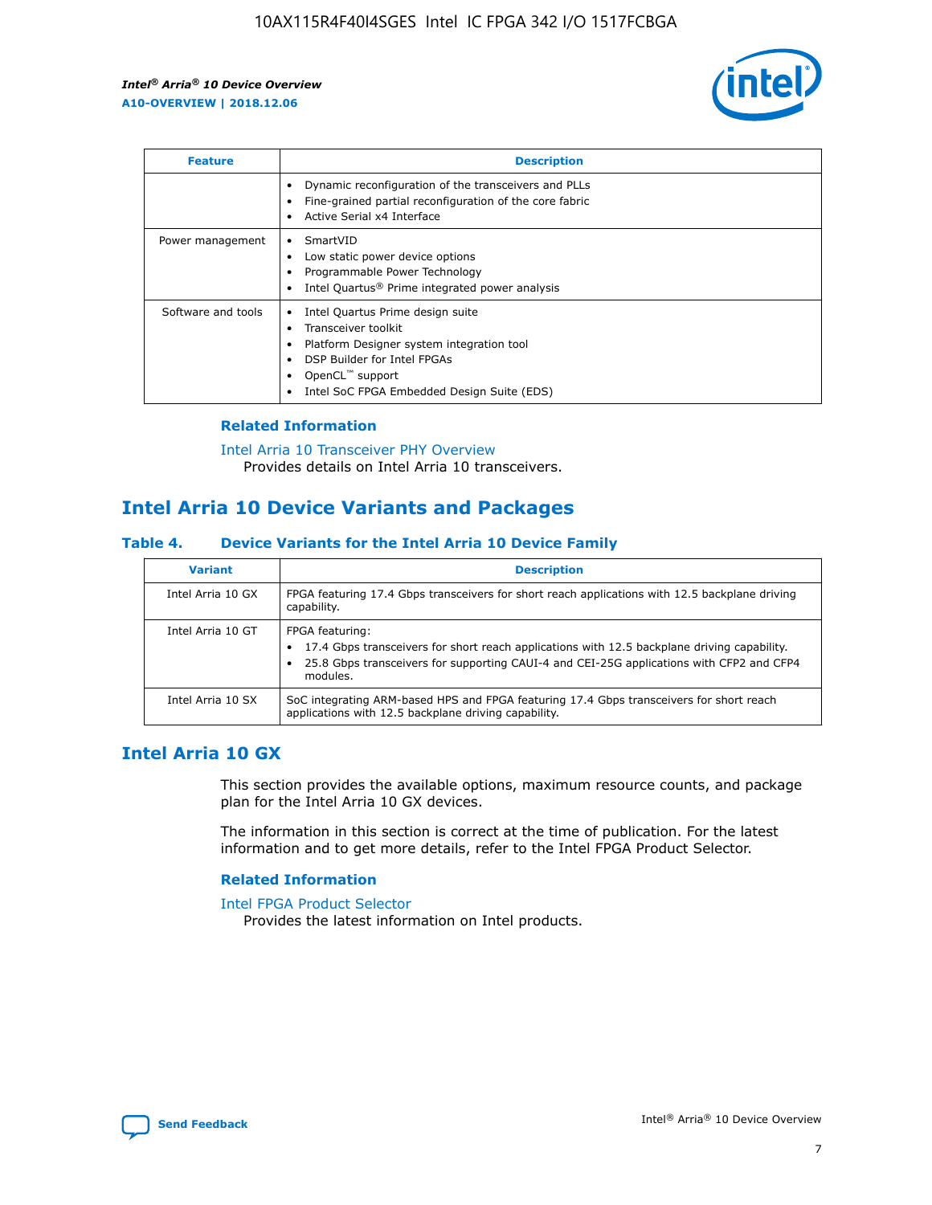| Feature | Description |
| --- | --- |
| | • Dynamic reconfiguration of the transceivers and PLLs<br>• Fine-grained partial reconfiguration of the core fabric<br>• Active Serial x4 Interface |
| Power management | • SmartVID<br>• Low static power device options<br>• Programmable Power Technology<br>• Intel Quartus® Prime integrated power analysis |
| Software and tools | • Intel Quartus Prime design suite<br>• Transceiver toolkit<br>• Platform Designer system integration tool<br>• DSP Builder for Intel FPGAs<br>• OpenCL™ support<br>• Intel SoC FPGA Embedded Design Suite (EDS) |

### Related Information

Intel Arria 10 Transceiver PHY Overview
Provides details on Intel Arria 10 transceivers.

## Intel Arria 10 Device Variants and Packages

#### Table 4. Device Variants for the Intel Arria 10 Device Family

| Variant | Description |
| --- | --- |
| Intel Arria 10 GX | FPGA featuring 17.4 Gbps transceivers for short reach applications with 12.5 backplane driving capability. |
| Intel Arria 10 GT | FPGA featuring:<br>• 17.4 Gbps transceivers for short reach applications with 12.5 backplane driving capability.<br>• 25.8 Gbps transceivers for supporting CAUI-4 and CEI-25G applications with CFP2 and CFP4 modules. |
| Intel Arria 10 SX | SoC integrating ARM-based HPS and FPGA featuring 17.4 Gbps transceivers for short reach applications with 12.5 backplane driving capability. |

## Intel Arria 10 GX

This section provides the available options, maximum resource counts, and package plan for the Intel Arria 10 GX devices.

The information in this section is correct at the time of publication. For the latest information and to get more details, refer to the Intel FPGA Product Selector.

### Related Information

Intel FPGA Product Selector
Provides the latest information on Intel products.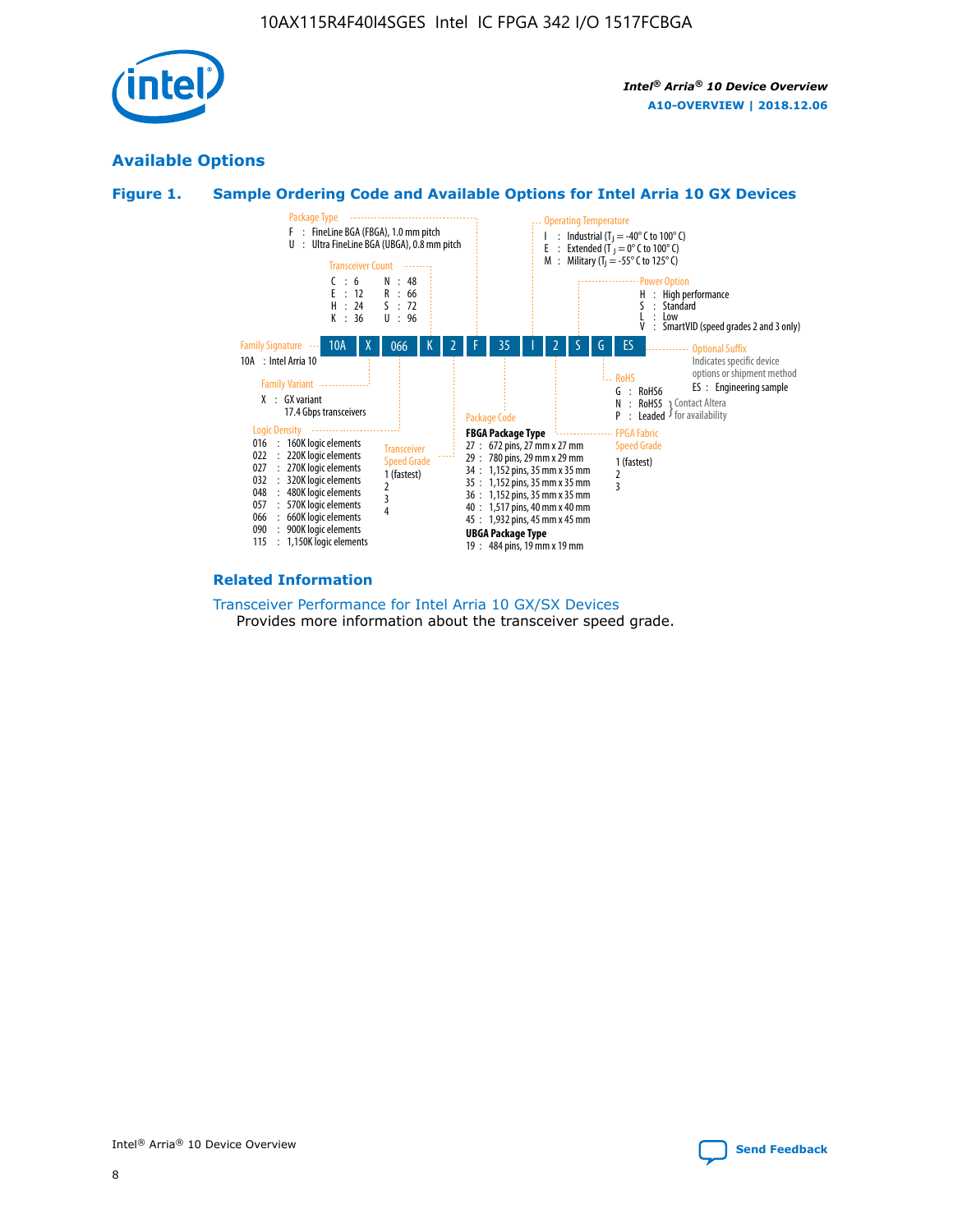## Available Options

### Figure 1. Sample Ordering Code and Available Options for Intel Arria 10 GX Devices

**Sample ordering code:** 10A X 066 K 2 F 35 I 2 S G ES

**Family Signature**
- 10A : Intel Arria 10

**Family Variant**
- X : GX variant, 17.4 Gbps transceivers

**Logic Density**
- 016 : 160K logic elements
- 022 : 220K logic elements
- 027 : 270K logic elements
- 032 : 320K logic elements
- 048 : 480K logic elements
- 057 : 570K logic elements
- 066 : 660K logic elements
- 090 : 900K logic elements
- 115 : 1,150K logic elements

**Transceiver Count**
- C : 6
- E : 12
- H : 24
- K : 36
- N : 48
- R : 66
- S : 72
- U : 96

**Transceiver Speed Grade**
- 1 (fastest)
- 2
- 3
- 4

**Package Type**
- F : FineLine BGA (FBGA), 1.0 mm pitch
- U : Ultra FineLine BGA (UBGA), 0.8 mm pitch

**Package Code**

FBGA Package Type
- 27 : 672 pins, 27 mm x 27 mm
- 29 : 780 pins, 29 mm x 29 mm
- 34 : 1,152 pins, 35 mm x 35 mm
- 35 : 1,152 pins, 35 mm x 35 mm
- 36 : 1,152 pins, 35 mm x 35 mm
- 40 : 1,517 pins, 40 mm x 40 mm
- 45 : 1,932 pins, 45 mm x 45 mm

UBGA Package Type
- 19 : 484 pins, 19 mm x 19 mm

**Operating Temperature**
- I : Industrial ($T_J$ = -40° C to 100° C)
- E : Extended ($T_J$ = 0° C to 100° C)
- M : Military ($T_J$ = -55° C to 125° C)

**FPGA Fabric Speed Grade**
- 1 (fastest)
- 2
- 3

**Power Option**
- H : High performance
- S : Standard
- L : Low
- V : SmartVID (speed grades 2 and 3 only)

**RoHS**
- G : RoHS6
- N : RoHS5 (Contact Altera for availability)
- P : Leaded (Contact Altera for availability)

**Optional Suffix**

Indicates specific device options or shipment method
- ES : Engineering sample

#### Related Information

Transceiver Performance for Intel Arria 10 GX/SX Devices

Provides more information about the transceiver speed grade.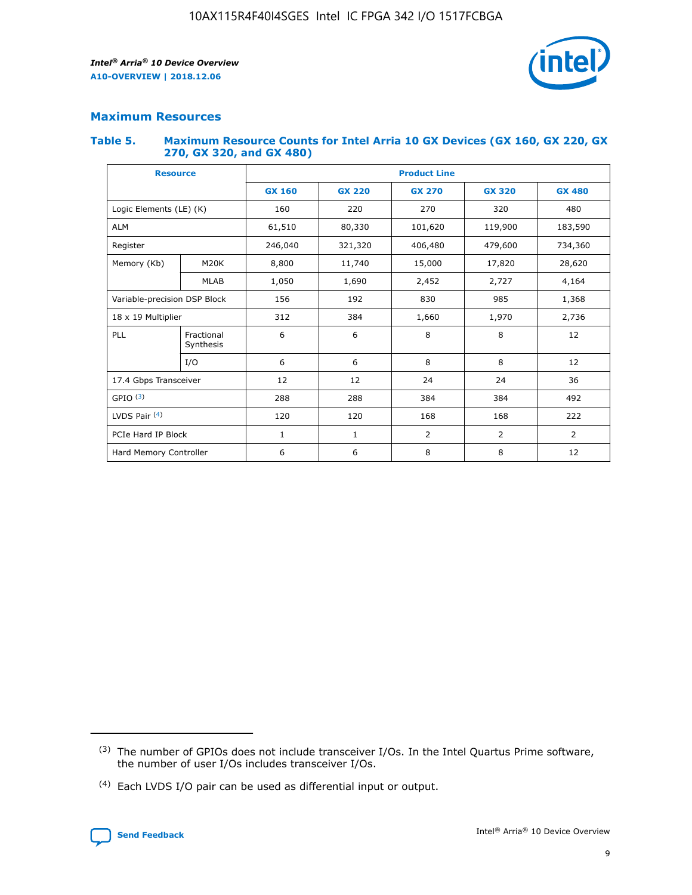## Maximum Resources

### Table 5. Maximum Resource Counts for Intel Arria 10 GX Devices (GX 160, GX 220, GX 270, GX 320, and GX 480)

| Resource | | Product Line | | | | |
|---|---|---|---|---|---|---|
| | | GX 160 | GX 220 | GX 270 | GX 320 | GX 480 |
| Logic Elements (LE) (K) | | 160 | 220 | 270 | 320 | 480 |
| ALM | | 61,510 | 80,330 | 101,620 | 119,900 | 183,590 |
| Register | | 246,040 | 321,320 | 406,480 | 479,600 | 734,360 |
| Memory (Kb) | M20K | 8,800 | 11,740 | 15,000 | 17,820 | 28,620 |
| | MLAB | 1,050 | 1,690 | 2,452 | 2,727 | 4,164 |
| Variable-precision DSP Block | | 156 | 192 | 830 | 985 | 1,368 |
| 18 x 19 Multiplier | | 312 | 384 | 1,660 | 1,970 | 2,736 |
| PLL | Fractional Synthesis | 6 | 6 | 8 | 8 | 12 |
| | I/O | 6 | 6 | 8 | 8 | 12 |
| 17.4 Gbps Transceiver | | 12 | 12 | 24 | 24 | 36 |
| GPIO [(3)] | | 288 | 288 | 384 | 384 | 492 |
| LVDS Pair [(4)] | | 120 | 120 | 168 | 168 | 222 |
| PCIe Hard IP Block | | 1 | 1 | 2 | 2 | 2 |
| Hard Memory Controller | | 6 | 6 | 8 | 8 | 12 |

(3) The number of GPIOs does not include transceiver I/Os. In the Intel Quartus Prime software, the number of user I/Os includes transceiver I/Os.

(4) Each LVDS I/O pair can be used as differential input or output.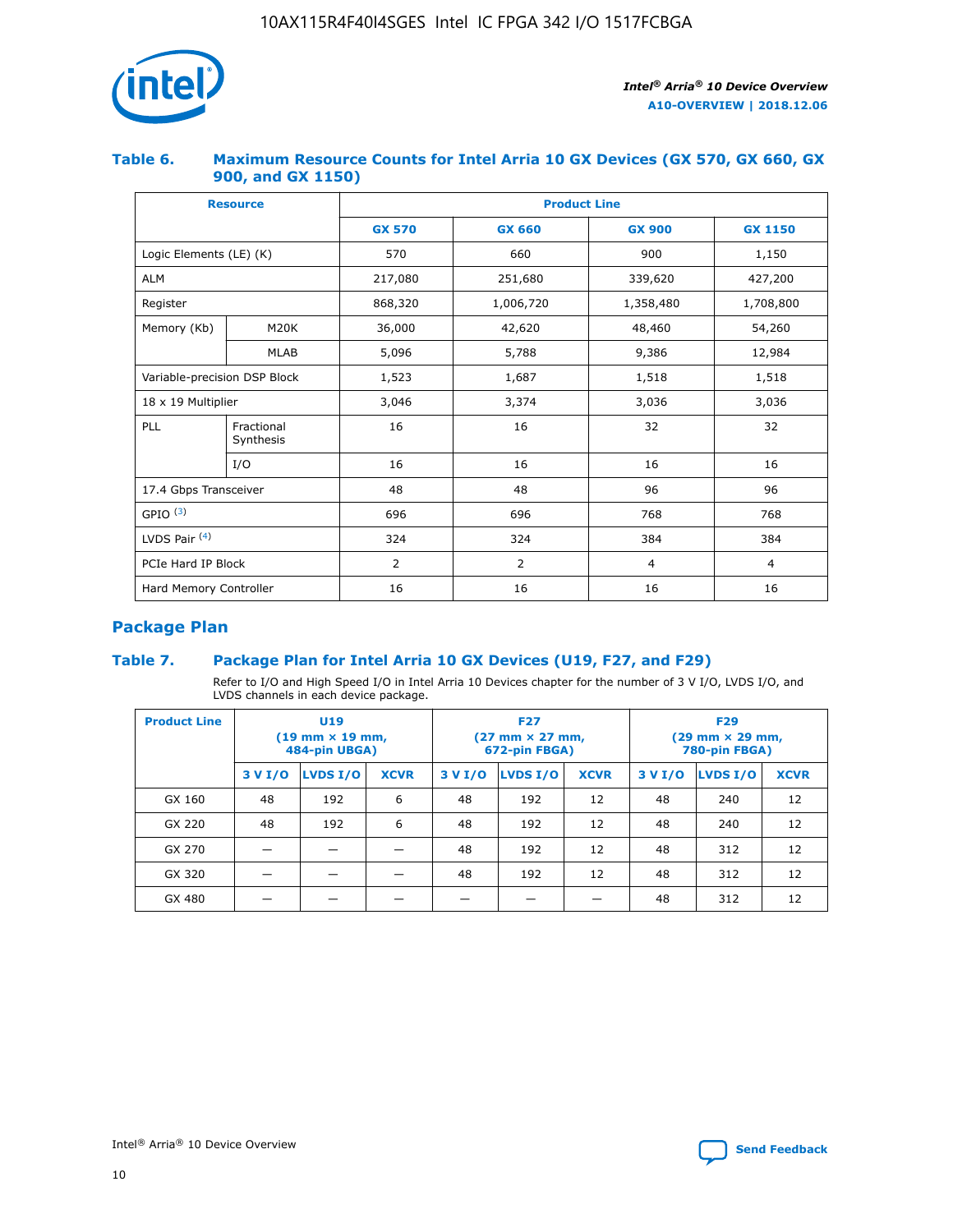## Table 6. Maximum Resource Counts for Intel Arria 10 GX Devices (GX 570, GX 660, GX 900, and GX 1150)

| Resource | | Product Line | | | |
|---|---|---|---|---|---|
| | | GX 570 | GX 660 | GX 900 | GX 1150 |
| Logic Elements (LE) (K) | | 570 | 660 | 900 | 1,150 |
| ALM | | 217,080 | 251,680 | 339,620 | 427,200 |
| Register | | 868,320 | 1,006,720 | 1,358,480 | 1,708,800 |
| Memory (Kb) | M20K | 36,000 | 42,620 | 48,460 | 54,260 |
| | MLAB | 5,096 | 5,788 | 9,386 | 12,984 |
| Variable-precision DSP Block | | 1,523 | 1,687 | 1,518 | 1,518 |
| 18 x 19 Multiplier | | 3,046 | 3,374 | 3,036 | 3,036 |
| PLL | Fractional Synthesis | 16 | 16 | 32 | 32 |
| | I/O | 16 | 16 | 16 | 16 |
| 17.4 Gbps Transceiver | | 48 | 48 | 96 | 96 |
| GPIO [3] | | 696 | 696 | 768 | 768 |
| LVDS Pair [4] | | 324 | 324 | 384 | 384 |
| PCIe Hard IP Block | | 2 | 2 | 4 | 4 |
| Hard Memory Controller | | 16 | 16 | 16 | 16 |

## Package Plan

## Table 7. Package Plan for Intel Arria 10 GX Devices (U19, F27, and F29)

Refer to I/O and High Speed I/O in Intel Arria 10 Devices chapter for the number of 3 V I/O, LVDS I/O, and LVDS channels in each device package.

| Product Line | U19 (19 mm × 19 mm, 484-pin UBGA) | | | F27 (27 mm × 27 mm, 672-pin FBGA) | | | F29 (29 mm × 29 mm, 780-pin FBGA) | | |
|---|---|---|---|---|---|---|---|---|---|
| | 3 V I/O | LVDS I/O | XCVR | 3 V I/O | LVDS I/O | XCVR | 3 V I/O | LVDS I/O | XCVR |
| GX 160 | 48 | 192 | 6 | 48 | 192 | 12 | 48 | 240 | 12 |
| GX 220 | 48 | 192 | 6 | 48 | 192 | 12 | 48 | 240 | 12 |
| GX 270 | — | — | — | 48 | 192 | 12 | 48 | 312 | 12 |
| GX 320 | — | — | — | 48 | 192 | 12 | 48 | 312 | 12 |
| GX 480 | — | — | — | — | — | — | 48 | 312 | 12 |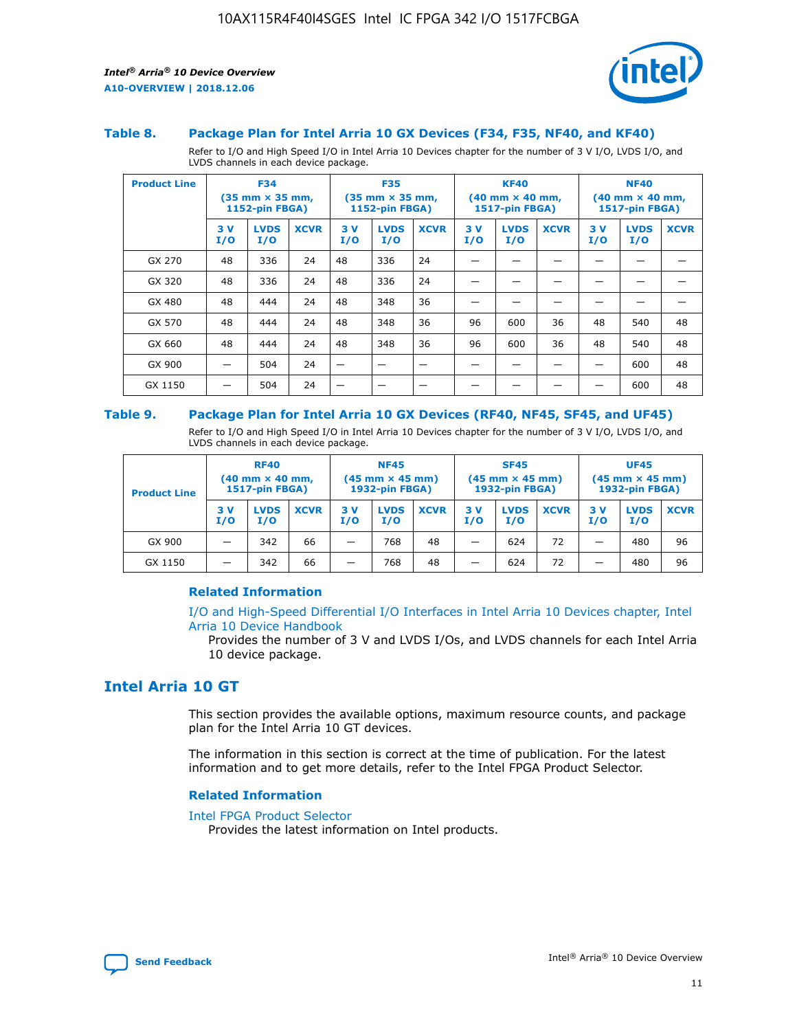### Table 8. Package Plan for Intel Arria 10 GX Devices (F34, F35, NF40, and KF40)

Refer to I/O and High Speed I/O in Intel Arria 10 Devices chapter for the number of 3 V I/O, LVDS I/O, and LVDS channels in each device package.

| Product Line | F34 (35 mm × 35 mm, 1152-pin FBGA) | | | F35 (35 mm × 35 mm, 1152-pin FBGA) | | | KF40 (40 mm × 40 mm, 1517-pin FBGA) | | | NF40 (40 mm × 40 mm, 1517-pin FBGA) | | |
|---|---|---|---|---|---|---|---|---|---|---|---|---|
| | 3 V I/O | LVDS I/O | XCVR | 3 V I/O | LVDS I/O | XCVR | 3 V I/O | LVDS I/O | XCVR | 3 V I/O | LVDS I/O | XCVR |
| GX 270 | 48 | 336 | 24 | 48 | 336 | 24 | — | — | — | — | — | — |
| GX 320 | 48 | 336 | 24 | 48 | 336 | 24 | — | — | — | — | — | — |
| GX 480 | 48 | 444 | 24 | 48 | 348 | 36 | — | — | — | — | — | — |
| GX 570 | 48 | 444 | 24 | 48 | 348 | 36 | 96 | 600 | 36 | 48 | 540 | 48 |
| GX 660 | 48 | 444 | 24 | 48 | 348 | 36 | 96 | 600 | 36 | 48 | 540 | 48 |
| GX 900 | — | 504 | 24 | — | — | — | — | — | — | — | 600 | 48 |
| GX 1150 | — | 504 | 24 | — | — | — | — | — | — | — | 600 | 48 |

### Table 9. Package Plan for Intel Arria 10 GX Devices (RF40, NF45, SF45, and UF45)

Refer to I/O and High Speed I/O in Intel Arria 10 Devices chapter for the number of 3 V I/O, LVDS I/O, and LVDS channels in each device package.

| Product Line | RF40 (40 mm × 40 mm, 1517-pin FBGA) | | | NF45 (45 mm × 45 mm) 1932-pin FBGA) | | | SF45 (45 mm × 45 mm) 1932-pin FBGA) | | | UF45 (45 mm × 45 mm) 1932-pin FBGA) | | |
|---|---|---|---|---|---|---|---|---|---|---|---|---|
| | 3 V I/O | LVDS I/O | XCVR | 3 V I/O | LVDS I/O | XCVR | 3 V I/O | LVDS I/O | XCVR | 3 V I/O | LVDS I/O | XCVR |
| GX 900 | — | 342 | 66 | — | 768 | 48 | — | 624 | 72 | — | 480 | 96 |
| GX 1150 | — | 342 | 66 | — | 768 | 48 | — | 624 | 72 | — | 480 | 96 |

#### Related Information

I/O and High-Speed Differential I/O Interfaces in Intel Arria 10 Devices chapter, Intel Arria 10 Device Handbook
Provides the number of 3 V and LVDS I/Os, and LVDS channels for each Intel Arria 10 device package.

## Intel Arria 10 GT

This section provides the available options, maximum resource counts, and package plan for the Intel Arria 10 GT devices.

The information in this section is correct at the time of publication. For the latest information and to get more details, refer to the Intel FPGA Product Selector.

#### Related Information

Intel FPGA Product Selector
Provides the latest information on Intel products.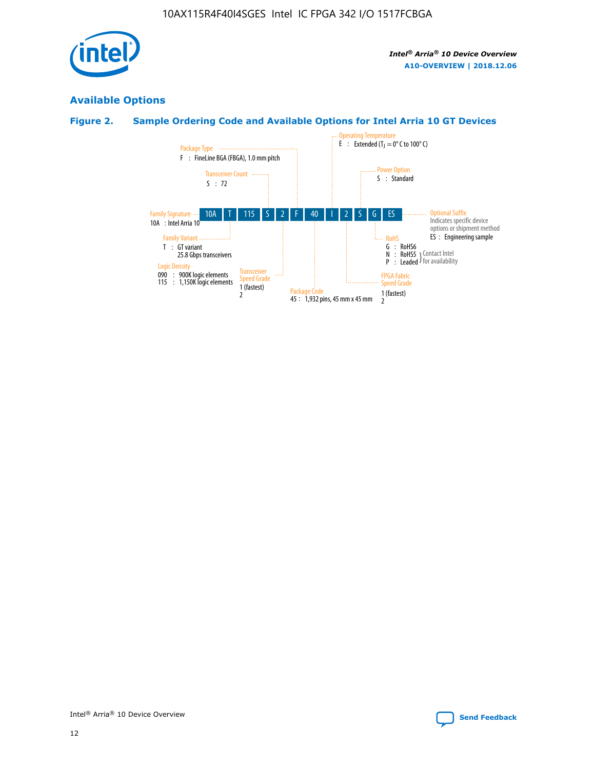## Available Options

### Figure 2. Sample Ordering Code and Available Options for Intel Arria 10 GT Devices

| 10A | T | 115 | S | 2 | F | 40 | I | 2 | S | G | ES |
|---|---|---|---|---|---|---|---|---|---|---|---|

**Family Signature**
10A : Intel Arria 10

**Family Variant**
T : GT variant
25.8 Gbps transceivers

**Logic Density**
090 : 900K logic elements
115 : 1,150K logic elements

**Transceiver Count**
S : 72

**Transceiver Speed Grade**
1 (fastest)
2

**Package Type**
F : FineLine BGA (FBGA), 1.0 mm pitch

**Package Code**
45 : 1,932 pins, 45 mm x 45 mm

**Operating Temperature**
E : Extended ($T_J$ = 0° C to 100° C)

**FPGA Fabric Speed Grade**
1 (fastest)
2

**Power Option**
S : Standard

**RoHS**
G : RoHS6
N : RoHS5 } Contact Intel for availability
P : Leaded } Contact Intel for availability

**Optional Suffix**
Indicates specific device options or shipment method
ES : Engineering sample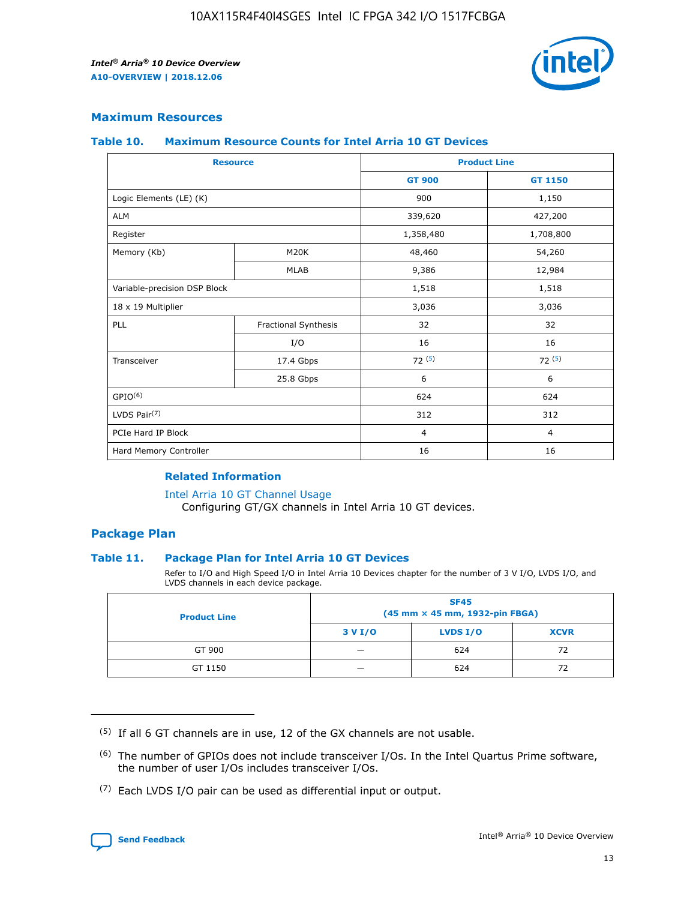## Maximum Resources

### Table 10. Maximum Resource Counts for Intel Arria 10 GT Devices

| Resource | | Product Line | |
|---|---|---|---|
| | | GT 900 | GT 1150 |
| Logic Elements (LE) (K) | | 900 | 1,150 |
| ALM | | 339,620 | 427,200 |
| Register | | 1,358,480 | 1,708,800 |
| Memory (Kb) | M20K | 48,460 | 54,260 |
| | MLAB | 9,386 | 12,984 |
| Variable-precision DSP Block | | 1,518 | 1,518 |
| 18 x 19 Multiplier | | 3,036 | 3,036 |
| PLL | Fractional Synthesis | 32 | 32 |
| | I/O | 16 | 16 |
| Transceiver | 17.4 Gbps | 72 (5) | 72 (5) |
| | 25.8 Gbps | 6 | 6 |
| GPIO(6) | | 624 | 624 |
| LVDS Pair(7) | | 312 | 312 |
| PCIe Hard IP Block | | 4 | 4 |
| Hard Memory Controller | | 16 | 16 |

#### Related Information

Intel Arria 10 GT Channel Usage

Configuring GT/GX channels in Intel Arria 10 GT devices.

## Package Plan

### Table 11. Package Plan for Intel Arria 10 GT Devices

Refer to I/O and High Speed I/O in Intel Arria 10 Devices chapter for the number of 3 V I/O, LVDS I/O, and LVDS channels in each device package.

| Product Line | SF45 (45 mm × 45 mm, 1932-pin FBGA) | | |
|---|---|---|---|
| | 3 V I/O | LVDS I/O | XCVR |
| GT 900 | — | 624 | 72 |
| GT 1150 | — | 624 | 72 |

(5) If all 6 GT channels are in use, 12 of the GX channels are not usable.

(6) The number of GPIOs does not include transceiver I/Os. In the Intel Quartus Prime software, the number of user I/Os includes transceiver I/Os.

(7) Each LVDS I/O pair can be used as differential input or output.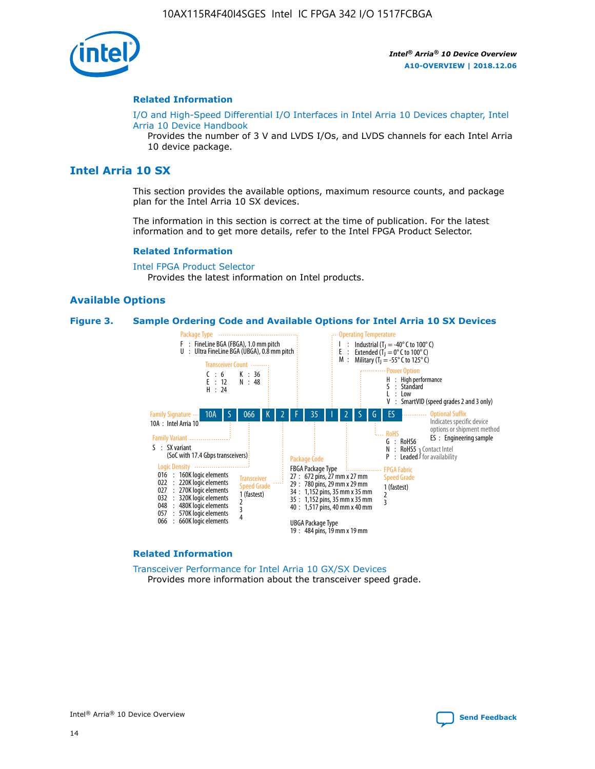### Related Information

I/O and High-Speed Differential I/O Interfaces in Intel Arria 10 Devices chapter, Intel Arria 10 Device Handbook
    Provides the number of 3 V and LVDS I/Os, and LVDS channels for each Intel Arria 10 device package.

## Intel Arria 10 SX

This section provides the available options, maximum resource counts, and package plan for the Intel Arria 10 SX devices.

The information in this section is correct at the time of publication. For the latest information and to get more details, refer to the Intel FPGA Product Selector.

### Related Information

Intel FPGA Product Selector
    Provides the latest information on Intel products.

### Available Options

**Figure 3. Sample Ordering Code and Available Options for Intel Arria 10 SX Devices**

Sample ordering code: 10A S 066 K 2 F 35 I 2 S G ES

- **Family Signature**
  - 10A : Intel Arria 10
- **Family Variant**
  - S : SX variant (SoC with 17.4 Gbps transceivers)
- **Logic Density**
  - 016 : 160K logic elements
  - 022 : 220K logic elements
  - 027 : 270K logic elements
  - 032 : 320K logic elements
  - 048 : 480K logic elements
  - 057 : 570K logic elements
  - 066 : 660K logic elements
- **Transceiver Count**
  - C : 6
  - E : 12
  - H : 24
  - K : 36
  - N : 48
- **Transceiver Speed Grade**
  - 1 (fastest)
  - 2
  - 3
  - 4
- **Package Type**
  - F : FineLine BGA (FBGA), 1.0 mm pitch
  - U : Ultra FineLine BGA (UBGA), 0.8 mm pitch
- **Package Code**
  - FBGA Package Type
    - 27 : 672 pins, 27 mm x 27 mm
    - 29 : 780 pins, 29 mm x 29 mm
    - 34 : 1,152 pins, 35 mm x 35 mm
    - 35 : 1,152 pins, 35 mm x 35 mm
    - 40 : 1,517 pins, 40 mm x 40 mm
  - UBGA Package Type
    - 19 : 484 pins, 19 mm x 19 mm
- **Operating Temperature**
  - I : Industrial ($T_J$ = -40° C to 100° C)
  - E : Extended ($T_J$ = 0° C to 100° C)
  - M : Military ($T_J$ = -55° C to 125° C)
- **FPGA Fabric Speed Grade**
  - 1 (fastest)
  - 2
  - 3
- **Power Option**
  - H : High performance
  - S : Standard
  - L : Low
  - V : SmartVID (speed grades 2 and 3 only)
- **RoHS**
  - G : RoHS6
  - N : RoHS5 (Contact Intel for availability)
  - P : Leaded (Contact Intel for availability)
- **Optional Suffix**
  - Indicates specific device options or shipment method
  - ES : Engineering sample

### Related Information

Transceiver Performance for Intel Arria 10 GX/SX Devices
    Provides more information about the transceiver speed grade.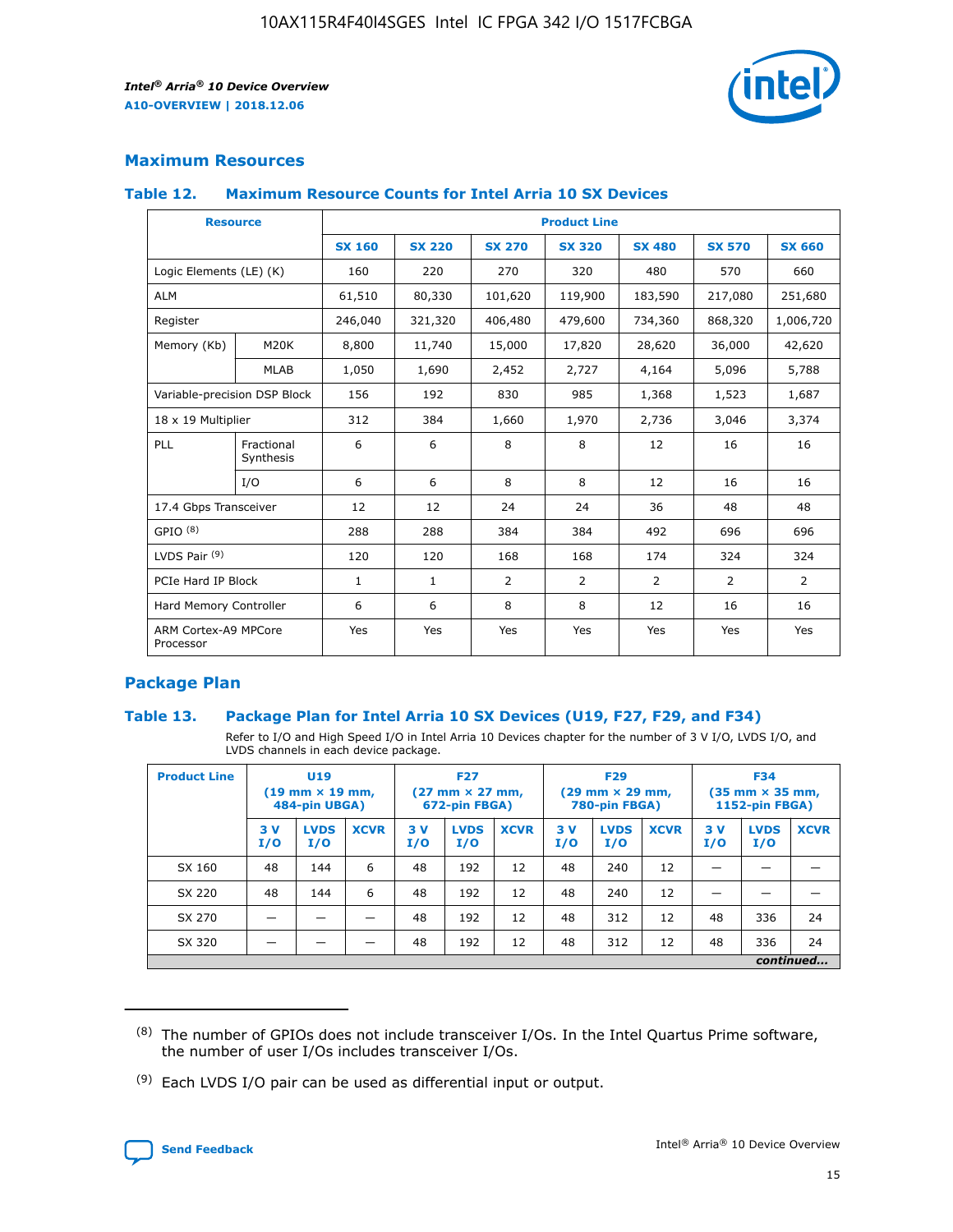## Maximum Resources

### Table 12. Maximum Resource Counts for Intel Arria 10 SX Devices

| Resource | | Product Line | | | | | | |
|---|---|---|---|---|---|---|---|---|
| | | SX 160 | SX 220 | SX 270 | SX 320 | SX 480 | SX 570 | SX 660 |
| Logic Elements (LE) (K) | | 160 | 220 | 270 | 320 | 480 | 570 | 660 |
| ALM | | 61,510 | 80,330 | 101,620 | 119,900 | 183,590 | 217,080 | 251,680 |
| Register | | 246,040 | 321,320 | 406,480 | 479,600 | 734,360 | 868,320 | 1,006,720 |
| Memory (Kb) | M20K | 8,800 | 11,740 | 15,000 | 17,820 | 28,620 | 36,000 | 42,620 |
| | MLAB | 1,050 | 1,690 | 2,452 | 2,727 | 4,164 | 5,096 | 5,788 |
| Variable-precision DSP Block | | 156 | 192 | 830 | 985 | 1,368 | 1,523 | 1,687 |
| 18 x 19 Multiplier | | 312 | 384 | 1,660 | 1,970 | 2,736 | 3,046 | 3,374 |
| PLL | Fractional Synthesis | 6 | 6 | 8 | 8 | 12 | 16 | 16 |
| | I/O | 6 | 6 | 8 | 8 | 12 | 16 | 16 |
| 17.4 Gbps Transceiver | | 12 | 12 | 24 | 24 | 36 | 48 | 48 |
| GPIO (8) | | 288 | 288 | 384 | 384 | 492 | 696 | 696 |
| LVDS Pair (9) | | 120 | 120 | 168 | 168 | 174 | 324 | 324 |
| PCIe Hard IP Block | | 1 | 1 | 2 | 2 | 2 | 2 | 2 |
| Hard Memory Controller | | 6 | 6 | 8 | 8 | 12 | 16 | 16 |
| ARM Cortex-A9 MPCore Processor | | Yes | Yes | Yes | Yes | Yes | Yes | Yes |

## Package Plan

### Table 13. Package Plan for Intel Arria 10 SX Devices (U19, F27, F29, and F34)

Refer to I/O and High Speed I/O in Intel Arria 10 Devices chapter for the number of 3 V I/O, LVDS I/O, and LVDS channels in each device package.

| Product Line | U19 (19 mm × 19 mm, 484-pin UBGA) | | | F27 (27 mm × 27 mm, 672-pin FBGA) | | | F29 (29 mm × 29 mm, 780-pin FBGA) | | | F34 (35 mm × 35 mm, 1152-pin FBGA) | | |
|---|---|---|---|---|---|---|---|---|---|---|---|---|
| | 3 V I/O | LVDS I/O | XCVR | 3 V I/O | LVDS I/O | XCVR | 3 V I/O | LVDS I/O | XCVR | 3 V I/O | LVDS I/O | XCVR |
| SX 160 | 48 | 144 | 6 | 48 | 192 | 12 | 48 | 240 | 12 | — | — | — |
| SX 220 | 48 | 144 | 6 | 48 | 192 | 12 | 48 | 240 | 12 | — | — | — |
| SX 270 | — | — | — | 48 | 192 | 12 | 48 | 312 | 12 | 48 | 336 | 24 |
| SX 320 | — | — | — | 48 | 192 | 12 | 48 | 312 | 12 | 48 | 336 | 24 |

*continued...*

(8) The number of GPIOs does not include transceiver I/Os. In the Intel Quartus Prime software, the number of user I/Os includes transceiver I/Os.

(9) Each LVDS I/O pair can be used as differential input or output.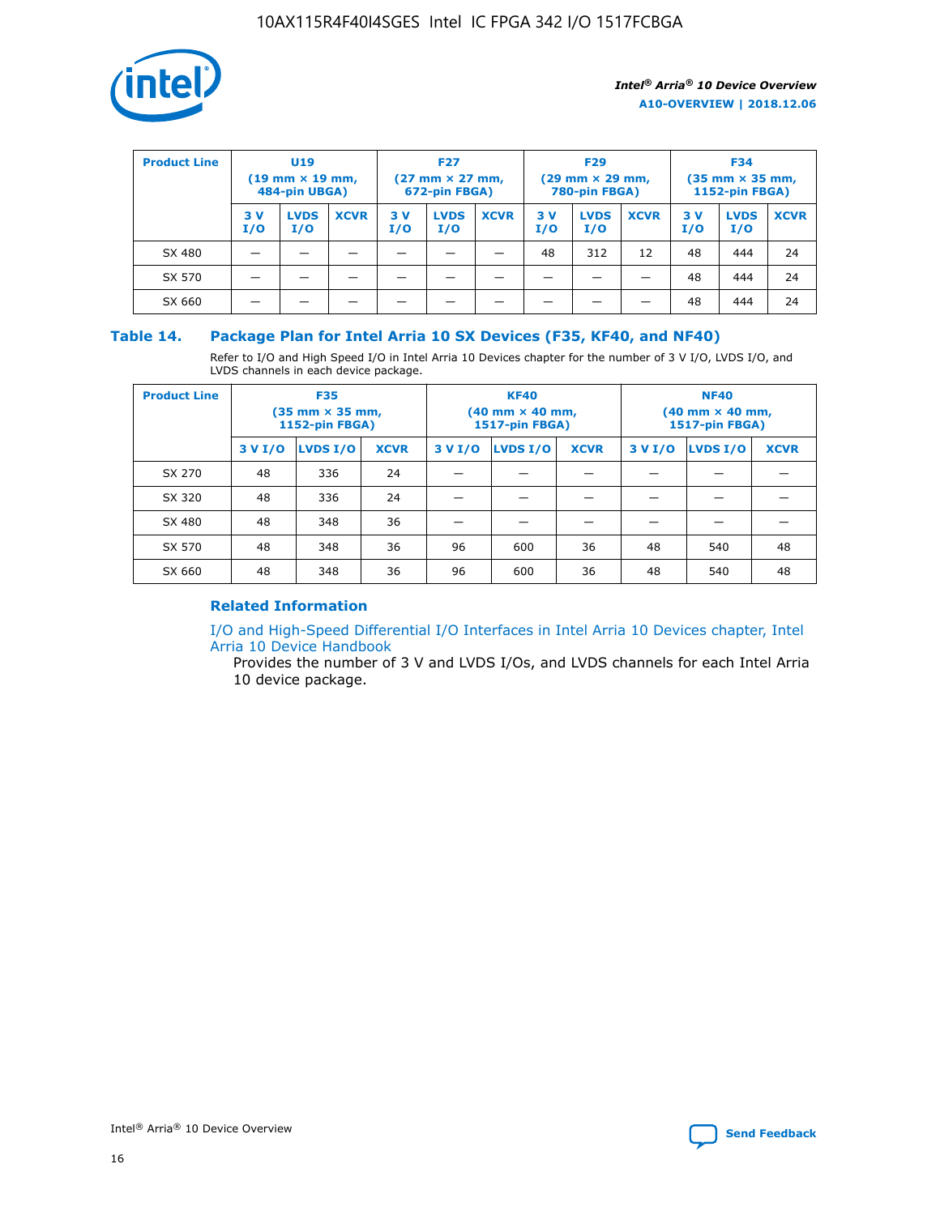| Product Line | U19 (19 mm × 19 mm, 484-pin UBGA) | | | F27 (27 mm × 27 mm, 672-pin FBGA) | | | F29 (29 mm × 29 mm, 780-pin FBGA) | | | F34 (35 mm × 35 mm, 1152-pin FBGA) | | |
|---|---|---|---|---|---|---|---|---|---|---|---|---|
| | 3 V I/O | LVDS I/O | XCVR | 3 V I/O | LVDS I/O | XCVR | 3 V I/O | LVDS I/O | XCVR | 3 V I/O | LVDS I/O | XCVR |
| SX 480 | — | — | — | — | — | — | 48 | 312 | 12 | 48 | 444 | 24 |
| SX 570 | — | — | — | — | — | — | — | — | — | 48 | 444 | 24 |
| SX 660 | — | — | — | — | — | — | — | — | — | 48 | 444 | 24 |

## Table 14. Package Plan for Intel Arria 10 SX Devices (F35, KF40, and NF40)

Refer to I/O and High Speed I/O in Intel Arria 10 Devices chapter for the number of 3 V I/O, LVDS I/O, and LVDS channels in each device package.

| Product Line | F35 (35 mm × 35 mm, 1152-pin FBGA) | | | KF40 (40 mm × 40 mm, 1517-pin FBGA) | | | NF40 (40 mm × 40 mm, 1517-pin FBGA) | | |
|---|---|---|---|---|---|---|---|---|---|
| | 3 V I/O | LVDS I/O | XCVR | 3 V I/O | LVDS I/O | XCVR | 3 V I/O | LVDS I/O | XCVR |
| SX 270 | 48 | 336 | 24 | — | — | — | — | — | — |
| SX 320 | 48 | 336 | 24 | — | — | — | — | — | — |
| SX 480 | 48 | 348 | 36 | — | — | — | — | — | — |
| SX 570 | 48 | 348 | 36 | 96 | 600 | 36 | 48 | 540 | 48 |
| SX 660 | 48 | 348 | 36 | 96 | 600 | 36 | 48 | 540 | 48 |

### Related Information

I/O and High-Speed Differential I/O Interfaces in Intel Arria 10 Devices chapter, Intel Arria 10 Device Handbook

Provides the number of 3 V and LVDS I/Os, and LVDS channels for each Intel Arria 10 device package.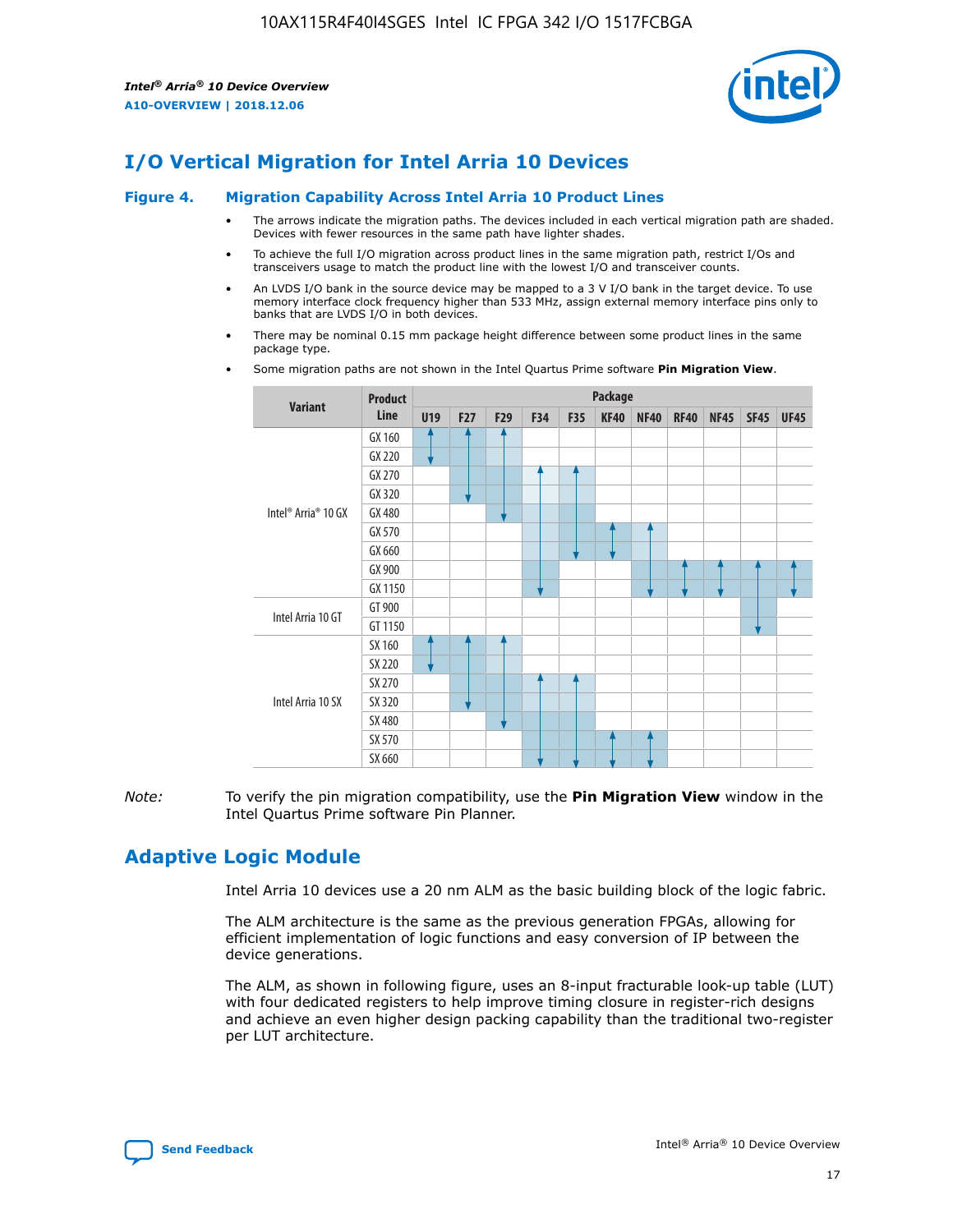# I/O Vertical Migration for Intel Arria 10 Devices

**Figure 4. Migration Capability Across Intel Arria 10 Product Lines**

- The arrows indicate the migration paths. The devices included in each vertical migration path are shaded. Devices with fewer resources in the same path have lighter shades.
- To achieve the full I/O migration across product lines in the same migration path, restrict I/Os and transceivers usage to match the product line with the lowest I/O and transceiver counts.
- An LVDS I/O bank in the source device may be mapped to a 3 V I/O bank in the target device. To use memory interface clock frequency higher than 533 MHz, assign external memory interface pins only to banks that are LVDS I/O in both devices.
- There may be nominal 0.15 mm package height difference between some product lines in the same package type.
- Some migration paths are not shown in the Intel Quartus Prime software **Pin Migration View**.

| Variant | Product Line | Package | | | | | | | | | | |
|---|---|---|---|---|---|---|---|---|---|---|---|---|
| | | U19 | F27 | F29 | F34 | F35 | KF40 | NF40 | RF40 | NF45 | SF45 | UF45 |
| Intel® Arria® 10 GX | GX 160 | | | | | | | | | | | |
| | GX 220 | | | | | | | | | | | |
| | GX 270 | | | | | | | | | | | |
| | GX 320 | | | | | | | | | | | |
| | GX 480 | | | | | | | | | | | |
| | GX 570 | | | | | | | | | | | |
| | GX 660 | | | | | | | | | | | |
| | GX 900 | | | | | | | | | | | |
| | GX 1150 | | | | | | | | | | | |
| Intel Arria 10 GT | GT 900 | | | | | | | | | | | |
| | GT 1150 | | | | | | | | | | | |
| Intel Arria 10 SX | SX 160 | | | | | | | | | | | |
| | SX 220 | | | | | | | | | | | |
| | SX 270 | | | | | | | | | | | |
| | SX 320 | | | | | | | | | | | |
| | SX 480 | | | | | | | | | | | |
| | SX 570 | | | | | | | | | | | |
| | SX 660 | | | | | | | | | | | |

*Note:* To verify the pin migration compatibility, use the **Pin Migration View** window in the Intel Quartus Prime software Pin Planner.

# Adaptive Logic Module

Intel Arria 10 devices use a 20 nm ALM as the basic building block of the logic fabric.

The ALM architecture is the same as the previous generation FPGAs, allowing for efficient implementation of logic functions and easy conversion of IP between the device generations.

The ALM, as shown in following figure, uses an 8-input fracturable look-up table (LUT) with four dedicated registers to help improve timing closure in register-rich designs and achieve an even higher design packing capability than the traditional two-register per LUT architecture.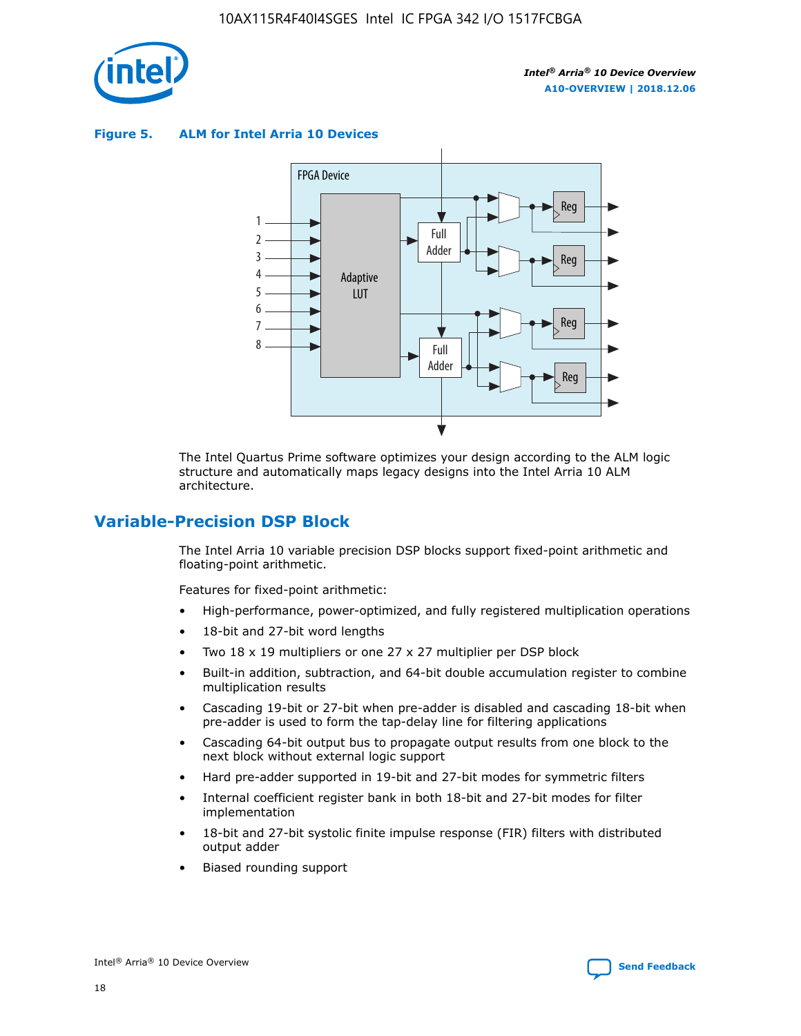**Figure 5. ALM for Intel Arria 10 Devices**

The Intel Quartus Prime software optimizes your design according to the ALM logic structure and automatically maps legacy designs into the Intel Arria 10 ALM architecture.

## Variable-Precision DSP Block

The Intel Arria 10 variable precision DSP blocks support fixed-point arithmetic and floating-point arithmetic.

Features for fixed-point arithmetic:

- High-performance, power-optimized, and fully registered multiplication operations
- 18-bit and 27-bit word lengths
- Two 18 x 19 multipliers or one 27 x 27 multiplier per DSP block
- Built-in addition, subtraction, and 64-bit double accumulation register to combine multiplication results
- Cascading 19-bit or 27-bit when pre-adder is disabled and cascading 18-bit when pre-adder is used to form the tap-delay line for filtering applications
- Cascading 64-bit output bus to propagate output results from one block to the next block without external logic support
- Hard pre-adder supported in 19-bit and 27-bit modes for symmetric filters
- Internal coefficient register bank in both 18-bit and 27-bit modes for filter implementation
- 18-bit and 27-bit systolic finite impulse response (FIR) filters with distributed output adder
- Biased rounding support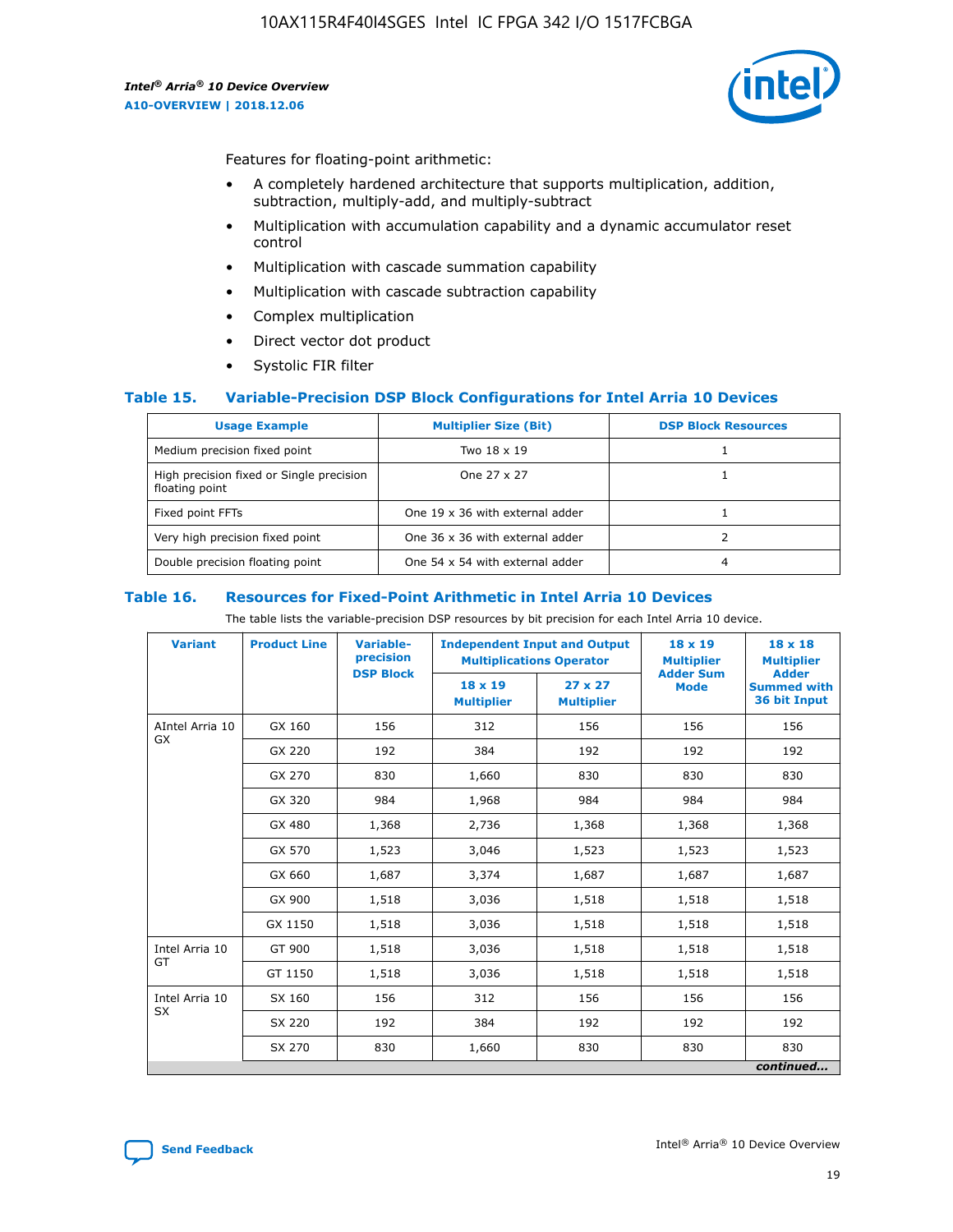Features for floating-point arithmetic:

- A completely hardened architecture that supports multiplication, addition, subtraction, multiply-add, and multiply-subtract
- Multiplication with accumulation capability and a dynamic accumulator reset control
- Multiplication with cascade summation capability
- Multiplication with cascade subtraction capability
- Complex multiplication
- Direct vector dot product
- Systolic FIR filter

### Table 15. Variable-Precision DSP Block Configurations for Intel Arria 10 Devices

| Usage Example | Multiplier Size (Bit) | DSP Block Resources |
|---|---|---|
| Medium precision fixed point | Two 18 x 19 | 1 |
| High precision fixed or Single precision floating point | One 27 x 27 | 1 |
| Fixed point FFTs | One 19 x 36 with external adder | 1 |
| Very high precision fixed point | One 36 x 36 with external adder | 2 |
| Double precision floating point | One 54 x 54 with external adder | 4 |

### Table 16. Resources for Fixed-Point Arithmetic in Intel Arria 10 Devices

The table lists the variable-precision DSP resources by bit precision for each Intel Arria 10 device.

| Variant | Product Line | Variable-precision DSP Block | Independent Input and Output Multiplications Operator | | 18 x 19 Multiplier Adder Sum Mode | 18 x 18 Multiplier Adder Summed with 36 bit Input |
|---|---|---|---|---|---|---|
| | | | 18 x 19 Multiplier | 27 x 27 Multiplier | | |
| AIntel Arria 10 GX | GX 160 | 156 | 312 | 156 | 156 | 156 |
| | GX 220 | 192 | 384 | 192 | 192 | 192 |
| | GX 270 | 830 | 1,660 | 830 | 830 | 830 |
| | GX 320 | 984 | 1,968 | 984 | 984 | 984 |
| | GX 480 | 1,368 | 2,736 | 1,368 | 1,368 | 1,368 |
| | GX 570 | 1,523 | 3,046 | 1,523 | 1,523 | 1,523 |
| | GX 660 | 1,687 | 3,374 | 1,687 | 1,687 | 1,687 |
| | GX 900 | 1,518 | 3,036 | 1,518 | 1,518 | 1,518 |
| | GX 1150 | 1,518 | 3,036 | 1,518 | 1,518 | 1,518 |
| Intel Arria 10 GT | GT 900 | 1,518 | 3,036 | 1,518 | 1,518 | 1,518 |
| | GT 1150 | 1,518 | 3,036 | 1,518 | 1,518 | 1,518 |
| Intel Arria 10 SX | SX 160 | 156 | 312 | 156 | 156 | 156 |
| | SX 220 | 192 | 384 | 192 | 192 | 192 |
| | SX 270 | 830 | 1,660 | 830 | 830 | 830 |

*continued...*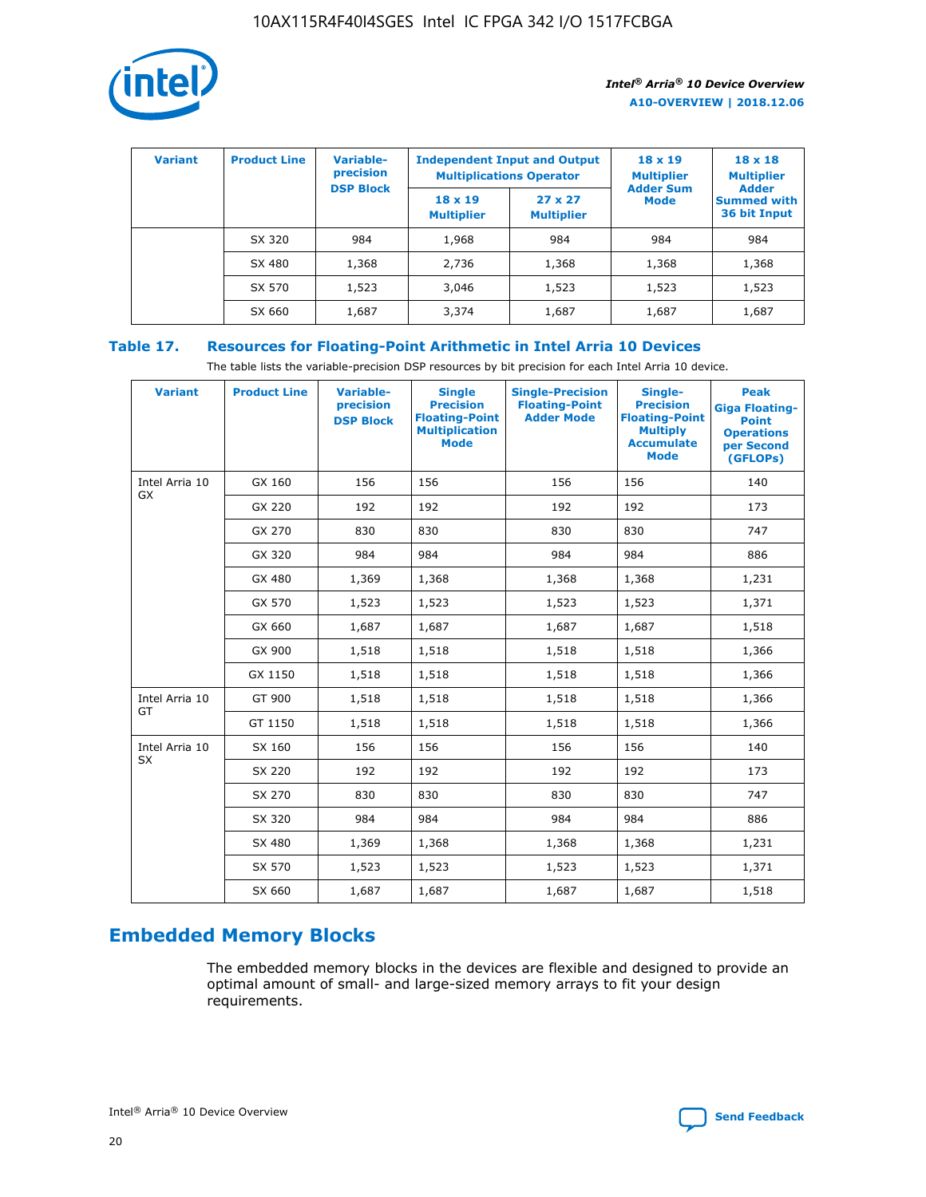| Variant | Product Line | Variable-precision DSP Block | Independent Input and Output Multiplications Operator | | 18 x 19 Multiplier Adder Sum Mode | 18 x 18 Multiplier Adder Summed with 36 bit Input |
|---|---|---|---|---|---|---|
| | | | 18 x 19 Multiplier | 27 x 27 Multiplier | | |
| | SX 320 | 984 | 1,968 | 984 | 984 | 984 |
| | SX 480 | 1,368 | 2,736 | 1,368 | 1,368 | 1,368 |
| | SX 570 | 1,523 | 3,046 | 1,523 | 1,523 | 1,523 |
| | SX 660 | 1,687 | 3,374 | 1,687 | 1,687 | 1,687 |

**Table 17. Resources for Floating-Point Arithmetic in Intel Arria 10 Devices**

The table lists the variable-precision DSP resources by bit precision for each Intel Arria 10 device.

| Variant | Product Line | Variable-precision DSP Block | Single Precision Floating-Point Multiplication Mode | Single-Precision Floating-Point Adder Mode | Single-Precision Floating-Point Multiply Accumulate Mode | Peak Giga Floating-Point Operations per Second (GFLOPs) |
|---|---|---|---|---|---|---|
| Intel Arria 10 GX | GX 160 | 156 | 156 | 156 | 156 | 140 |
| | GX 220 | 192 | 192 | 192 | 192 | 173 |
| | GX 270 | 830 | 830 | 830 | 830 | 747 |
| | GX 320 | 984 | 984 | 984 | 984 | 886 |
| | GX 480 | 1,369 | 1,368 | 1,368 | 1,368 | 1,231 |
| | GX 570 | 1,523 | 1,523 | 1,523 | 1,523 | 1,371 |
| | GX 660 | 1,687 | 1,687 | 1,687 | 1,687 | 1,518 |
| | GX 900 | 1,518 | 1,518 | 1,518 | 1,518 | 1,366 |
| | GX 1150 | 1,518 | 1,518 | 1,518 | 1,518 | 1,366 |
| Intel Arria 10 GT | GT 900 | 1,518 | 1,518 | 1,518 | 1,518 | 1,366 |
| | GT 1150 | 1,518 | 1,518 | 1,518 | 1,518 | 1,366 |
| Intel Arria 10 SX | SX 160 | 156 | 156 | 156 | 156 | 140 |
| | SX 220 | 192 | 192 | 192 | 192 | 173 |
| | SX 270 | 830 | 830 | 830 | 830 | 747 |
| | SX 320 | 984 | 984 | 984 | 984 | 886 |
| | SX 480 | 1,369 | 1,368 | 1,368 | 1,368 | 1,231 |
| | SX 570 | 1,523 | 1,523 | 1,523 | 1,523 | 1,371 |
| | SX 660 | 1,687 | 1,687 | 1,687 | 1,687 | 1,518 |

## Embedded Memory Blocks

The embedded memory blocks in the devices are flexible and designed to provide an optimal amount of small- and large-sized memory arrays to fit your design requirements.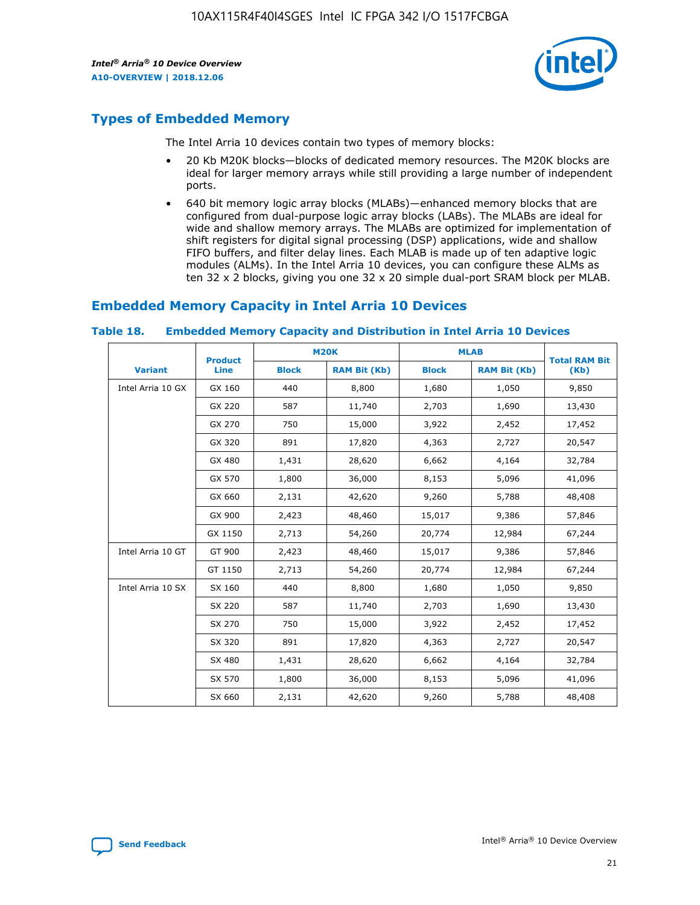## Types of Embedded Memory

The Intel Arria 10 devices contain two types of memory blocks:

- 20 Kb M20K blocks—blocks of dedicated memory resources. The M20K blocks are ideal for larger memory arrays while still providing a large number of independent ports.
- 640 bit memory logic array blocks (MLABs)—enhanced memory blocks that are configured from dual-purpose logic array blocks (LABs). The MLABs are ideal for wide and shallow memory arrays. The MLABs are optimized for implementation of shift registers for digital signal processing (DSP) applications, wide and shallow FIFO buffers, and filter delay lines. Each MLAB is made up of ten adaptive logic modules (ALMs). In the Intel Arria 10 devices, you can configure these ALMs as ten 32 x 2 blocks, giving you one 32 x 20 simple dual-port SRAM block per MLAB.

## Embedded Memory Capacity in Intel Arria 10 Devices

**Table 18. Embedded Memory Capacity and Distribution in Intel Arria 10 Devices**

| Variant | Product Line | M20K | | MLAB | | Total RAM Bit (Kb) |
|---|---|---|---|---|---|---|
| | | Block | RAM Bit (Kb) | Block | RAM Bit (Kb) | |
| Intel Arria 10 GX | GX 160 | 440 | 8,800 | 1,680 | 1,050 | 9,850 |
| | GX 220 | 587 | 11,740 | 2,703 | 1,690 | 13,430 |
| | GX 270 | 750 | 15,000 | 3,922 | 2,452 | 17,452 |
| | GX 320 | 891 | 17,820 | 4,363 | 2,727 | 20,547 |
| | GX 480 | 1,431 | 28,620 | 6,662 | 4,164 | 32,784 |
| | GX 570 | 1,800 | 36,000 | 8,153 | 5,096 | 41,096 |
| | GX 660 | 2,131 | 42,620 | 9,260 | 5,788 | 48,408 |
| | GX 900 | 2,423 | 48,460 | 15,017 | 9,386 | 57,846 |
| | GX 1150 | 2,713 | 54,260 | 20,774 | 12,984 | 67,244 |
| Intel Arria 10 GT | GT 900 | 2,423 | 48,460 | 15,017 | 9,386 | 57,846 |
| | GT 1150 | 2,713 | 54,260 | 20,774 | 12,984 | 67,244 |
| Intel Arria 10 SX | SX 160 | 440 | 8,800 | 1,680 | 1,050 | 9,850 |
| | SX 220 | 587 | 11,740 | 2,703 | 1,690 | 13,430 |
| | SX 270 | 750 | 15,000 | 3,922 | 2,452 | 17,452 |
| | SX 320 | 891 | 17,820 | 4,363 | 2,727 | 20,547 |
| | SX 480 | 1,431 | 28,620 | 6,662 | 4,164 | 32,784 |
| | SX 570 | 1,800 | 36,000 | 8,153 | 5,096 | 41,096 |
| | SX 660 | 2,131 | 42,620 | 9,260 | 5,788 | 48,408 |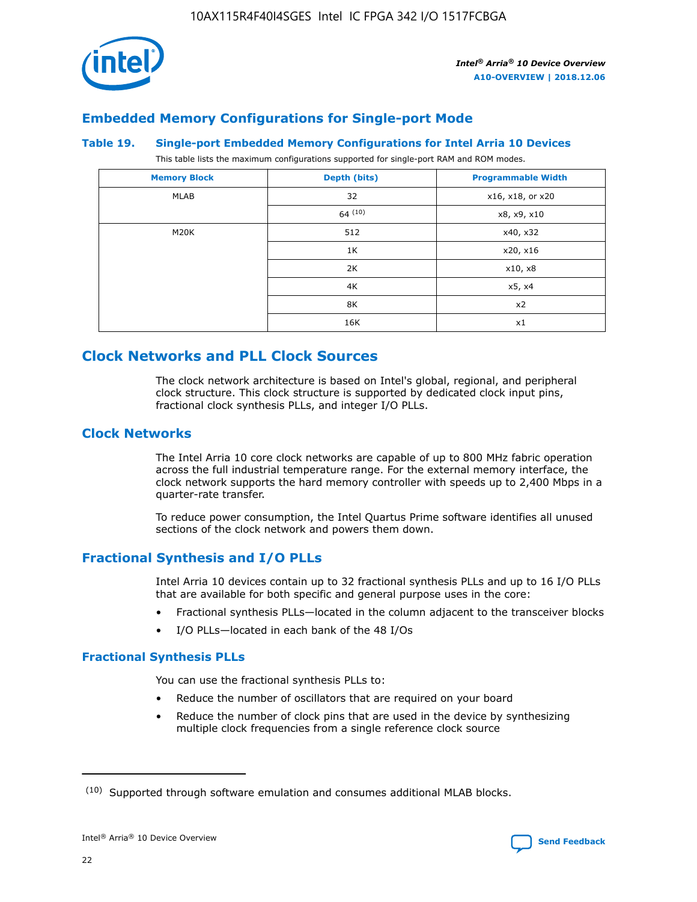## Embedded Memory Configurations for Single-port Mode

### Table 19. Single-port Embedded Memory Configurations for Intel Arria 10 Devices

This table lists the maximum configurations supported for single-port RAM and ROM modes.

| Memory Block | Depth (bits) | Programmable Width |
|---|---|---|
| MLAB | 32 | x16, x18, or x20 |
| | 64 [10] | x8, x9, x10 |
| M20K | 512 | x40, x32 |
| | 1K | x20, x16 |
| | 2K | x10, x8 |
| | 4K | x5, x4 |
| | 8K | x2 |
| | 16K | x1 |

## Clock Networks and PLL Clock Sources

The clock network architecture is based on Intel's global, regional, and peripheral clock structure. This clock structure is supported by dedicated clock input pins, fractional clock synthesis PLLs, and integer I/O PLLs.

## Clock Networks

The Intel Arria 10 core clock networks are capable of up to 800 MHz fabric operation across the full industrial temperature range. For the external memory interface, the clock network supports the hard memory controller with speeds up to 2,400 Mbps in a quarter-rate transfer.

To reduce power consumption, the Intel Quartus Prime software identifies all unused sections of the clock network and powers them down.

## Fractional Synthesis and I/O PLLs

Intel Arria 10 devices contain up to 32 fractional synthesis PLLs and up to 16 I/O PLLs that are available for both specific and general purpose uses in the core:

- Fractional synthesis PLLs—located in the column adjacent to the transceiver blocks
- I/O PLLs—located in each bank of the 48 I/Os

### Fractional Synthesis PLLs

You can use the fractional synthesis PLLs to:

- Reduce the number of oscillators that are required on your board
- Reduce the number of clock pins that are used in the device by synthesizing multiple clock frequencies from a single reference clock source

(10) Supported through software emulation and consumes additional MLAB blocks.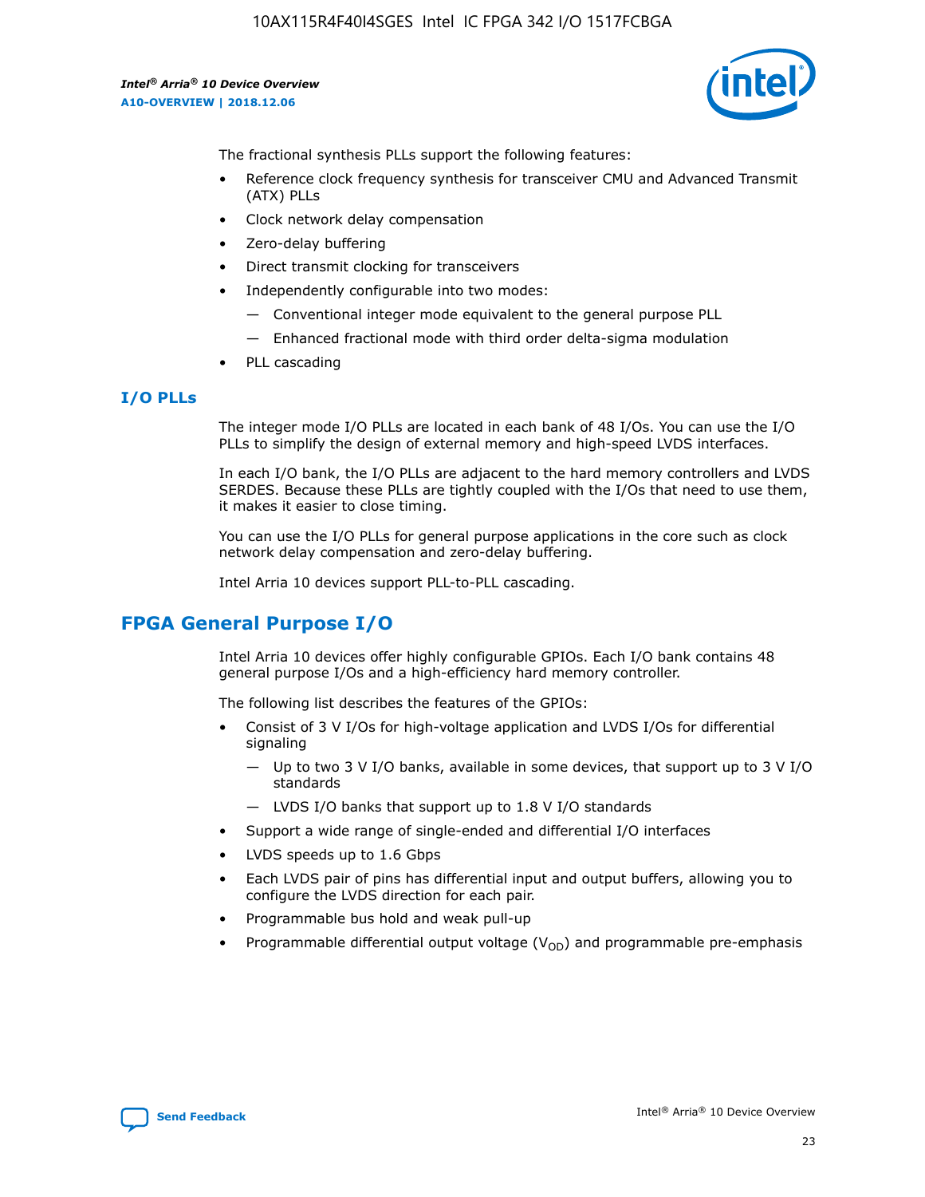The fractional synthesis PLLs support the following features:

- Reference clock frequency synthesis for transceiver CMU and Advanced Transmit (ATX) PLLs
- Clock network delay compensation
- Zero-delay buffering
- Direct transmit clocking for transceivers
- Independently configurable into two modes:
  - — Conventional integer mode equivalent to the general purpose PLL
  - — Enhanced fractional mode with third order delta-sigma modulation
- PLL cascading

### I/O PLLs

The integer mode I/O PLLs are located in each bank of 48 I/Os. You can use the I/O PLLs to simplify the design of external memory and high-speed LVDS interfaces.

In each I/O bank, the I/O PLLs are adjacent to the hard memory controllers and LVDS SERDES. Because these PLLs are tightly coupled with the I/Os that need to use them, it makes it easier to close timing.

You can use the I/O PLLs for general purpose applications in the core such as clock network delay compensation and zero-delay buffering.

Intel Arria 10 devices support PLL-to-PLL cascading.

## FPGA General Purpose I/O

Intel Arria 10 devices offer highly configurable GPIOs. Each I/O bank contains 48 general purpose I/Os and a high-efficiency hard memory controller.

The following list describes the features of the GPIOs:

- Consist of 3 V I/Os for high-voltage application and LVDS I/Os for differential signaling
  - — Up to two 3 V I/O banks, available in some devices, that support up to 3 V I/O standards
  - — LVDS I/O banks that support up to 1.8 V I/O standards
- Support a wide range of single-ended and differential I/O interfaces
- LVDS speeds up to 1.6 Gbps
- Each LVDS pair of pins has differential input and output buffers, allowing you to configure the LVDS direction for each pair.
- Programmable bus hold and weak pull-up
- Programmable differential output voltage ($V_{OD}$) and programmable pre-emphasis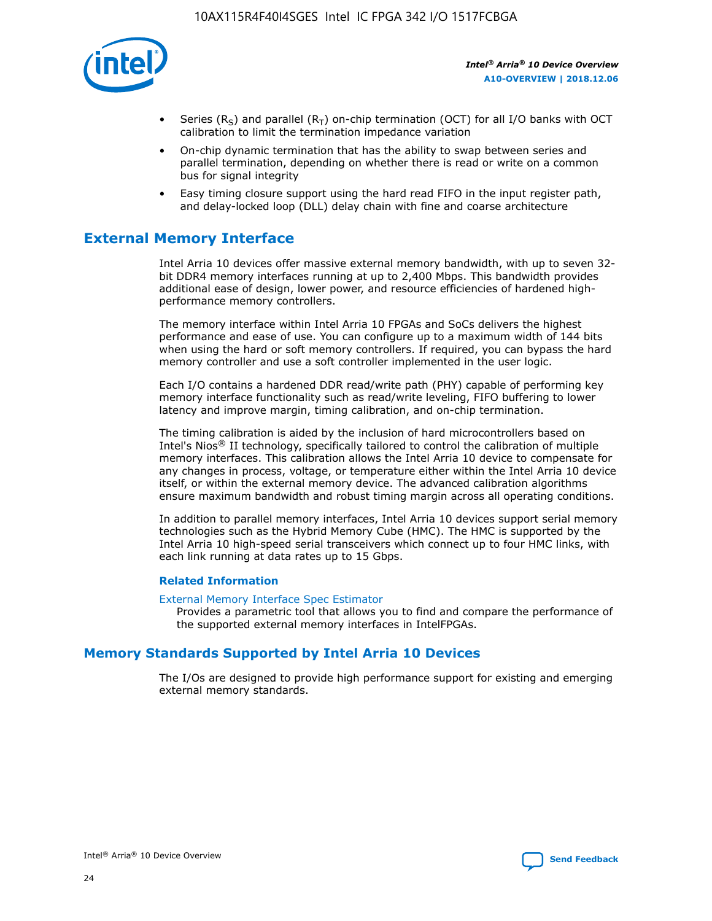- Series ($R_S$) and parallel ($R_T$) on-chip termination (OCT) for all I/O banks with OCT calibration to limit the termination impedance variation
- On-chip dynamic termination that has the ability to swap between series and parallel termination, depending on whether there is read or write on a common bus for signal integrity
- Easy timing closure support using the hard read FIFO in the input register path, and delay-locked loop (DLL) delay chain with fine and coarse architecture

## External Memory Interface

Intel Arria 10 devices offer massive external memory bandwidth, with up to seven 32-bit DDR4 memory interfaces running at up to 2,400 Mbps. This bandwidth provides additional ease of design, lower power, and resource efficiencies of hardened high-performance memory controllers.

The memory interface within Intel Arria 10 FPGAs and SoCs delivers the highest performance and ease of use. You can configure up to a maximum width of 144 bits when using the hard or soft memory controllers. If required, you can bypass the hard memory controller and use a soft controller implemented in the user logic.

Each I/O contains a hardened DDR read/write path (PHY) capable of performing key memory interface functionality such as read/write leveling, FIFO buffering to lower latency and improve margin, timing calibration, and on-chip termination.

The timing calibration is aided by the inclusion of hard microcontrollers based on Intel's Nios® II technology, specifically tailored to control the calibration of multiple memory interfaces. This calibration allows the Intel Arria 10 device to compensate for any changes in process, voltage, or temperature either within the Intel Arria 10 device itself, or within the external memory device. The advanced calibration algorithms ensure maximum bandwidth and robust timing margin across all operating conditions.

In addition to parallel memory interfaces, Intel Arria 10 devices support serial memory technologies such as the Hybrid Memory Cube (HMC). The HMC is supported by the Intel Arria 10 high-speed serial transceivers which connect up to four HMC links, with each link running at data rates up to 15 Gbps.

### Related Information

External Memory Interface Spec Estimator
Provides a parametric tool that allows you to find and compare the performance of the supported external memory interfaces in IntelFPGAs.

## Memory Standards Supported by Intel Arria 10 Devices

The I/Os are designed to provide high performance support for existing and emerging external memory standards.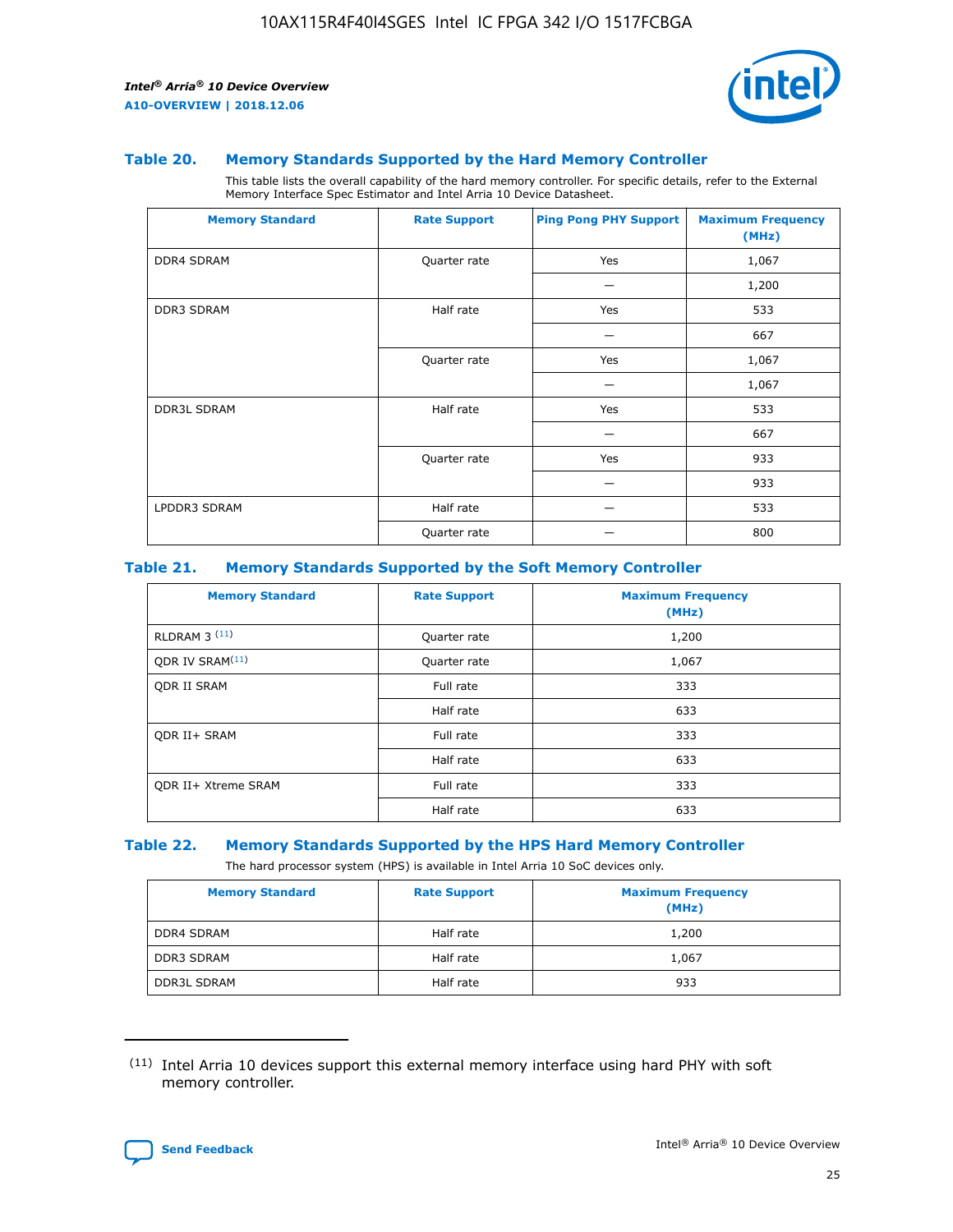### Table 20. Memory Standards Supported by the Hard Memory Controller

This table lists the overall capability of the hard memory controller. For specific details, refer to the External Memory Interface Spec Estimator and Intel Arria 10 Device Datasheet.

| Memory Standard | Rate Support | Ping Pong PHY Support | Maximum Frequency (MHz) |
|---|---|---|---|
| DDR4 SDRAM | Quarter rate | Yes | 1,067 |
| | | — | 1,200 |
| DDR3 SDRAM | Half rate | Yes | 533 |
| | | — | 667 |
| | Quarter rate | Yes | 1,067 |
| | | — | 1,067 |
| DDR3L SDRAM | Half rate | Yes | 533 |
| | | — | 667 |
| | Quarter rate | Yes | 933 |
| | | — | 933 |
| LPDDR3 SDRAM | Half rate | — | 533 |
| | Quarter rate | — | 800 |

### Table 21. Memory Standards Supported by the Soft Memory Controller

| Memory Standard | Rate Support | Maximum Frequency (MHz) |
|---|---|---|
| RLDRAM 3 (11) | Quarter rate | 1,200 |
| QDR IV SRAM(11) | Quarter rate | 1,067 |
| QDR II SRAM | Full rate | 333 |
| | Half rate | 633 |
| QDR II+ SRAM | Full rate | 333 |
| | Half rate | 633 |
| QDR II+ Xtreme SRAM | Full rate | 333 |
| | Half rate | 633 |

### Table 22. Memory Standards Supported by the HPS Hard Memory Controller

The hard processor system (HPS) is available in Intel Arria 10 SoC devices only.

| Memory Standard | Rate Support | Maximum Frequency (MHz) |
|---|---|---|
| DDR4 SDRAM | Half rate | 1,200 |
| DDR3 SDRAM | Half rate | 1,067 |
| DDR3L SDRAM | Half rate | 933 |

(11) Intel Arria 10 devices support this external memory interface using hard PHY with soft memory controller.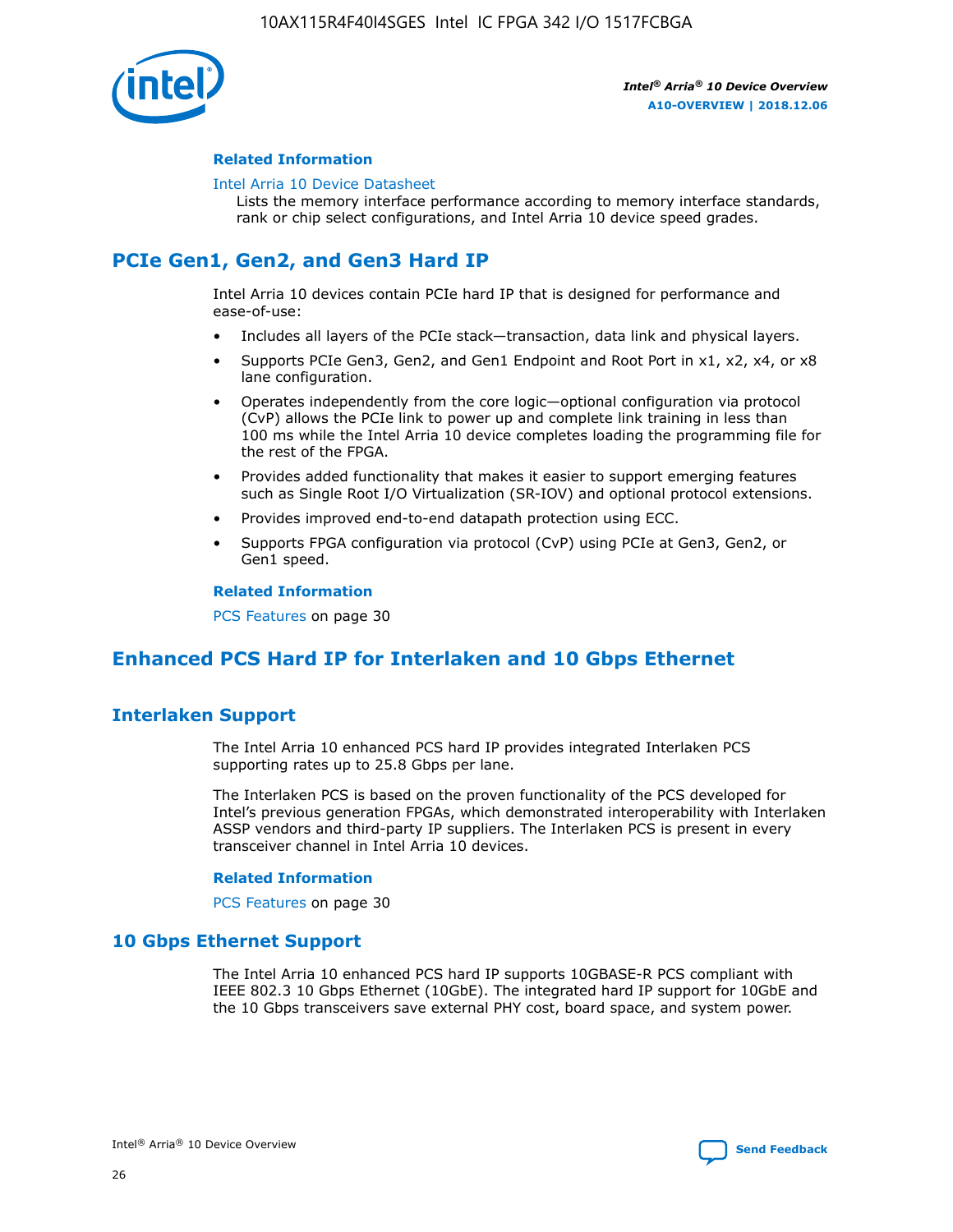#### Related Information

Intel Arria 10 Device Datasheet
Lists the memory interface performance according to memory interface standards, rank or chip select configurations, and Intel Arria 10 device speed grades.

## PCIe Gen1, Gen2, and Gen3 Hard IP

Intel Arria 10 devices contain PCIe hard IP that is designed for performance and ease-of-use:

- Includes all layers of the PCIe stack—transaction, data link and physical layers.
- Supports PCIe Gen3, Gen2, and Gen1 Endpoint and Root Port in x1, x2, x4, or x8 lane configuration.
- Operates independently from the core logic—optional configuration via protocol (CvP) allows the PCIe link to power up and complete link training in less than 100 ms while the Intel Arria 10 device completes loading the programming file for the rest of the FPGA.
- Provides added functionality that makes it easier to support emerging features such as Single Root I/O Virtualization (SR-IOV) and optional protocol extensions.
- Provides improved end-to-end datapath protection using ECC.
- Supports FPGA configuration via protocol (CvP) using PCIe at Gen3, Gen2, or Gen1 speed.

#### Related Information

PCS Features on page 30

## Enhanced PCS Hard IP for Interlaken and 10 Gbps Ethernet

### Interlaken Support

The Intel Arria 10 enhanced PCS hard IP provides integrated Interlaken PCS supporting rates up to 25.8 Gbps per lane.

The Interlaken PCS is based on the proven functionality of the PCS developed for Intel's previous generation FPGAs, which demonstrated interoperability with Interlaken ASSP vendors and third-party IP suppliers. The Interlaken PCS is present in every transceiver channel in Intel Arria 10 devices.

#### Related Information

PCS Features on page 30

### 10 Gbps Ethernet Support

The Intel Arria 10 enhanced PCS hard IP supports 10GBASE-R PCS compliant with IEEE 802.3 10 Gbps Ethernet (10GbE). The integrated hard IP support for 10GbE and the 10 Gbps transceivers save external PHY cost, board space, and system power.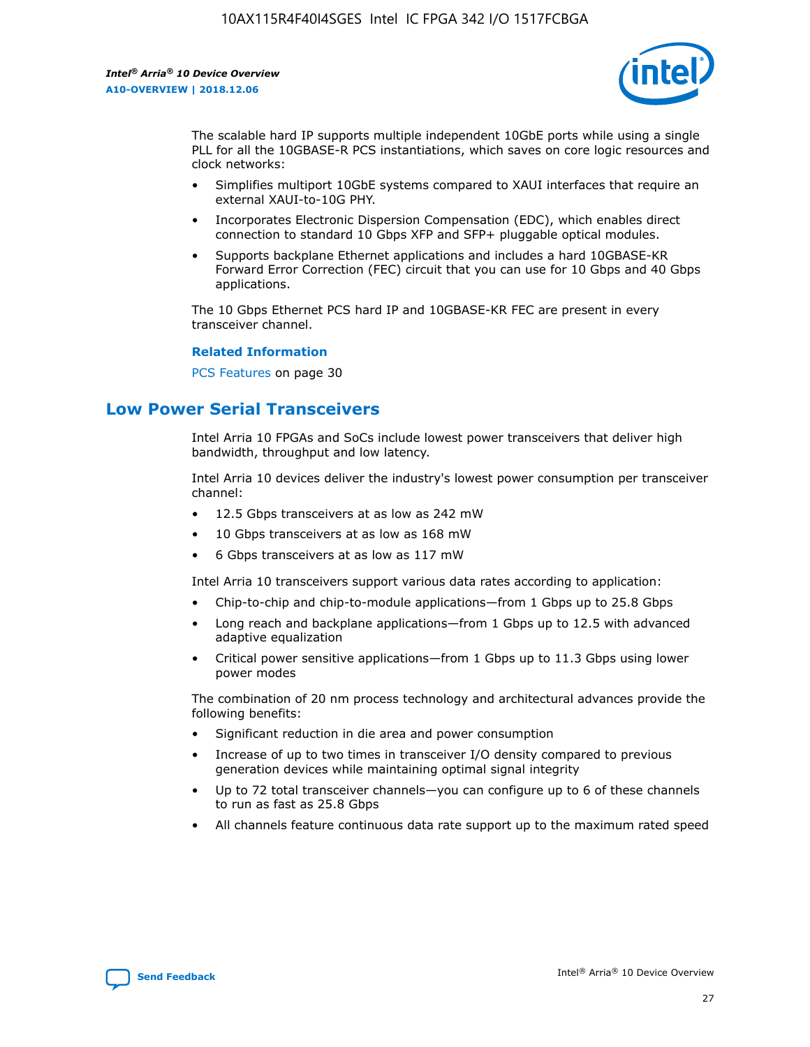The scalable hard IP supports multiple independent 10GbE ports while using a single PLL for all the 10GBASE-R PCS instantiations, which saves on core logic resources and clock networks:

- Simplifies multiport 10GbE systems compared to XAUI interfaces that require an external XAUI-to-10G PHY.
- Incorporates Electronic Dispersion Compensation (EDC), which enables direct connection to standard 10 Gbps XFP and SFP+ pluggable optical modules.
- Supports backplane Ethernet applications and includes a hard 10GBASE-KR Forward Error Correction (FEC) circuit that you can use for 10 Gbps and 40 Gbps applications.

The 10 Gbps Ethernet PCS hard IP and 10GBASE-KR FEC are present in every transceiver channel.

**Related Information**

PCS Features on page 30

## Low Power Serial Transceivers

Intel Arria 10 FPGAs and SoCs include lowest power transceivers that deliver high bandwidth, throughput and low latency.

Intel Arria 10 devices deliver the industry's lowest power consumption per transceiver channel:

- 12.5 Gbps transceivers at as low as 242 mW
- 10 Gbps transceivers at as low as 168 mW
- 6 Gbps transceivers at as low as 117 mW

Intel Arria 10 transceivers support various data rates according to application:

- Chip-to-chip and chip-to-module applications—from 1 Gbps up to 25.8 Gbps
- Long reach and backplane applications—from 1 Gbps up to 12.5 with advanced adaptive equalization
- Critical power sensitive applications—from 1 Gbps up to 11.3 Gbps using lower power modes

The combination of 20 nm process technology and architectural advances provide the following benefits:

- Significant reduction in die area and power consumption
- Increase of up to two times in transceiver I/O density compared to previous generation devices while maintaining optimal signal integrity
- Up to 72 total transceiver channels—you can configure up to 6 of these channels to run as fast as 25.8 Gbps
- All channels feature continuous data rate support up to the maximum rated speed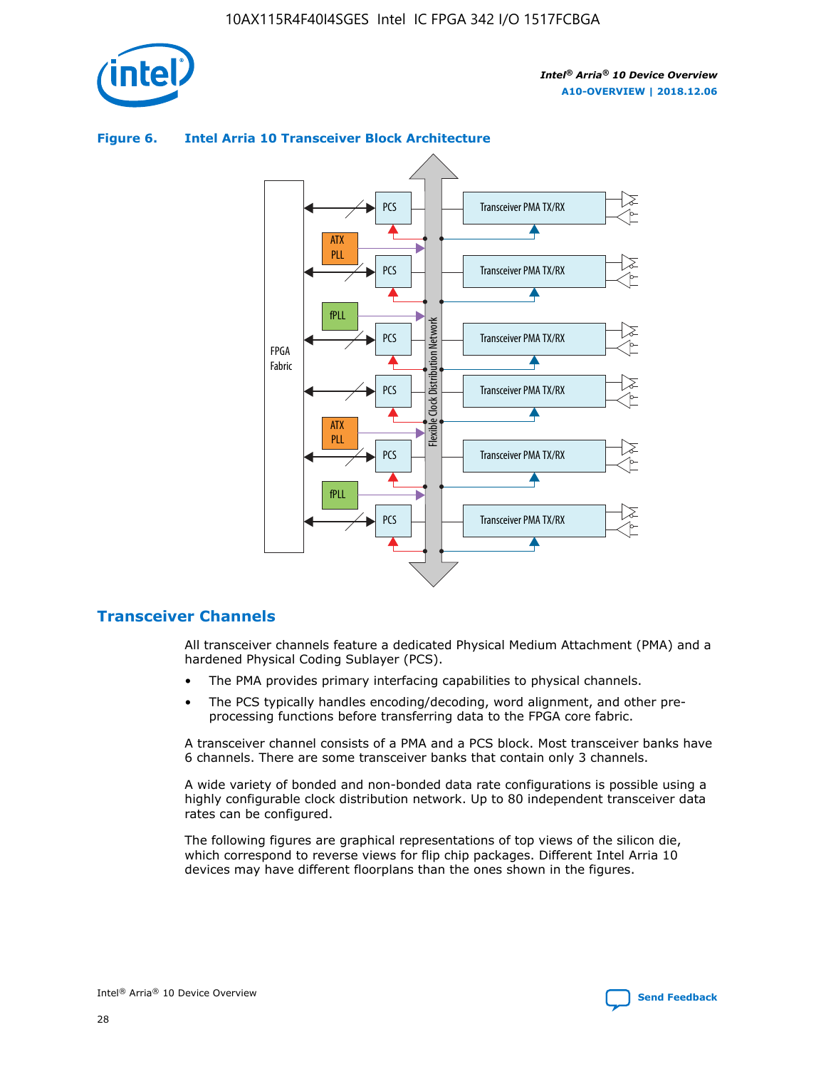**Figure 6. Intel Arria 10 Transceiver Block Architecture**

## Transceiver Channels

All transceiver channels feature a dedicated Physical Medium Attachment (PMA) and a hardened Physical Coding Sublayer (PCS).

- The PMA provides primary interfacing capabilities to physical channels.
- The PCS typically handles encoding/decoding, word alignment, and other pre-processing functions before transferring data to the FPGA core fabric.

A transceiver channel consists of a PMA and a PCS block. Most transceiver banks have 6 channels. There are some transceiver banks that contain only 3 channels.

A wide variety of bonded and non-bonded data rate configurations is possible using a highly configurable clock distribution network. Up to 80 independent transceiver data rates can be configured.

The following figures are graphical representations of top views of the silicon die, which correspond to reverse views for flip chip packages. Different Intel Arria 10 devices may have different floorplans than the ones shown in the figures.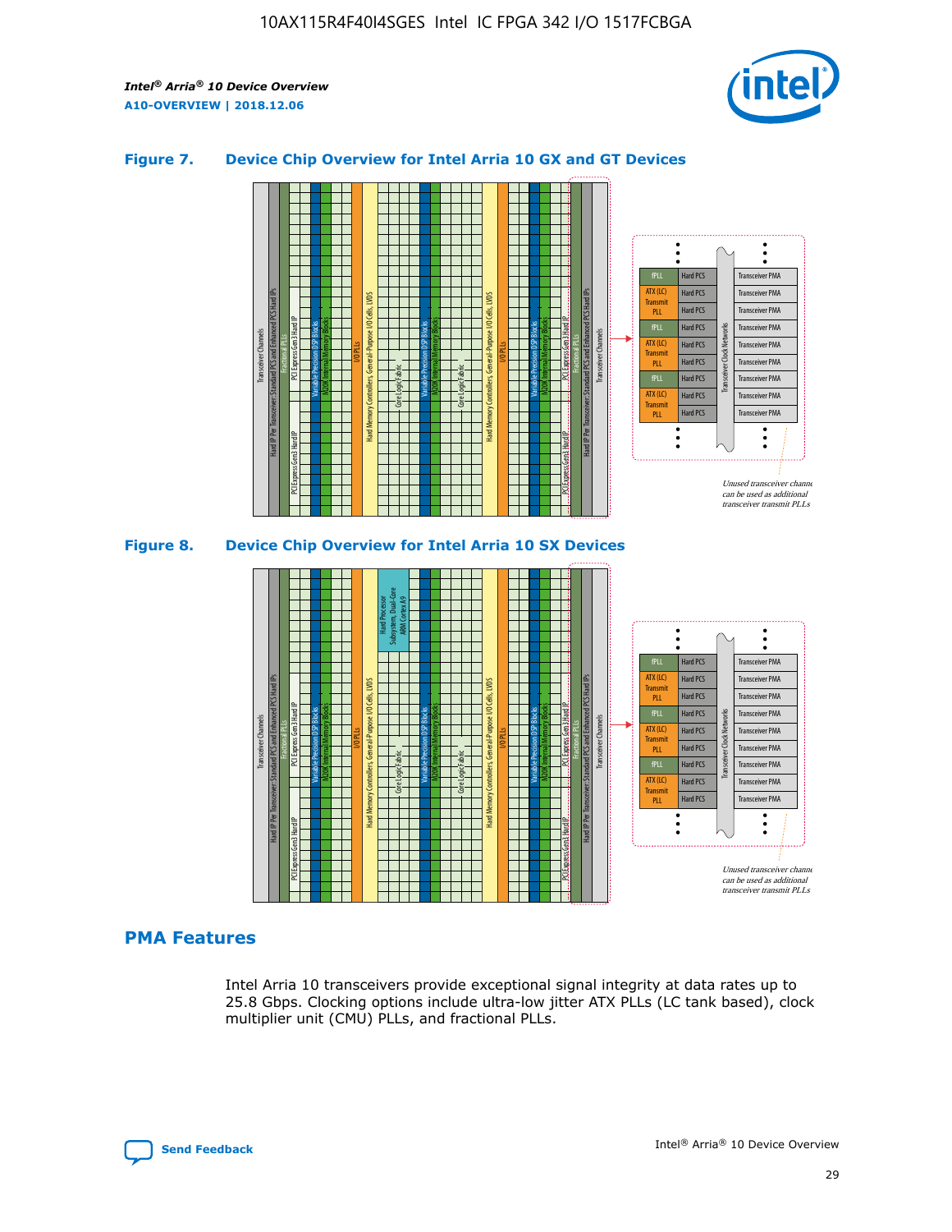**Figure 7. Device Chip Overview for Intel Arria 10 GX and GT Devices**

**Figure 8. Device Chip Overview for Intel Arria 10 SX Devices**

## PMA Features

Intel Arria 10 transceivers provide exceptional signal integrity at data rates up to 25.8 Gbps. Clocking options include ultra-low jitter ATX PLLs (LC tank based), clock multiplier unit (CMU) PLLs, and fractional PLLs.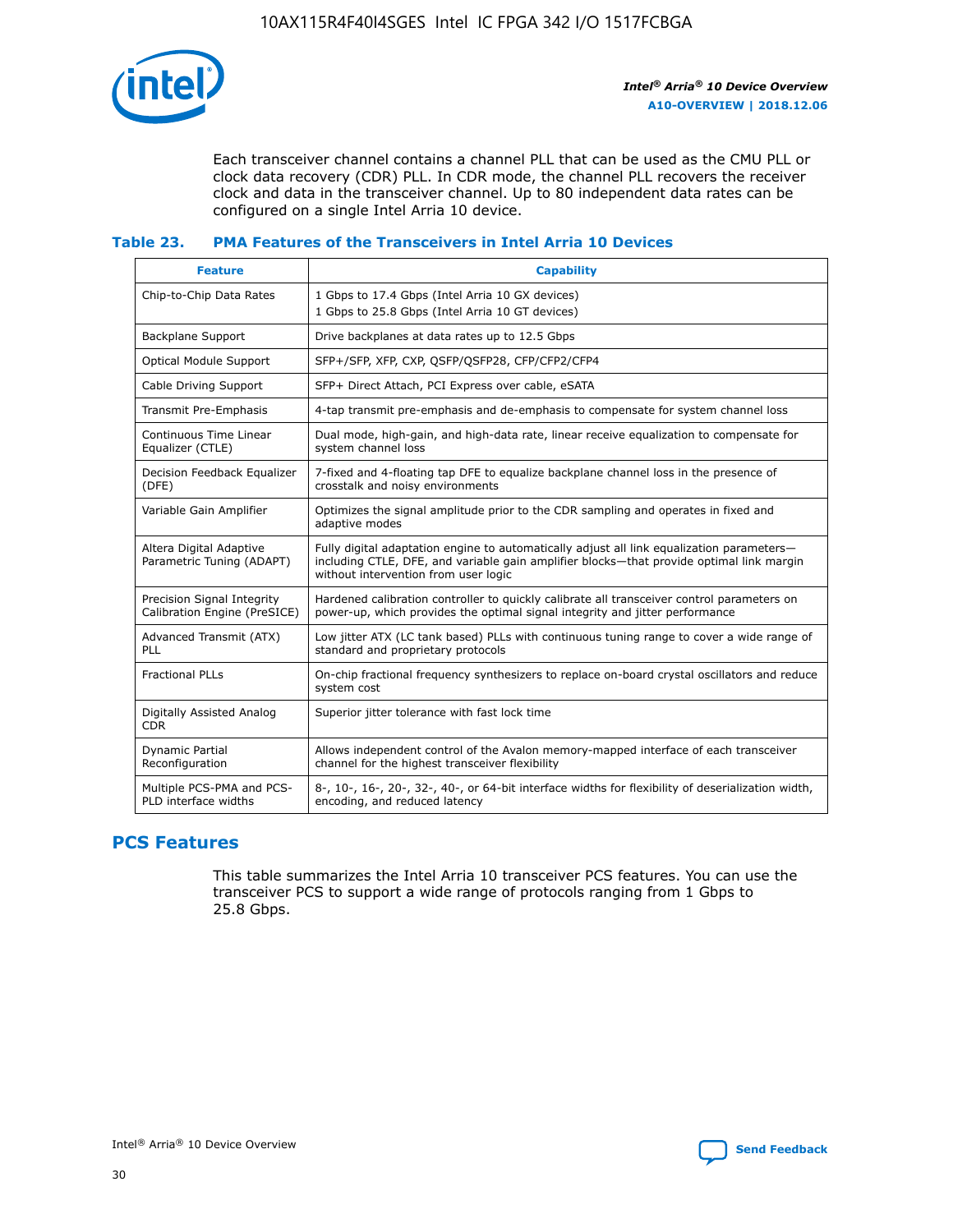Each transceiver channel contains a channel PLL that can be used as the CMU PLL or clock data recovery (CDR) PLL. In CDR mode, the channel PLL recovers the receiver clock and data in the transceiver channel. Up to 80 independent data rates can be configured on a single Intel Arria 10 device.

### Table 23. PMA Features of the Transceivers in Intel Arria 10 Devices

| Feature | Capability |
|---|---|
| Chip-to-Chip Data Rates | 1 Gbps to 17.4 Gbps (Intel Arria 10 GX devices)<br>1 Gbps to 25.8 Gbps (Intel Arria 10 GT devices) |
| Backplane Support | Drive backplanes at data rates up to 12.5 Gbps |
| Optical Module Support | SFP+/SFP, XFP, CXP, QSFP/QSFP28, CFP/CFP2/CFP4 |
| Cable Driving Support | SFP+ Direct Attach, PCI Express over cable, eSATA |
| Transmit Pre-Emphasis | 4-tap transmit pre-emphasis and de-emphasis to compensate for system channel loss |
| Continuous Time Linear Equalizer (CTLE) | Dual mode, high-gain, and high-data rate, linear receive equalization to compensate for system channel loss |
| Decision Feedback Equalizer (DFE) | 7-fixed and 4-floating tap DFE to equalize backplane channel loss in the presence of crosstalk and noisy environments |
| Variable Gain Amplifier | Optimizes the signal amplitude prior to the CDR sampling and operates in fixed and adaptive modes |
| Altera Digital Adaptive Parametric Tuning (ADAPT) | Fully digital adaptation engine to automatically adjust all link equalization parameters—including CTLE, DFE, and variable gain amplifier blocks—that provide optimal link margin without intervention from user logic |
| Precision Signal Integrity Calibration Engine (PreSICE) | Hardened calibration controller to quickly calibrate all transceiver control parameters on power-up, which provides the optimal signal integrity and jitter performance |
| Advanced Transmit (ATX) PLL | Low jitter ATX (LC tank based) PLLs with continuous tuning range to cover a wide range of standard and proprietary protocols |
| Fractional PLLs | On-chip fractional frequency synthesizers to replace on-board crystal oscillators and reduce system cost |
| Digitally Assisted Analog CDR | Superior jitter tolerance with fast lock time |
| Dynamic Partial Reconfiguration | Allows independent control of the Avalon memory-mapped interface of each transceiver channel for the highest transceiver flexibility |
| Multiple PCS-PMA and PCS-PLD interface widths | 8-, 10-, 16-, 20-, 32-, 40-, or 64-bit interface widths for flexibility of deserialization width, encoding, and reduced latency |

## PCS Features

This table summarizes the Intel Arria 10 transceiver PCS features. You can use the transceiver PCS to support a wide range of protocols ranging from 1 Gbps to 25.8 Gbps.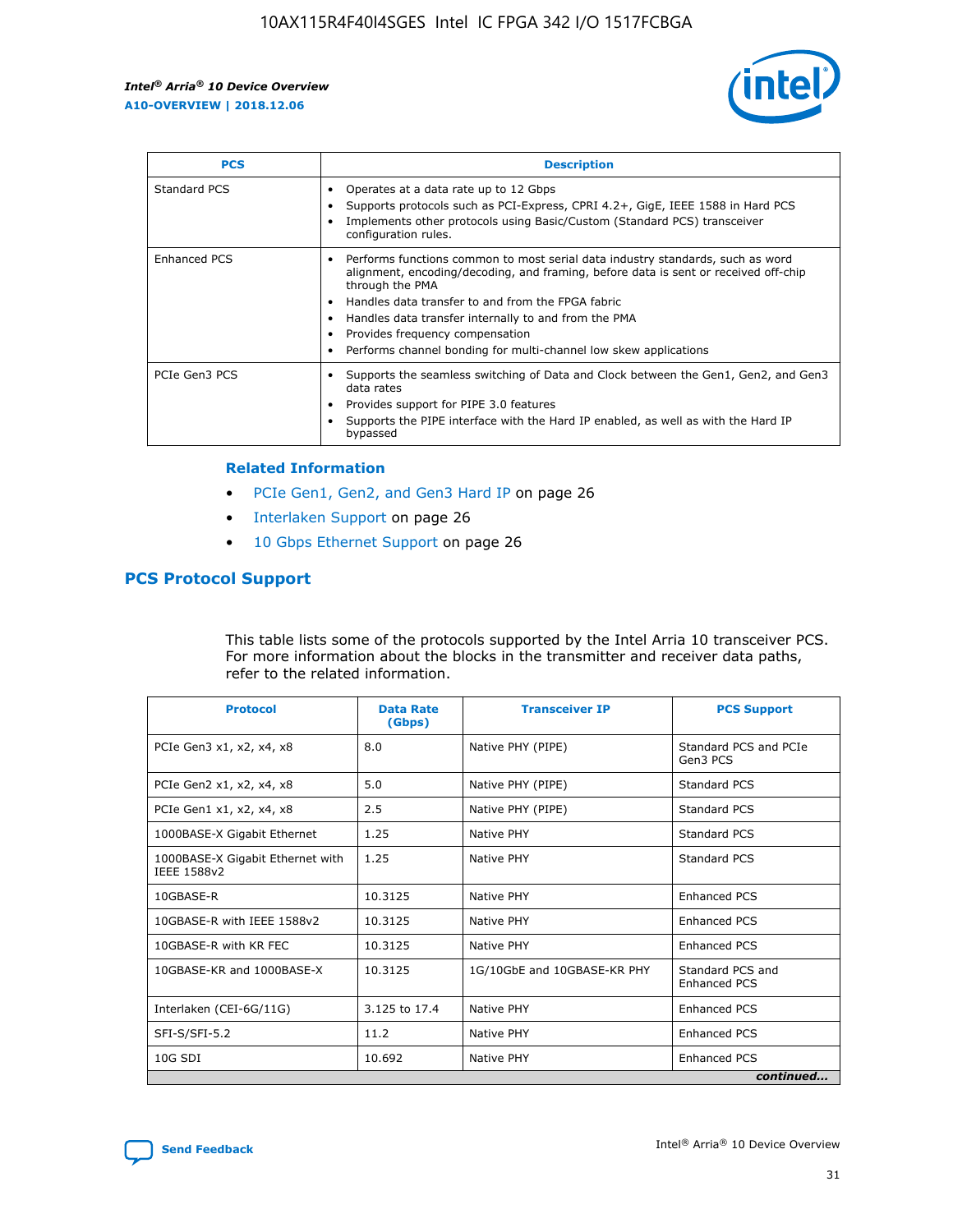| PCS | Description |
| --- | --- |
| Standard PCS | • Operates at a data rate up to 12 Gbps<br>• Supports protocols such as PCI-Express, CPRI 4.2+, GigE, IEEE 1588 in Hard PCS<br>• Implements other protocols using Basic/Custom (Standard PCS) transceiver configuration rules. |
| Enhanced PCS | • Performs functions common to most serial data industry standards, such as word alignment, encoding/decoding, and framing, before data is sent or received off-chip through the PMA<br>• Handles data transfer to and from the FPGA fabric<br>• Handles data transfer internally to and from the PMA<br>• Provides frequency compensation<br>• Performs channel bonding for multi-channel low skew applications |
| PCIe Gen3 PCS | • Supports the seamless switching of Data and Clock between the Gen1, Gen2, and Gen3 data rates<br>• Provides support for PIPE 3.0 features<br>• Supports the PIPE interface with the Hard IP enabled, as well as with the Hard IP bypassed |

### Related Information

- PCIe Gen1, Gen2, and Gen3 Hard IP on page 26
- Interlaken Support on page 26
- 10 Gbps Ethernet Support on page 26

## PCS Protocol Support

This table lists some of the protocols supported by the Intel Arria 10 transceiver PCS. For more information about the blocks in the transmitter and receiver data paths, refer to the related information.

| Protocol | Data Rate (Gbps) | Transceiver IP | PCS Support |
| --- | --- | --- | --- |
| PCIe Gen3 x1, x2, x4, x8 | 8.0 | Native PHY (PIPE) | Standard PCS and PCIe Gen3 PCS |
| PCIe Gen2 x1, x2, x4, x8 | 5.0 | Native PHY (PIPE) | Standard PCS |
| PCIe Gen1 x1, x2, x4, x8 | 2.5 | Native PHY (PIPE) | Standard PCS |
| 1000BASE-X Gigabit Ethernet | 1.25 | Native PHY | Standard PCS |
| 1000BASE-X Gigabit Ethernet with IEEE 1588v2 | 1.25 | Native PHY | Standard PCS |
| 10GBASE-R | 10.3125 | Native PHY | Enhanced PCS |
| 10GBASE-R with IEEE 1588v2 | 10.3125 | Native PHY | Enhanced PCS |
| 10GBASE-R with KR FEC | 10.3125 | Native PHY | Enhanced PCS |
| 10GBASE-KR and 1000BASE-X | 10.3125 | 1G/10GbE and 10GBASE-KR PHY | Standard PCS and Enhanced PCS |
| Interlaken (CEI-6G/11G) | 3.125 to 17.4 | Native PHY | Enhanced PCS |
| SFI-S/SFI-5.2 | 11.2 | Native PHY | Enhanced PCS |
| 10G SDI | 10.692 | Native PHY | Enhanced PCS |

*continued...*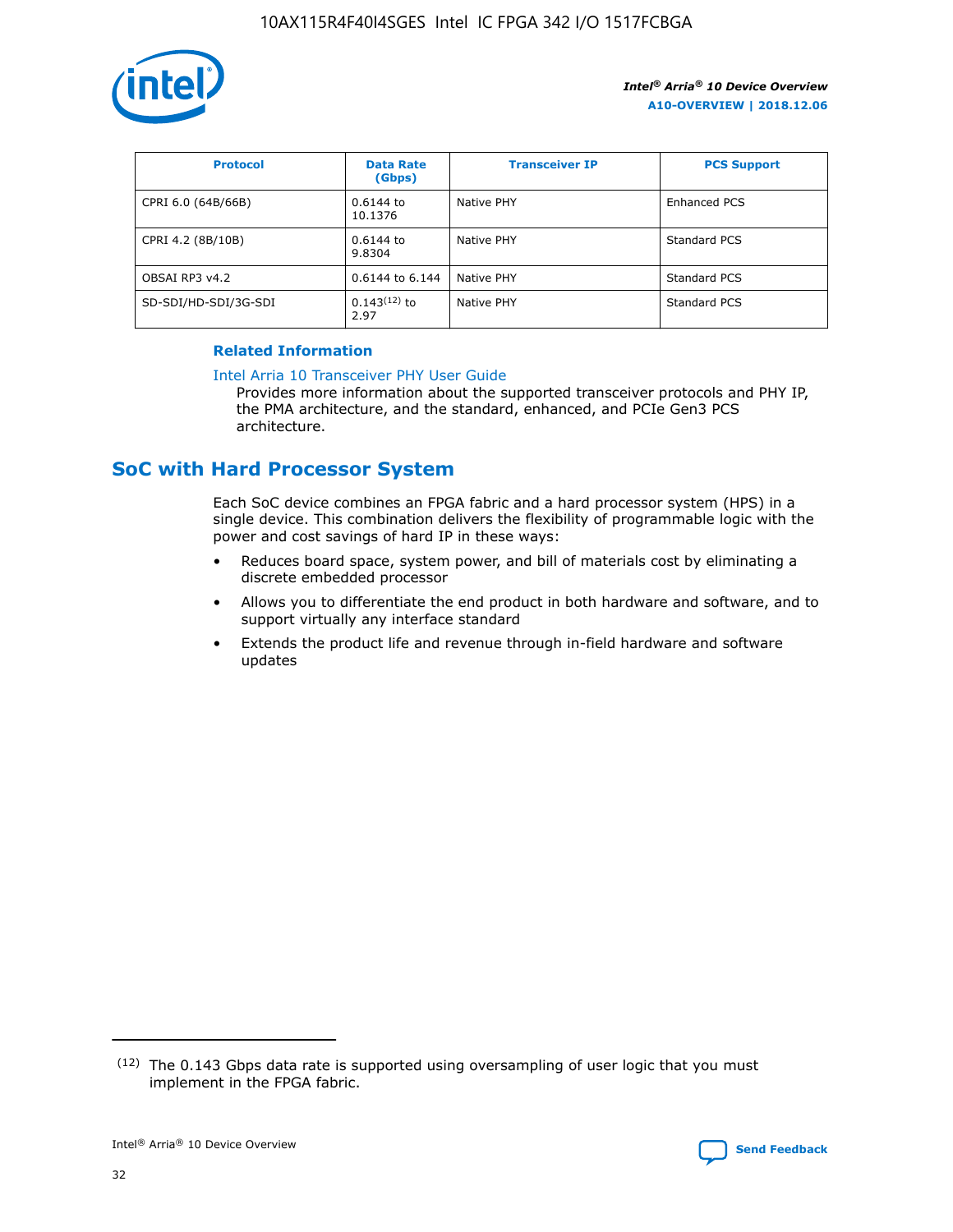| Protocol | Data Rate (Gbps) | Transceiver IP | PCS Support |
| --- | --- | --- | --- |
| CPRI 6.0 (64B/66B) | 0.6144 to 10.1376 | Native PHY | Enhanced PCS |
| CPRI 4.2 (8B/10B) | 0.6144 to 9.8304 | Native PHY | Standard PCS |
| OBSAI RP3 v4.2 | 0.6144 to 6.144 | Native PHY | Standard PCS |
| SD-SDI/HD-SDI/3G-SDI | 0.143[12] to 2.97 | Native PHY | Standard PCS |

**Related Information**

Intel Arria 10 Transceiver PHY User Guide
Provides more information about the supported transceiver protocols and PHY IP, the PMA architecture, and the standard, enhanced, and PCIe Gen3 PCS architecture.

## SoC with Hard Processor System

Each SoC device combines an FPGA fabric and a hard processor system (HPS) in a single device. This combination delivers the flexibility of programmable logic with the power and cost savings of hard IP in these ways:

- Reduces board space, system power, and bill of materials cost by eliminating a discrete embedded processor
- Allows you to differentiate the end product in both hardware and software, and to support virtually any interface standard
- Extends the product life and revenue through in-field hardware and software updates

(12) The 0.143 Gbps data rate is supported using oversampling of user logic that you must implement in the FPGA fabric.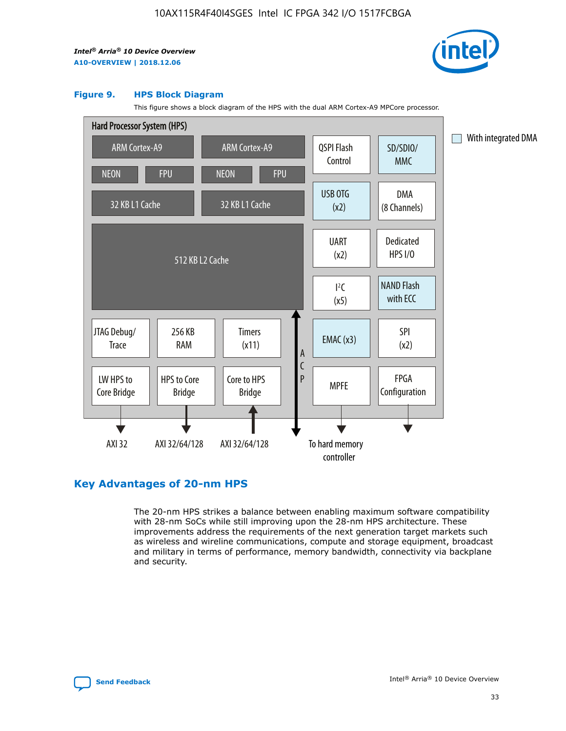Figure 9. HPS Block Diagram

This figure shows a block diagram of the HPS with the dual ARM Cortex-A9 MPCore processor.

Hard Processor System (HPS)

| | | | |
|---|---|---|---|
| ARM Cortex-A9 (NEON, FPU, 32 KB L1 Cache) | ARM Cortex-A9 (NEON, FPU, 32 KB L1 Cache) | QSPI Flash Control | SD/SDIO/MMC |
| 512 KB L2 Cache | | USB OTG (x2) | DMA (8 Channels) |
| | | UART (x2) | Dedicated HPS I/O |
| | | I²C (x5) | NAND Flash with ECC |
| JTAG Debug/Trace | 256 KB RAM | Timers (x11) | EMAC (x3) | SPI (x2) |
| LW HPS to Core Bridge | HPS to Core Bridge | Core to HPS Bridge | MPFE | FPGA Configuration |

With integrated DMA: SD/SDIO/MMC, USB OTG (x2), NAND Flash with ECC, EMAC (x3)

Interfaces: AXI 32 (LW HPS to Core Bridge), AXI 32/64/128 (HPS to Core Bridge), AXI 32/64/128 (Core to HPS Bridge), ACP, To hard memory controller (MPFE)

## Key Advantages of 20-nm HPS

The 20-nm HPS strikes a balance between enabling maximum software compatibility with 28-nm SoCs while still improving upon the 28-nm HPS architecture. These improvements address the requirements of the next generation target markets such as wireless and wireline communications, compute and storage equipment, broadcast and military in terms of performance, memory bandwidth, connectivity via backplane and security.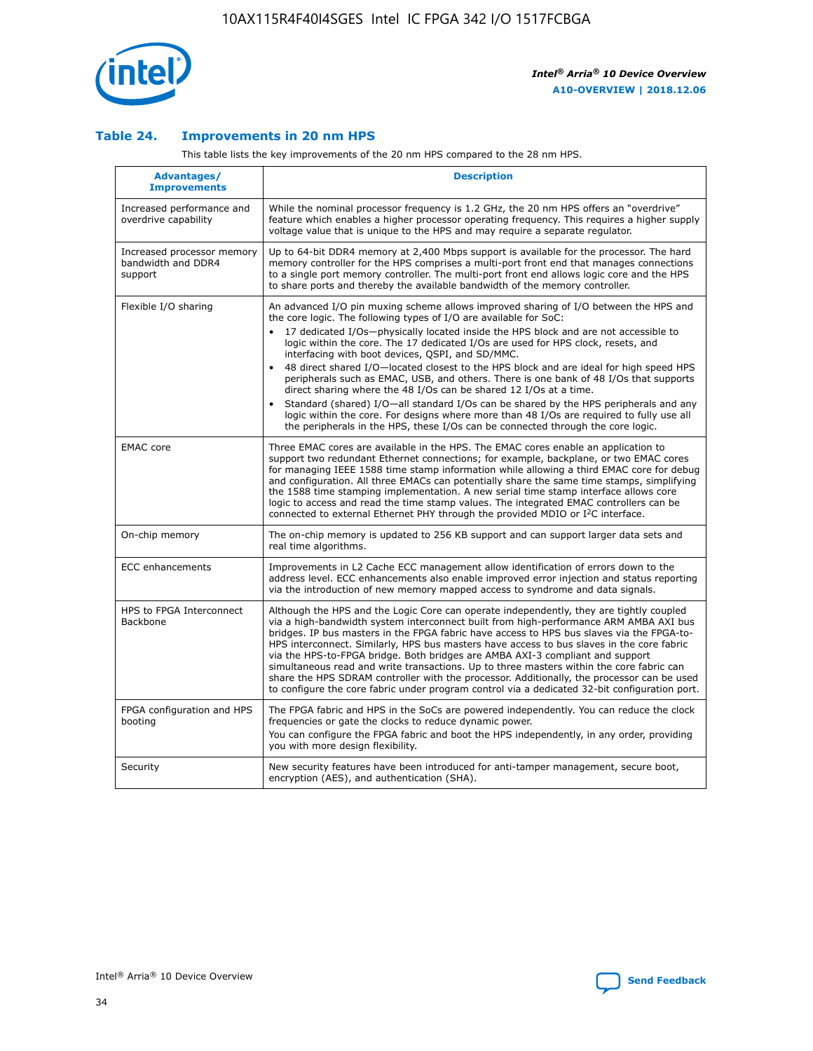## Table 24. Improvements in 20 nm HPS

This table lists the key improvements of the 20 nm HPS compared to the 28 nm HPS.

| Advantages/ Improvements | Description |
|---|---|
| Increased performance and overdrive capability | While the nominal processor frequency is 1.2 GHz, the 20 nm HPS offers an "overdrive" feature which enables a higher processor operating frequency. This requires a higher supply voltage value that is unique to the HPS and may require a separate regulator. |
| Increased processor memory bandwidth and DDR4 support | Up to 64-bit DDR4 memory at 2,400 Mbps support is available for the processor. The hard memory controller for the HPS comprises a multi-port front end that manages connections to a single port memory controller. The multi-port front end allows logic core and the HPS to share ports and thereby the available bandwidth of the memory controller. |
| Flexible I/O sharing | An advanced I/O pin muxing scheme allows improved sharing of I/O between the HPS and the core logic. The following types of I/O are available for SoC: <br>• 17 dedicated I/Os—physically located inside the HPS block and are not accessible to logic within the core. The 17 dedicated I/Os are used for HPS clock, resets, and interfacing with boot devices, QSPI, and SD/MMC. <br>• 48 direct shared I/O—located closest to the HPS block and are ideal for high speed HPS peripherals such as EMAC, USB, and others. There is one bank of 48 I/Os that supports direct sharing where the 48 I/Os can be shared 12 I/Os at a time. <br>• Standard (shared) I/O—all standard I/Os can be shared by the HPS peripherals and any logic within the core. For designs where more than 48 I/Os are required to fully use all the peripherals in the HPS, these I/Os can be connected through the core logic. |
| EMAC core | Three EMAC cores are available in the HPS. The EMAC cores enable an application to support two redundant Ethernet connections; for example, backplane, or two EMAC cores for managing IEEE 1588 time stamp information while allowing a third EMAC core for debug and configuration. All three EMACs can potentially share the same time stamps, simplifying the 1588 time stamping implementation. A new serial time stamp interface allows core logic to access and read the time stamp values. The integrated EMAC controllers can be connected to external Ethernet PHY through the provided MDIO or I²C interface. |
| On-chip memory | The on-chip memory is updated to 256 KB support and can support larger data sets and real time algorithms. |
| ECC enhancements | Improvements in L2 Cache ECC management allow identification of errors down to the address level. ECC enhancements also enable improved error injection and status reporting via the introduction of new memory mapped access to syndrome and data signals. |
| HPS to FPGA Interconnect Backbone | Although the HPS and the Logic Core can operate independently, they are tightly coupled via a high-bandwidth system interconnect built from high-performance ARM AMBA AXI bus bridges. IP bus masters in the FPGA fabric have access to HPS bus slaves via the FPGA-to-HPS interconnect. Similarly, HPS bus masters have access to bus slaves in the core fabric via the HPS-to-FPGA bridge. Both bridges are AMBA AXI-3 compliant and support simultaneous read and write transactions. Up to three masters within the core fabric can share the HPS SDRAM controller with the processor. Additionally, the processor can be used to configure the core fabric under program control via a dedicated 32-bit configuration port. |
| FPGA configuration and HPS booting | The FPGA fabric and HPS in the SoCs are powered independently. You can reduce the clock frequencies or gate the clocks to reduce dynamic power. <br>You can configure the FPGA fabric and boot the HPS independently, in any order, providing you with more design flexibility. |
| Security | New security features have been introduced for anti-tamper management, secure boot, encryption (AES), and authentication (SHA). |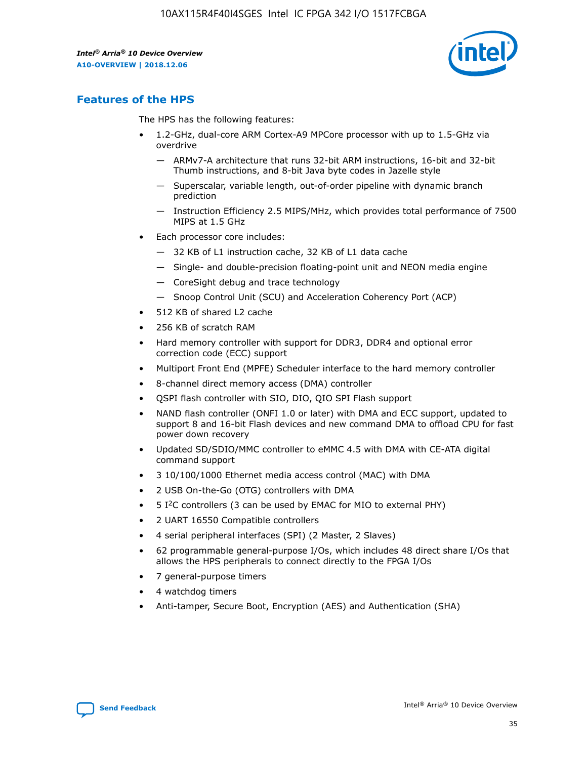## Features of the HPS

The HPS has the following features:

- 1.2-GHz, dual-core ARM Cortex-A9 MPCore processor with up to 1.5-GHz via overdrive
  - — ARMv7-A architecture that runs 32-bit ARM instructions, 16-bit and 32-bit Thumb instructions, and 8-bit Java byte codes in Jazelle style
  - — Superscalar, variable length, out-of-order pipeline with dynamic branch prediction
  - — Instruction Efficiency 2.5 MIPS/MHz, which provides total performance of 7500 MIPS at 1.5 GHz
- Each processor core includes:
  - — 32 KB of L1 instruction cache, 32 KB of L1 data cache
  - — Single- and double-precision floating-point unit and NEON media engine
  - — CoreSight debug and trace technology
  - — Snoop Control Unit (SCU) and Acceleration Coherency Port (ACP)
- 512 KB of shared L2 cache
- 256 KB of scratch RAM
- Hard memory controller with support for DDR3, DDR4 and optional error correction code (ECC) support
- Multiport Front End (MPFE) Scheduler interface to the hard memory controller
- 8-channel direct memory access (DMA) controller
- QSPI flash controller with SIO, DIO, QIO SPI Flash support
- NAND flash controller (ONFI 1.0 or later) with DMA and ECC support, updated to support 8 and 16-bit Flash devices and new command DMA to offload CPU for fast power down recovery
- Updated SD/SDIO/MMC controller to eMMC 4.5 with DMA with CE-ATA digital command support
- 3 10/100/1000 Ethernet media access control (MAC) with DMA
- 2 USB On-the-Go (OTG) controllers with DMA
- 5 I$^2$C controllers (3 can be used by EMAC for MIO to external PHY)
- 2 UART 16550 Compatible controllers
- 4 serial peripheral interfaces (SPI) (2 Master, 2 Slaves)
- 62 programmable general-purpose I/Os, which includes 48 direct share I/Os that allows the HPS peripherals to connect directly to the FPGA I/Os
- 7 general-purpose timers
- 4 watchdog timers
- Anti-tamper, Secure Boot, Encryption (AES) and Authentication (SHA)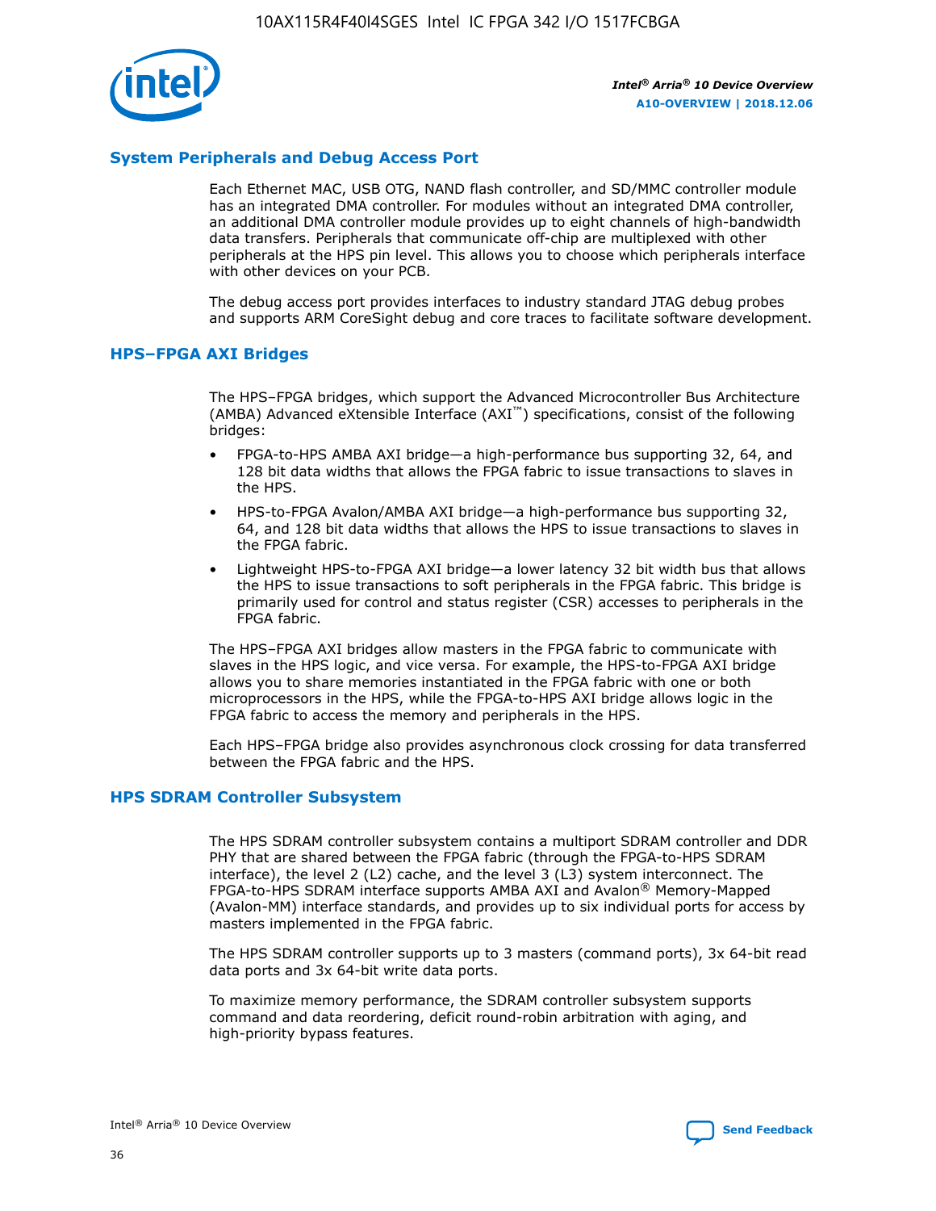## System Peripherals and Debug Access Port

Each Ethernet MAC, USB OTG, NAND flash controller, and SD/MMC controller module has an integrated DMA controller. For modules without an integrated DMA controller, an additional DMA controller module provides up to eight channels of high-bandwidth data transfers. Peripherals that communicate off-chip are multiplexed with other peripherals at the HPS pin level. This allows you to choose which peripherals interface with other devices on your PCB.

The debug access port provides interfaces to industry standard JTAG debug probes and supports ARM CoreSight debug and core traces to facilitate software development.

## HPS–FPGA AXI Bridges

The HPS–FPGA bridges, which support the Advanced Microcontroller Bus Architecture (AMBA) Advanced eXtensible Interface (AXI™) specifications, consist of the following bridges:

- FPGA-to-HPS AMBA AXI bridge—a high-performance bus supporting 32, 64, and 128 bit data widths that allows the FPGA fabric to issue transactions to slaves in the HPS.
- HPS-to-FPGA Avalon/AMBA AXI bridge—a high-performance bus supporting 32, 64, and 128 bit data widths that allows the HPS to issue transactions to slaves in the FPGA fabric.
- Lightweight HPS-to-FPGA AXI bridge—a lower latency 32 bit width bus that allows the HPS to issue transactions to soft peripherals in the FPGA fabric. This bridge is primarily used for control and status register (CSR) accesses to peripherals in the FPGA fabric.

The HPS–FPGA AXI bridges allow masters in the FPGA fabric to communicate with slaves in the HPS logic, and vice versa. For example, the HPS-to-FPGA AXI bridge allows you to share memories instantiated in the FPGA fabric with one or both microprocessors in the HPS, while the FPGA-to-HPS AXI bridge allows logic in the FPGA fabric to access the memory and peripherals in the HPS.

Each HPS–FPGA bridge also provides asynchronous clock crossing for data transferred between the FPGA fabric and the HPS.

## HPS SDRAM Controller Subsystem

The HPS SDRAM controller subsystem contains a multiport SDRAM controller and DDR PHY that are shared between the FPGA fabric (through the FPGA-to-HPS SDRAM interface), the level 2 (L2) cache, and the level 3 (L3) system interconnect. The FPGA-to-HPS SDRAM interface supports AMBA AXI and Avalon® Memory-Mapped (Avalon-MM) interface standards, and provides up to six individual ports for access by masters implemented in the FPGA fabric.

The HPS SDRAM controller supports up to 3 masters (command ports), 3x 64-bit read data ports and 3x 64-bit write data ports.

To maximize memory performance, the SDRAM controller subsystem supports command and data reordering, deficit round-robin arbitration with aging, and high-priority bypass features.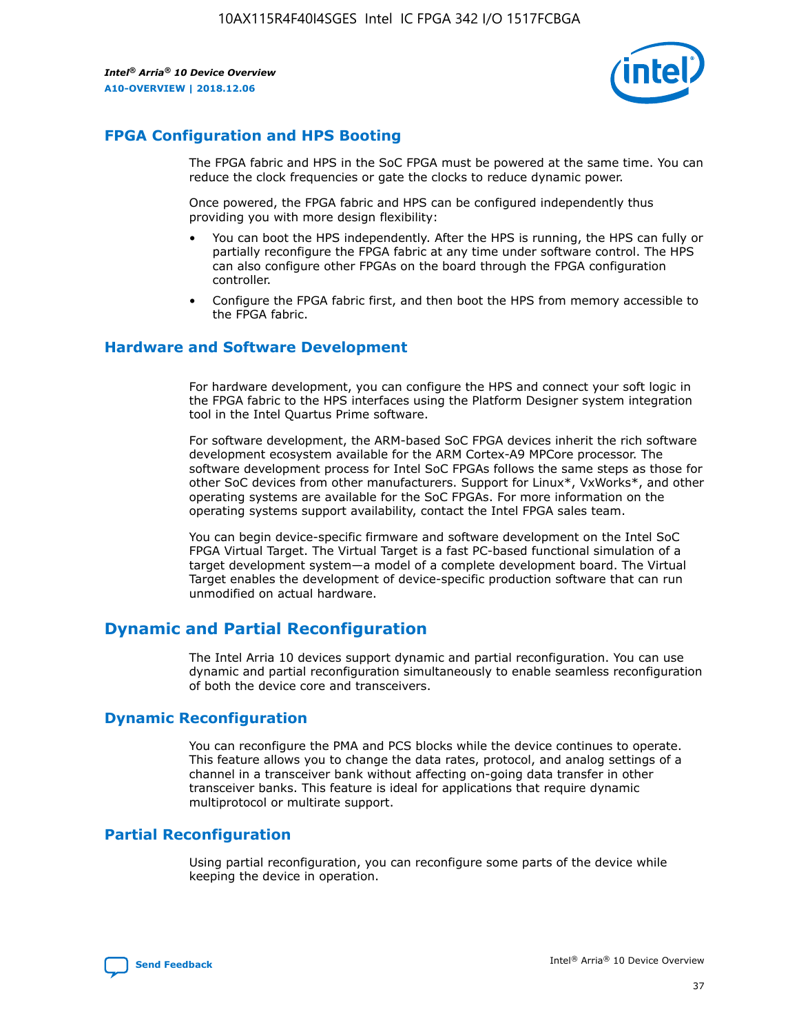## FPGA Configuration and HPS Booting

The FPGA fabric and HPS in the SoC FPGA must be powered at the same time. You can reduce the clock frequencies or gate the clocks to reduce dynamic power.

Once powered, the FPGA fabric and HPS can be configured independently thus providing you with more design flexibility:

- You can boot the HPS independently. After the HPS is running, the HPS can fully or partially reconfigure the FPGA fabric at any time under software control. The HPS can also configure other FPGAs on the board through the FPGA configuration controller.
- Configure the FPGA fabric first, and then boot the HPS from memory accessible to the FPGA fabric.

## Hardware and Software Development

For hardware development, you can configure the HPS and connect your soft logic in the FPGA fabric to the HPS interfaces using the Platform Designer system integration tool in the Intel Quartus Prime software.

For software development, the ARM-based SoC FPGA devices inherit the rich software development ecosystem available for the ARM Cortex-A9 MPCore processor. The software development process for Intel SoC FPGAs follows the same steps as those for other SoC devices from other manufacturers. Support for Linux*, VxWorks*, and other operating systems are available for the SoC FPGAs. For more information on the operating systems support availability, contact the Intel FPGA sales team.

You can begin device-specific firmware and software development on the Intel SoC FPGA Virtual Target. The Virtual Target is a fast PC-based functional simulation of a target development system—a model of a complete development board. The Virtual Target enables the development of device-specific production software that can run unmodified on actual hardware.

# Dynamic and Partial Reconfiguration

The Intel Arria 10 devices support dynamic and partial reconfiguration. You can use dynamic and partial reconfiguration simultaneously to enable seamless reconfiguration of both the device core and transceivers.

## Dynamic Reconfiguration

You can reconfigure the PMA and PCS blocks while the device continues to operate. This feature allows you to change the data rates, protocol, and analog settings of a channel in a transceiver bank without affecting on-going data transfer in other transceiver banks. This feature is ideal for applications that require dynamic multiprotocol or multirate support.

## Partial Reconfiguration

Using partial reconfiguration, you can reconfigure some parts of the device while keeping the device in operation.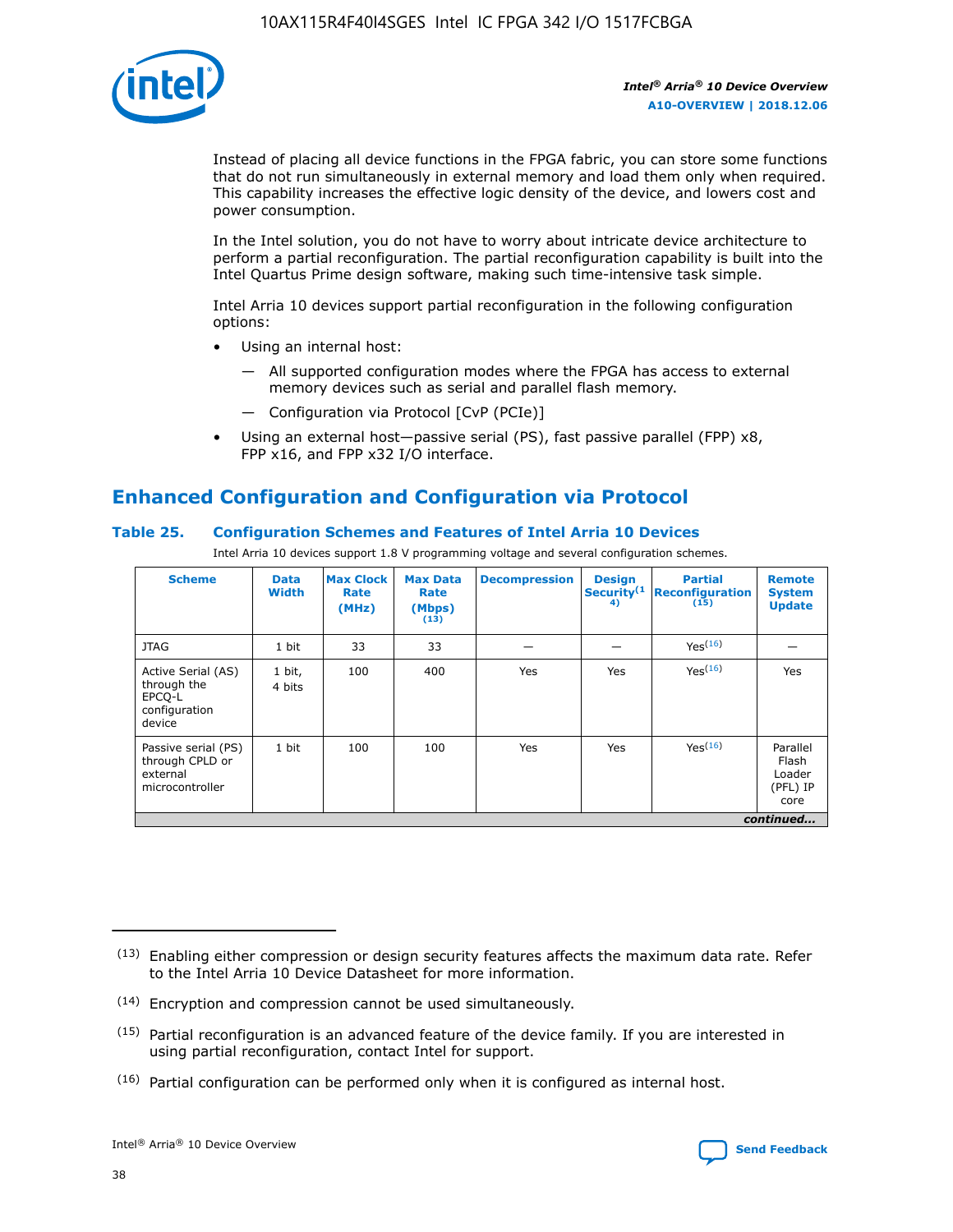Instead of placing all device functions in the FPGA fabric, you can store some functions that do not run simultaneously in external memory and load them only when required. This capability increases the effective logic density of the device, and lowers cost and power consumption.

In the Intel solution, you do not have to worry about intricate device architecture to perform a partial reconfiguration. The partial reconfiguration capability is built into the Intel Quartus Prime design software, making such time-intensive task simple.

Intel Arria 10 devices support partial reconfiguration in the following configuration options:

- Using an internal host:
  - — All supported configuration modes where the FPGA has access to external memory devices such as serial and parallel flash memory.
  - — Configuration via Protocol [CvP (PCIe)]
- Using an external host—passive serial (PS), fast passive parallel (FPP) x8, FPP x16, and FPP x32 I/O interface.

## Enhanced Configuration and Configuration via Protocol

### Table 25. Configuration Schemes and Features of Intel Arria 10 Devices

Intel Arria 10 devices support 1.8 V programming voltage and several configuration schemes.

| Scheme | Data Width | Max Clock Rate (MHz) | Max Data Rate (Mbps) (13) | Decompression | Design Security(14) | Partial Reconfiguration (15) | Remote System Update |
|---|---|---|---|---|---|---|---|
| JTAG | 1 bit | 33 | 33 | — | — | Yes(16) | — |
| Active Serial (AS) through the EPCQ-L configuration device | 1 bit, 4 bits | 100 | 400 | Yes | Yes | Yes(16) | Yes |
| Passive serial (PS) through CPLD or external microcontroller | 1 bit | 100 | 100 | Yes | Yes | Yes(16) | Parallel Flash Loader (PFL) IP core |

*continued...*

(13) Enabling either compression or design security features affects the maximum data rate. Refer to the Intel Arria 10 Device Datasheet for more information.

(14) Encryption and compression cannot be used simultaneously.

(15) Partial reconfiguration is an advanced feature of the device family. If you are interested in using partial reconfiguration, contact Intel for support.

(16) Partial configuration can be performed only when it is configured as internal host.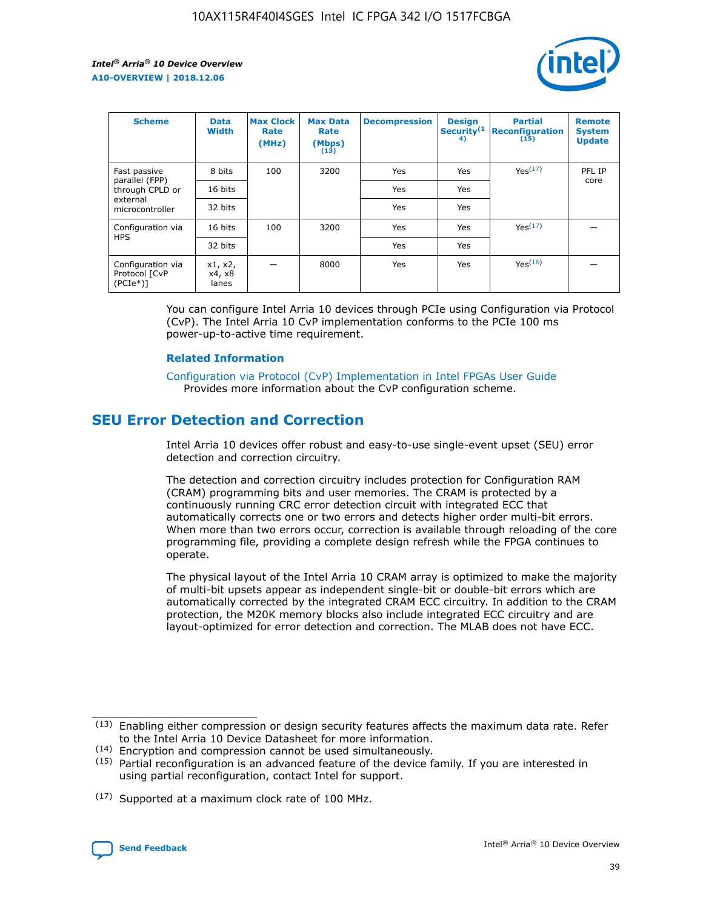| Scheme | Data Width | Max Clock Rate (MHz) | Max Data Rate (Mbps) (13) | Decompression | Design Security(14) | Partial Reconfiguration (15) | Remote System Update |
|---|---|---|---|---|---|---|---|
| Fast passive parallel (FPP) through CPLD or external microcontroller | 8 bits | 100 | 3200 | Yes | Yes | Yes(17) | PFL IP core |
| | 16 bits | | | Yes | Yes | | |
| | 32 bits | | | Yes | Yes | | |
| Configuration via HPS | 16 bits | 100 | 3200 | Yes | Yes | Yes(17) | — |
| | 32 bits | | | Yes | Yes | | |
| Configuration via Protocol [CvP (PCIe*)] | x1, x2, x4, x8 lanes | — | 8000 | Yes | Yes | Yes(16) | — |

You can configure Intel Arria 10 devices through PCIe using Configuration via Protocol (CvP). The Intel Arria 10 CvP implementation conforms to the PCIe 100 ms power-up-to-active time requirement.

### Related Information

Configuration via Protocol (CvP) Implementation in Intel FPGAs User Guide
Provides more information about the CvP configuration scheme.

## SEU Error Detection and Correction

Intel Arria 10 devices offer robust and easy-to-use single-event upset (SEU) error detection and correction circuitry.

The detection and correction circuitry includes protection for Configuration RAM (CRAM) programming bits and user memories. The CRAM is protected by a continuously running CRC error detection circuit with integrated ECC that automatically corrects one or two errors and detects higher order multi-bit errors. When more than two errors occur, correction is available through reloading of the core programming file, providing a complete design refresh while the FPGA continues to operate.

The physical layout of the Intel Arria 10 CRAM array is optimized to make the majority of multi-bit upsets appear as independent single-bit or double-bit errors which are automatically corrected by the integrated CRAM ECC circuitry. In addition to the CRAM protection, the M20K memory blocks also include integrated ECC circuitry and are layout-optimized for error detection and correction. The MLAB does not have ECC.

(13) Enabling either compression or design security features affects the maximum data rate. Refer to the Intel Arria 10 Device Datasheet for more information.

(14) Encryption and compression cannot be used simultaneously.

(15) Partial reconfiguration is an advanced feature of the device family. If you are interested in using partial reconfiguration, contact Intel for support.

(17) Supported at a maximum clock rate of 100 MHz.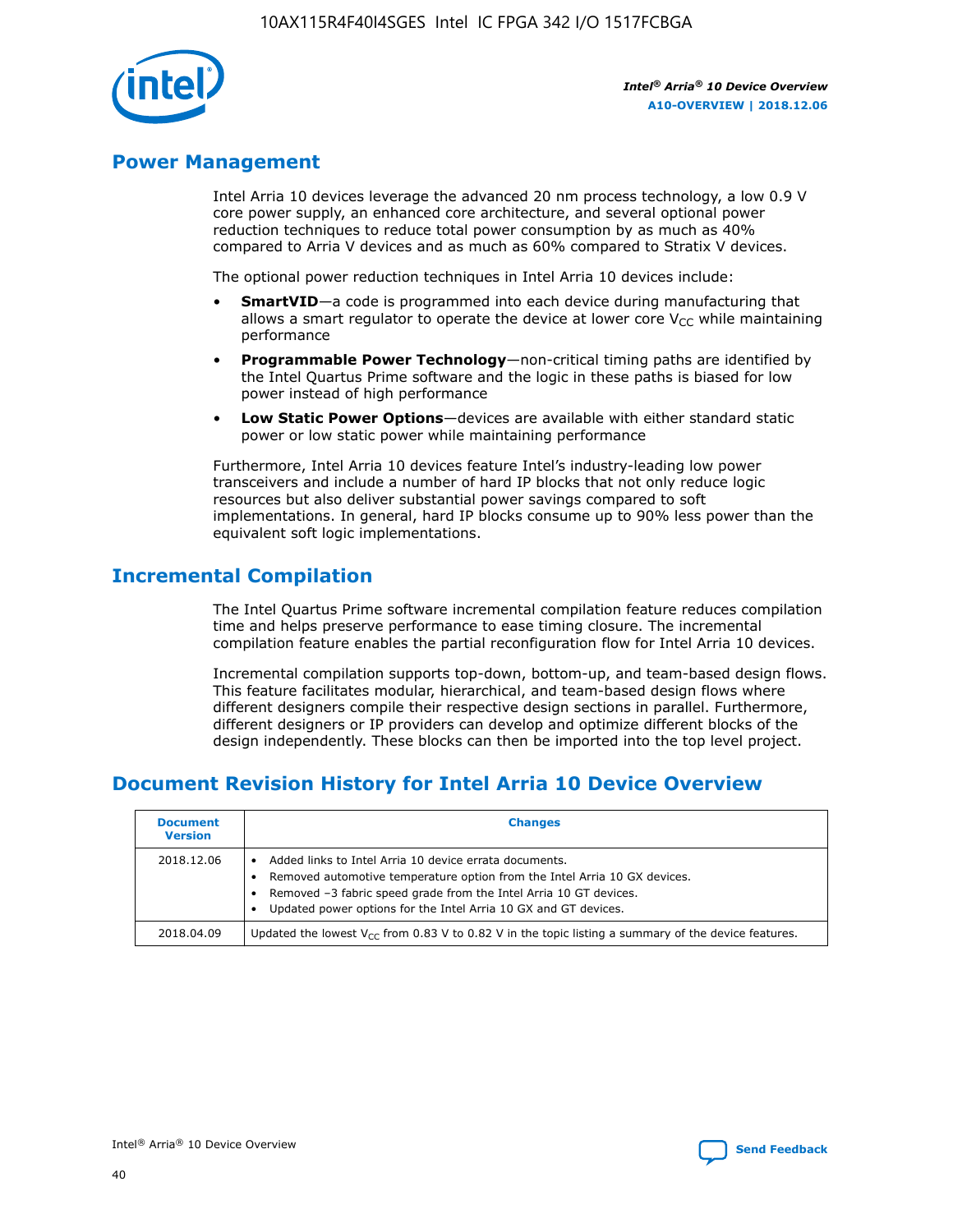## Power Management

Intel Arria 10 devices leverage the advanced 20 nm process technology, a low 0.9 V core power supply, an enhanced core architecture, and several optional power reduction techniques to reduce total power consumption by as much as 40% compared to Arria V devices and as much as 60% compared to Stratix V devices.

The optional power reduction techniques in Intel Arria 10 devices include:

- **SmartVID**—a code is programmed into each device during manufacturing that allows a smart regulator to operate the device at lower core $V_{CC}$ while maintaining performance
- **Programmable Power Technology**—non-critical timing paths are identified by the Intel Quartus Prime software and the logic in these paths is biased for low power instead of high performance
- **Low Static Power Options**—devices are available with either standard static power or low static power while maintaining performance

Furthermore, Intel Arria 10 devices feature Intel's industry-leading low power transceivers and include a number of hard IP blocks that not only reduce logic resources but also deliver substantial power savings compared to soft implementations. In general, hard IP blocks consume up to 90% less power than the equivalent soft logic implementations.

## Incremental Compilation

The Intel Quartus Prime software incremental compilation feature reduces compilation time and helps preserve performance to ease timing closure. The incremental compilation feature enables the partial reconfiguration flow for Intel Arria 10 devices.

Incremental compilation supports top-down, bottom-up, and team-based design flows. This feature facilitates modular, hierarchical, and team-based design flows where different designers compile their respective design sections in parallel. Furthermore, different designers or IP providers can develop and optimize different blocks of the design independently. These blocks can then be imported into the top level project.

## Document Revision History for Intel Arria 10 Device Overview

| Document Version | Changes |
| --- | --- |
| 2018.12.06 | • Added links to Intel Arria 10 device errata documents.<br>• Removed automotive temperature option from the Intel Arria 10 GX devices.<br>• Removed –3 fabric speed grade from the Intel Arria 10 GT devices.<br>• Updated power options for the Intel Arria 10 GX and GT devices. |
| 2018.04.09 | Updated the lowest $V_{CC}$ from 0.83 V to 0.82 V in the topic listing a summary of the device features. |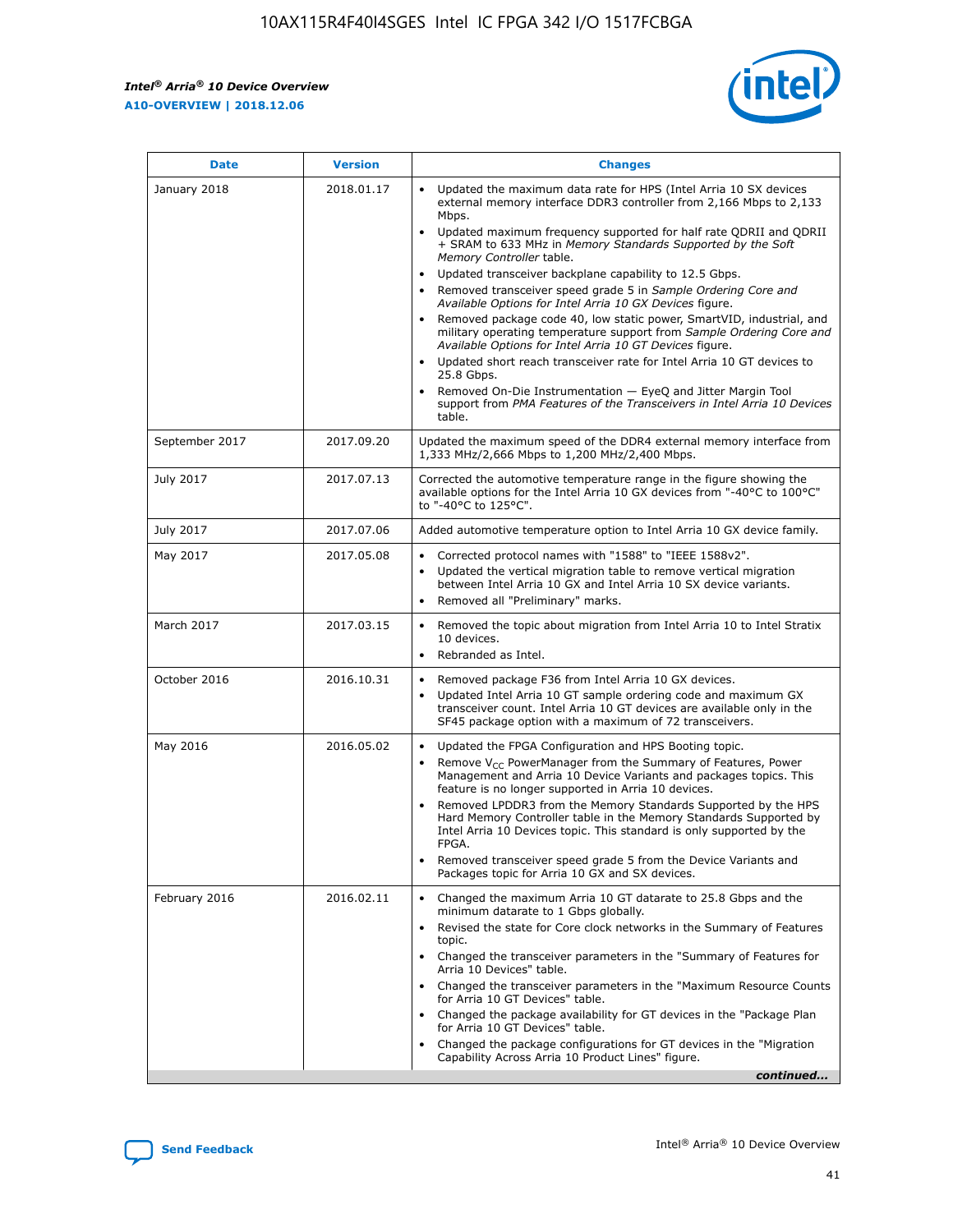| Date | Version | Changes |
| --- | --- | --- |
| January 2018 | 2018.01.17 | • Updated the maximum data rate for HPS (Intel Arria 10 SX devices external memory interface DDR3 controller from 2,166 Mbps to 2,133 Mbps.<br>• Updated maximum frequency supported for half rate QDRII and QDRII + SRAM to 633 MHz in *Memory Standards Supported by the Soft Memory Controller* table.<br>• Updated transceiver backplane capability to 12.5 Gbps.<br>• Removed transceiver speed grade 5 in *Sample Ordering Core and Available Options for Intel Arria 10 GX Devices* figure.<br>• Removed package code 40, low static power, SmartVID, industrial, and military operating temperature support from *Sample Ordering Core and Available Options for Intel Arria 10 GT Devices* figure.<br>• Updated short reach transceiver rate for Intel Arria 10 GT devices to 25.8 Gbps.<br>• Removed On-Die Instrumentation — EyeQ and Jitter Margin Tool support from *PMA Features of the Transceivers in Intel Arria 10 Devices* table. |
| September 2017 | 2017.09.20 | Updated the maximum speed of the DDR4 external memory interface from 1,333 MHz/2,666 Mbps to 1,200 MHz/2,400 Mbps. |
| July 2017 | 2017.07.13 | Corrected the automotive temperature range in the figure showing the available options for the Intel Arria 10 GX devices from "-40°C to 100°C" to "-40°C to 125°C". |
| July 2017 | 2017.07.06 | Added automotive temperature option to Intel Arria 10 GX device family. |
| May 2017 | 2017.05.08 | • Corrected protocol names with "1588" to "IEEE 1588v2".<br>• Updated the vertical migration table to remove vertical migration between Intel Arria 10 GX and Intel Arria 10 SX device variants.<br>• Removed all "Preliminary" marks. |
| March 2017 | 2017.03.15 | • Removed the topic about migration from Intel Arria 10 to Intel Stratix 10 devices.<br>• Rebranded as Intel. |
| October 2016 | 2016.10.31 | • Removed package F36 from Intel Arria 10 GX devices.<br>• Updated Intel Arria 10 GT sample ordering code and maximum GX transceiver count. Intel Arria 10 GT devices are available only in the SF45 package option with a maximum of 72 transceivers. |
| May 2016 | 2016.05.02 | • Updated the FPGA Configuration and HPS Booting topic.<br>• Remove $V_{CC}$ PowerManager from the Summary of Features, Power Management and Arria 10 Device Variants and packages topics. This feature is no longer supported in Arria 10 devices.<br>• Removed LPDDR3 from the Memory Standards Supported by the HPS Hard Memory Controller table in the Memory Standards Supported by Intel Arria 10 Devices topic. This standard is only supported by the FPGA.<br>• Removed transceiver speed grade 5 from the Device Variants and Packages topic for Arria 10 GX and SX devices. |
| February 2016 | 2016.02.11 | • Changed the maximum Arria 10 GT datarate to 25.8 Gbps and the minimum datarate to 1 Gbps globally.<br>• Revised the state for Core clock networks in the Summary of Features topic.<br>• Changed the transceiver parameters in the "Summary of Features for Arria 10 Devices" table.<br>• Changed the transceiver parameters in the "Maximum Resource Counts for Arria 10 GT Devices" table.<br>• Changed the package availability for GT devices in the "Package Plan for Arria 10 GT Devices" table.<br>• Changed the package configurations for GT devices in the "Migration Capability Across Arria 10 Product Lines" figure. |

*continued...*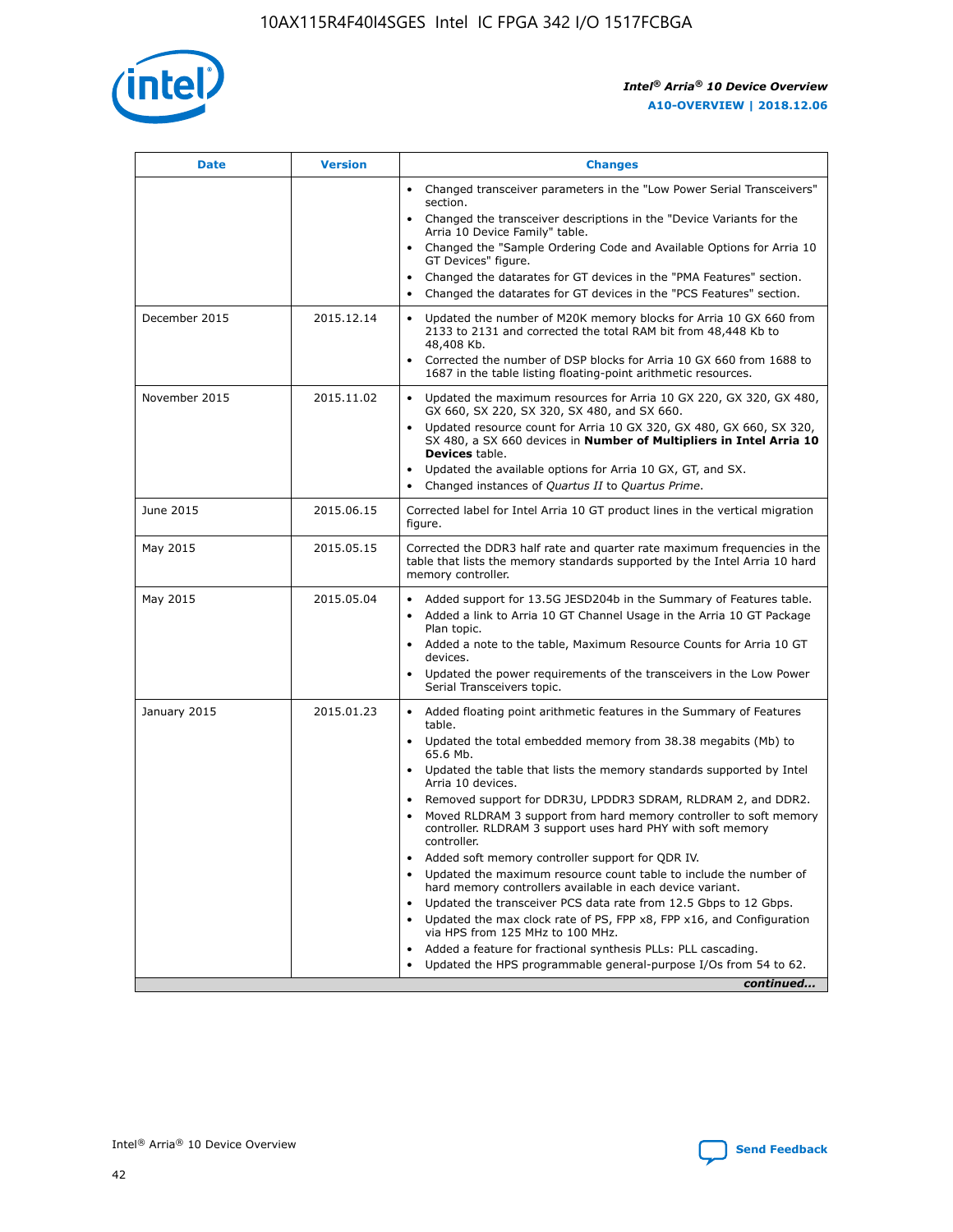| Date | Version | Changes |
| --- | --- | --- |
| | | • Changed transceiver parameters in the "Low Power Serial Transceivers" section.<br>• Changed the transceiver descriptions in the "Device Variants for the Arria 10 Device Family" table.<br>• Changed the "Sample Ordering Code and Available Options for Arria 10 GT Devices" figure.<br>• Changed the datarates for GT devices in the "PMA Features" section.<br>• Changed the datarates for GT devices in the "PCS Features" section. |
| December 2015 | 2015.12.14 | • Updated the number of M20K memory blocks for Arria 10 GX 660 from 2133 to 2131 and corrected the total RAM bit from 48,448 Kb to 48,408 Kb.<br>• Corrected the number of DSP blocks for Arria 10 GX 660 from 1688 to 1687 in the table listing floating-point arithmetic resources. |
| November 2015 | 2015.11.02 | • Updated the maximum resources for Arria 10 GX 220, GX 320, GX 480, GX 660, SX 220, SX 320, SX 480, and SX 660.<br>• Updated resource count for Arria 10 GX 320, GX 480, GX 660, SX 320, SX 480, a SX 660 devices in **Number of Multipliers in Intel Arria 10 Devices** table.<br>• Updated the available options for Arria 10 GX, GT, and SX.<br>• Changed instances of *Quartus II* to *Quartus Prime*. |
| June 2015 | 2015.06.15 | Corrected label for Intel Arria 10 GT product lines in the vertical migration figure. |
| May 2015 | 2015.05.15 | Corrected the DDR3 half rate and quarter rate maximum frequencies in the table that lists the memory standards supported by the Intel Arria 10 hard memory controller. |
| May 2015 | 2015.05.04 | • Added support for 13.5G JESD204b in the Summary of Features table.<br>• Added a link to Arria 10 GT Channel Usage in the Arria 10 GT Package Plan topic.<br>• Added a note to the table, Maximum Resource Counts for Arria 10 GT devices.<br>• Updated the power requirements of the transceivers in the Low Power Serial Transceivers topic. |
| January 2015 | 2015.01.23 | • Added floating point arithmetic features in the Summary of Features table.<br>• Updated the total embedded memory from 38.38 megabits (Mb) to 65.6 Mb.<br>• Updated the table that lists the memory standards supported by Intel Arria 10 devices.<br>• Removed support for DDR3U, LPDDR3 SDRAM, RLDRAM 2, and DDR2.<br>• Moved RLDRAM 3 support from hard memory controller to soft memory controller. RLDRAM 3 support uses hard PHY with soft memory controller.<br>• Added soft memory controller support for QDR IV.<br>• Updated the maximum resource count table to include the number of hard memory controllers available in each device variant.<br>• Updated the transceiver PCS data rate from 12.5 Gbps to 12 Gbps.<br>• Updated the max clock rate of PS, FPP x8, FPP x16, and Configuration via HPS from 125 MHz to 100 MHz.<br>• Added a feature for fractional synthesis PLLs: PLL cascading.<br>• Updated the HPS programmable general-purpose I/Os from 54 to 62. |

*continued...*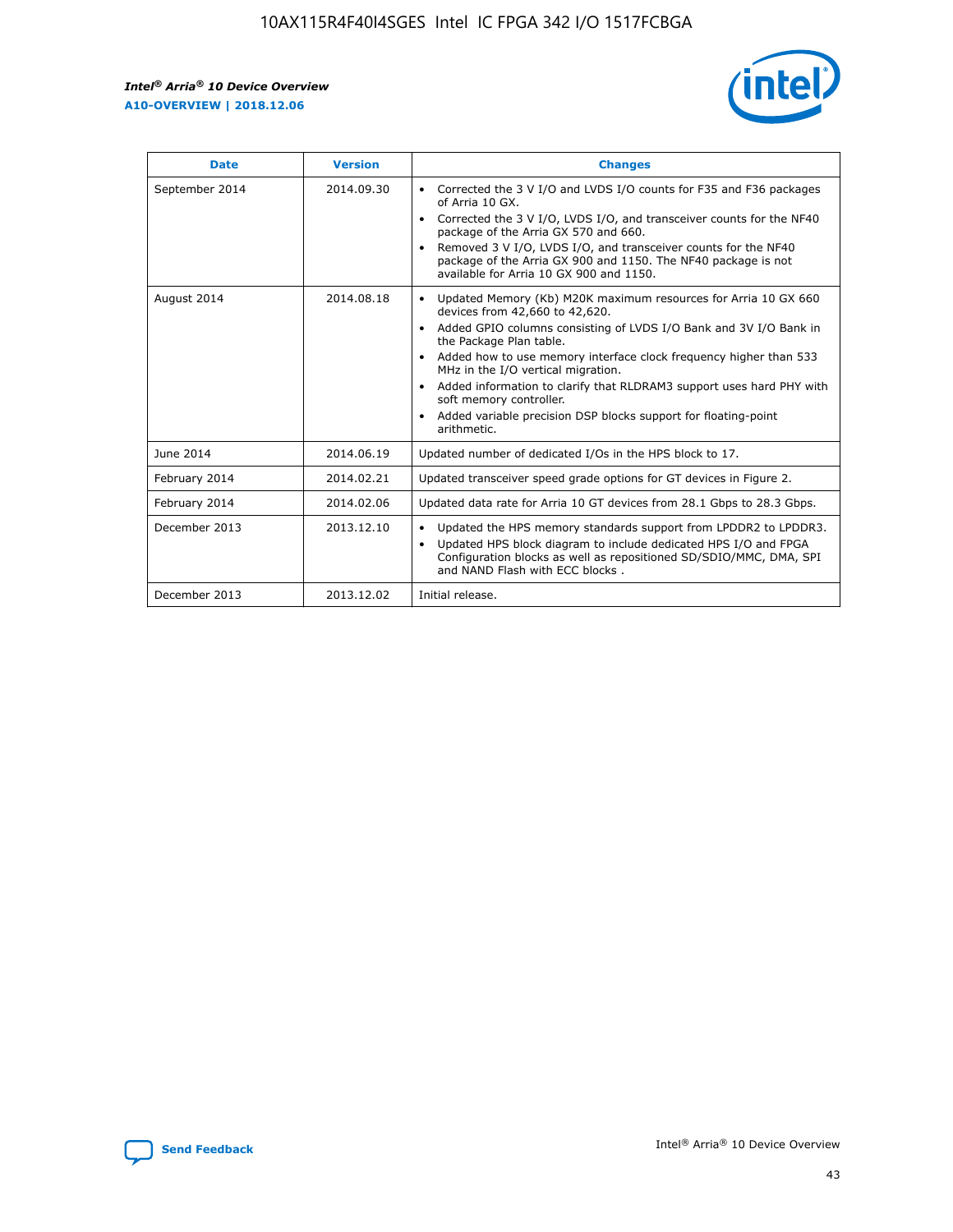| Date | Version | Changes |
| --- | --- | --- |
| September 2014 | 2014.09.30 | • Corrected the 3 V I/O and LVDS I/O counts for F35 and F36 packages of Arria 10 GX.<br>• Corrected the 3 V I/O, LVDS I/O, and transceiver counts for the NF40 package of the Arria GX 570 and 660.<br>• Removed 3 V I/O, LVDS I/O, and transceiver counts for the NF40 package of the Arria GX 900 and 1150. The NF40 package is not available for Arria 10 GX 900 and 1150. |
| August 2014 | 2014.08.18 | • Updated Memory (Kb) M20K maximum resources for Arria 10 GX 660 devices from 42,660 to 42,620.<br>• Added GPIO columns consisting of LVDS I/O Bank and 3V I/O Bank in the Package Plan table.<br>• Added how to use memory interface clock frequency higher than 533 MHz in the I/O vertical migration.<br>• Added information to clarify that RLDRAM3 support uses hard PHY with soft memory controller.<br>• Added variable precision DSP blocks support for floating-point arithmetic. |
| June 2014 | 2014.06.19 | Updated number of dedicated I/Os in the HPS block to 17. |
| February 2014 | 2014.02.21 | Updated transceiver speed grade options for GT devices in Figure 2. |
| February 2014 | 2014.02.06 | Updated data rate for Arria 10 GT devices from 28.1 Gbps to 28.3 Gbps. |
| December 2013 | 2013.12.10 | • Updated the HPS memory standards support from LPDDR2 to LPDDR3.<br>• Updated HPS block diagram to include dedicated HPS I/O and FPGA Configuration blocks as well as repositioned SD/SDIO/MMC, DMA, SPI and NAND Flash with ECC blocks . |
| December 2013 | 2013.12.02 | Initial release. |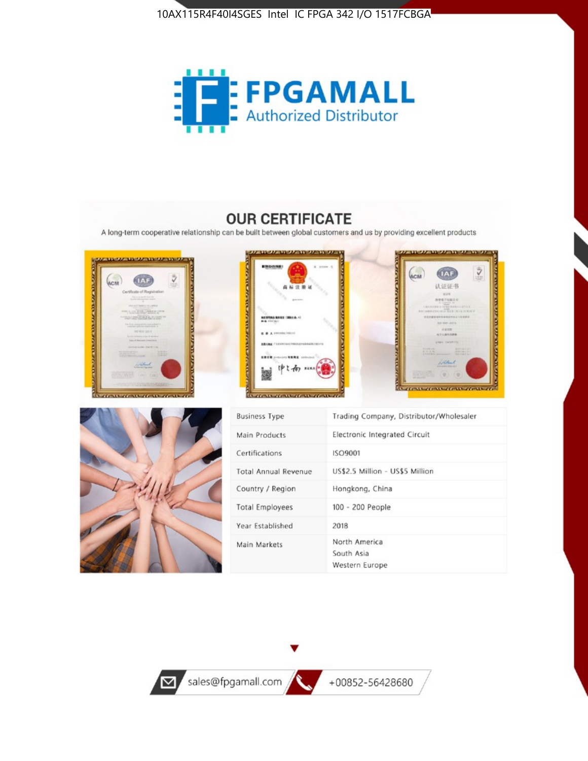FPGAMALL
Authorized Distributor

## OUR CERTIFICATE

A long-term cooperative relationship can be built between global customers and us by providing excellent products

| | |
|---|---|
| Business Type | Trading Company, Distributor/Wholesaler |
| Main Products | Electronic Integrated Circuit |
| Certifications | ISO9001 |
| Total Annual Revenue | US$2.5 Million - US$5 Million |
| Country / Region | Hongkong, China |
| Total Employees | 100 - 200 People |
| Year Established | 2018 |
| Main Markets | North America<br>South Asia<br>Western Europe |

sales@fpgamall.com

+00852-56428680